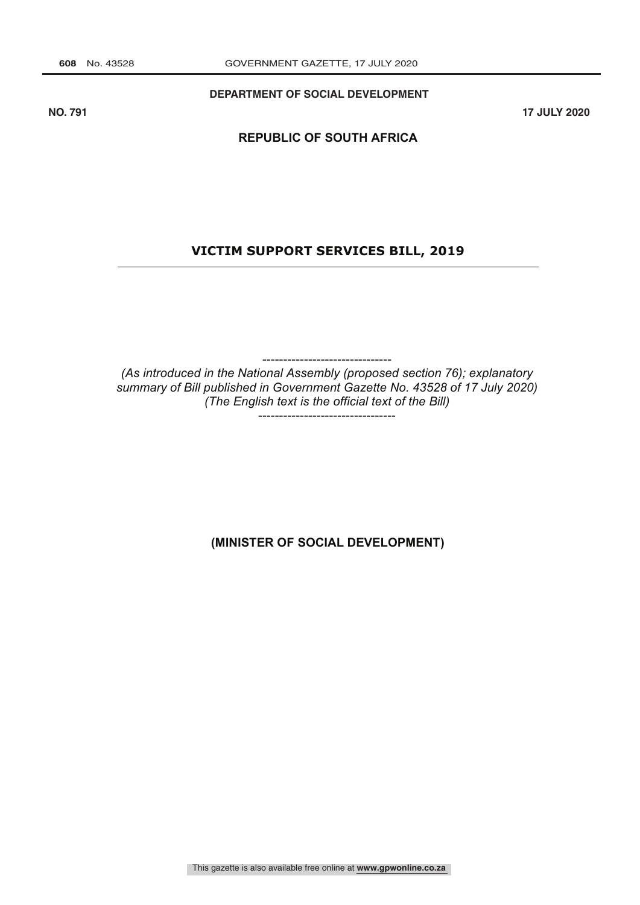**DEPARTMENT OF SOCIAL DEVELOPMENT**

**NO. 791** **17 JULY 2020**

**REPUBLIC OF SOUTH AFRICA**

# VICTIM SUPPORT SERVICES BILL, 2019

*(As introduced in the National Assembly (proposed section 76); explanatory summary of Bill published in Government Gazette No. 43528 of 17 July 2020)*
*(The English text is the official text of the Bill)*

**(MINISTER OF SOCIAL DEVELOPMENT)**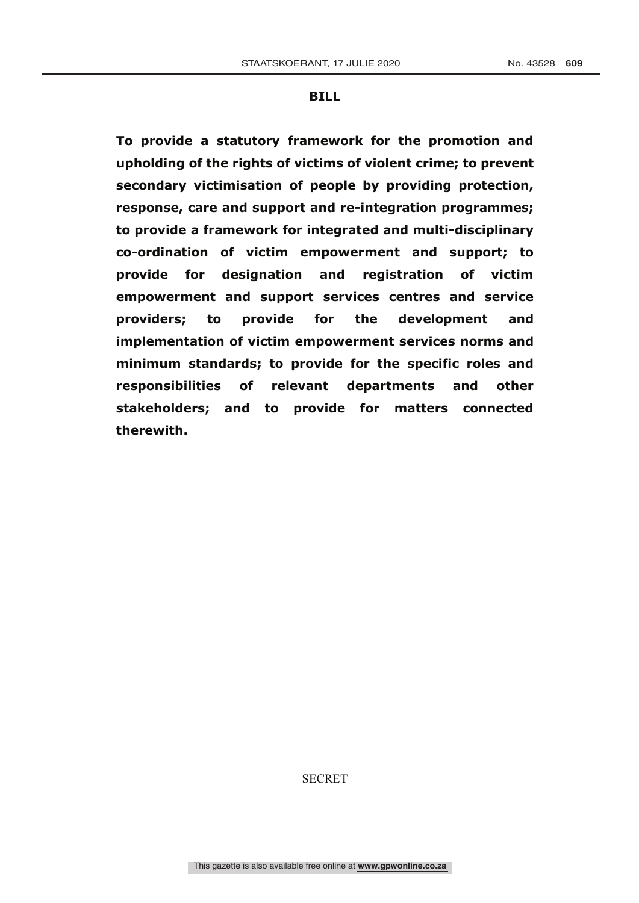## BILL

**To provide a statutory framework for the promotion and upholding of the rights of victims of violent crime; to prevent secondary victimisation of people by providing protection, response, care and support and re-integration programmes; to provide a framework for integrated and multi-disciplinary co-ordination of victim empowerment and support; to provide for designation and registration of victim empowerment and support services centres and service providers; to provide for the development and implementation of victim empowerment services norms and minimum standards; to provide for the specific roles and responsibilities of relevant departments and other stakeholders; and to provide for matters connected therewith.**

SECRET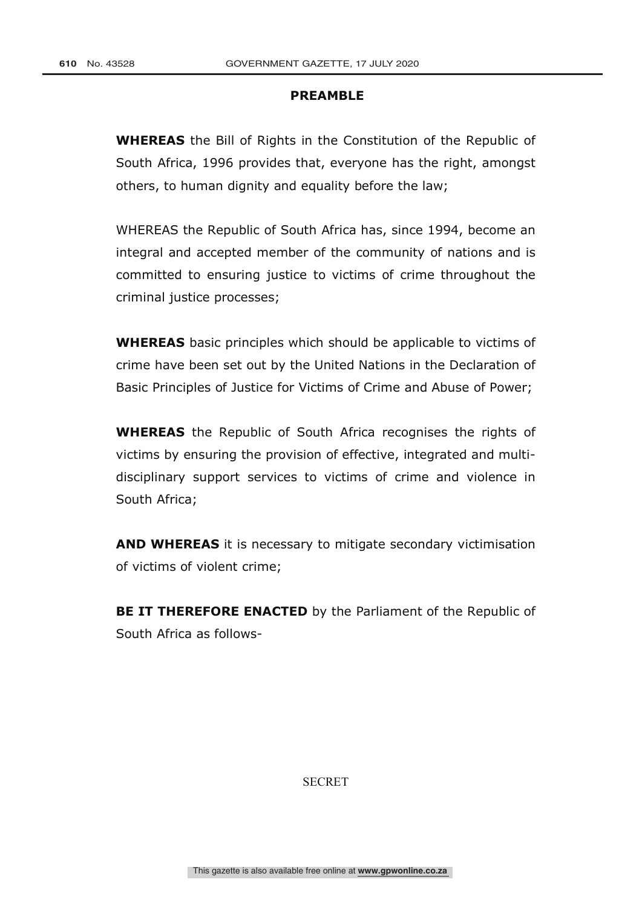## PREAMBLE

**WHEREAS** the Bill of Rights in the Constitution of the Republic of South Africa, 1996 provides that, everyone has the right, amongst others, to human dignity and equality before the law;

WHEREAS the Republic of South Africa has, since 1994, become an integral and accepted member of the community of nations and is committed to ensuring justice to victims of crime throughout the criminal justice processes;

**WHEREAS** basic principles which should be applicable to victims of crime have been set out by the United Nations in the Declaration of Basic Principles of Justice for Victims of Crime and Abuse of Power;

**WHEREAS** the Republic of South Africa recognises the rights of victims by ensuring the provision of effective, integrated and multi-disciplinary support services to victims of crime and violence in South Africa;

**AND WHEREAS** it is necessary to mitigate secondary victimisation of victims of violent crime;

**BE IT THEREFORE ENACTED** by the Parliament of the Republic of South Africa as follows-

SECRET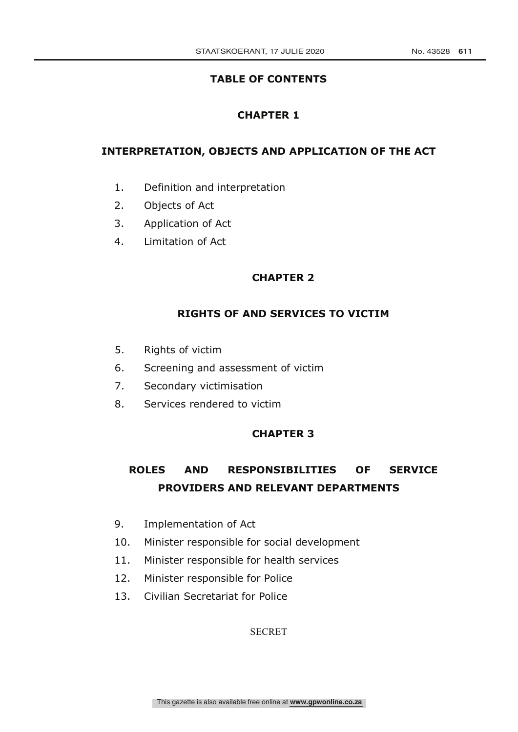# TABLE OF CONTENTS

## CHAPTER 1

## INTERPRETATION, OBJECTS AND APPLICATION OF THE ACT

1. Definition and interpretation
2. Objects of Act
3. Application of Act
4. Limitation of Act

## CHAPTER 2

## RIGHTS OF AND SERVICES TO VICTIM

5. Rights of victim
6. Screening and assessment of victim
7. Secondary victimisation
8. Services rendered to victim

## CHAPTER 3

## ROLES AND RESPONSIBILITIES OF SERVICE PROVIDERS AND RELEVANT DEPARTMENTS

9. Implementation of Act
10. Minister responsible for social development
11. Minister responsible for health services
12. Minister responsible for Police
13. Civilian Secretariat for Police

SECRET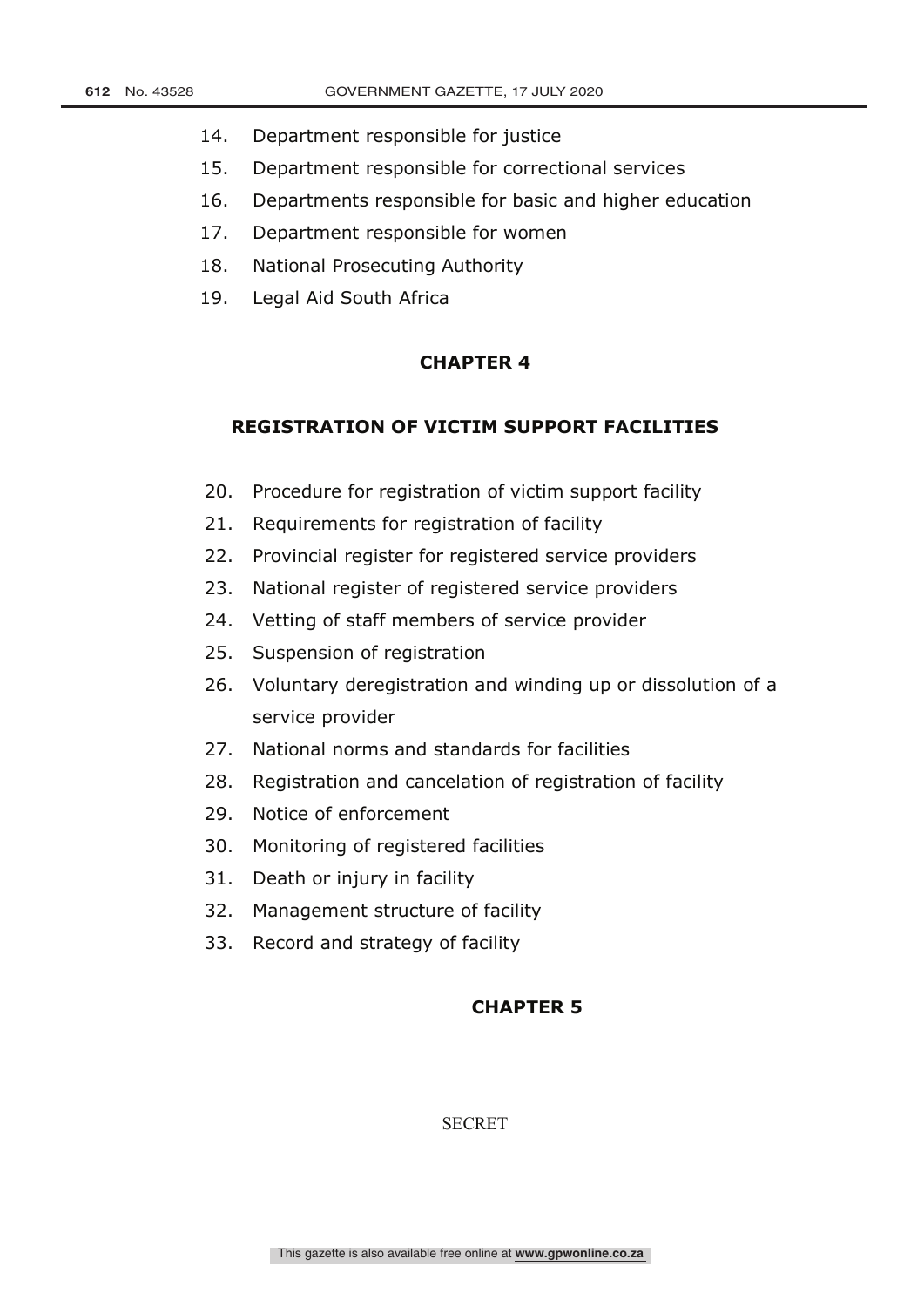14. Department responsible for justice
15. Department responsible for correctional services
16. Departments responsible for basic and higher education
17. Department responsible for women
18. National Prosecuting Authority
19. Legal Aid South Africa

## CHAPTER 4

## REGISTRATION OF VICTIM SUPPORT FACILITIES

20. Procedure for registration of victim support facility
21. Requirements for registration of facility
22. Provincial register for registered service providers
23. National register of registered service providers
24. Vetting of staff members of service provider
25. Suspension of registration
26. Voluntary deregistration and winding up or dissolution of a service provider
27. National norms and standards for facilities
28. Registration and cancelation of registration of facility
29. Notice of enforcement
30. Monitoring of registered facilities
31. Death or injury in facility
32. Management structure of facility
33. Record and strategy of facility

## CHAPTER 5

SECRET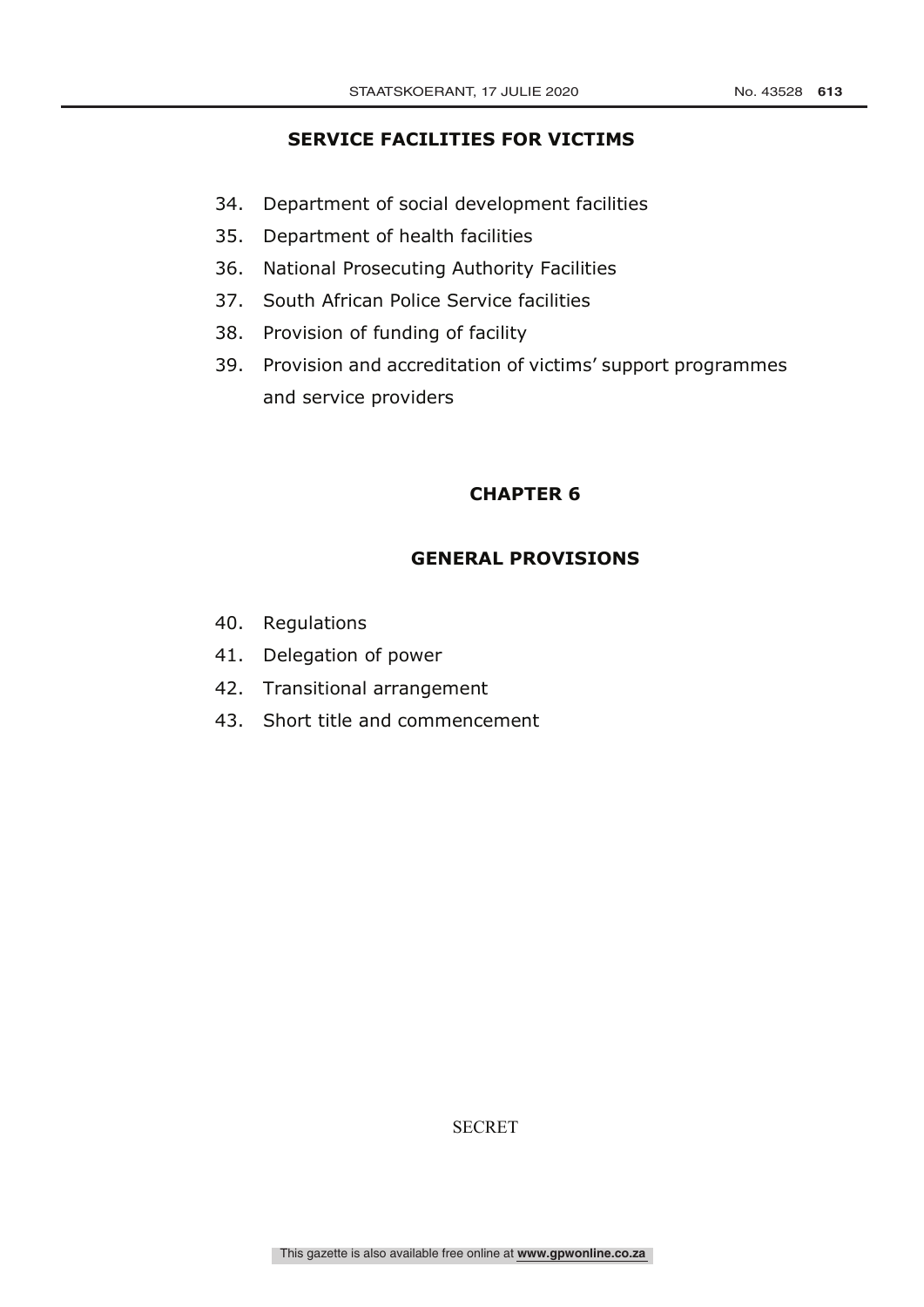## SERVICE FACILITIES FOR VICTIMS

34. Department of social development facilities
35. Department of health facilities
36. National Prosecuting Authority Facilities
37. South African Police Service facilities
38. Provision of funding of facility
39. Provision and accreditation of victims' support programmes and service providers

## CHAPTER 6

## GENERAL PROVISIONS

40. Regulations
41. Delegation of power
42. Transitional arrangement
43. Short title and commencement

SECRET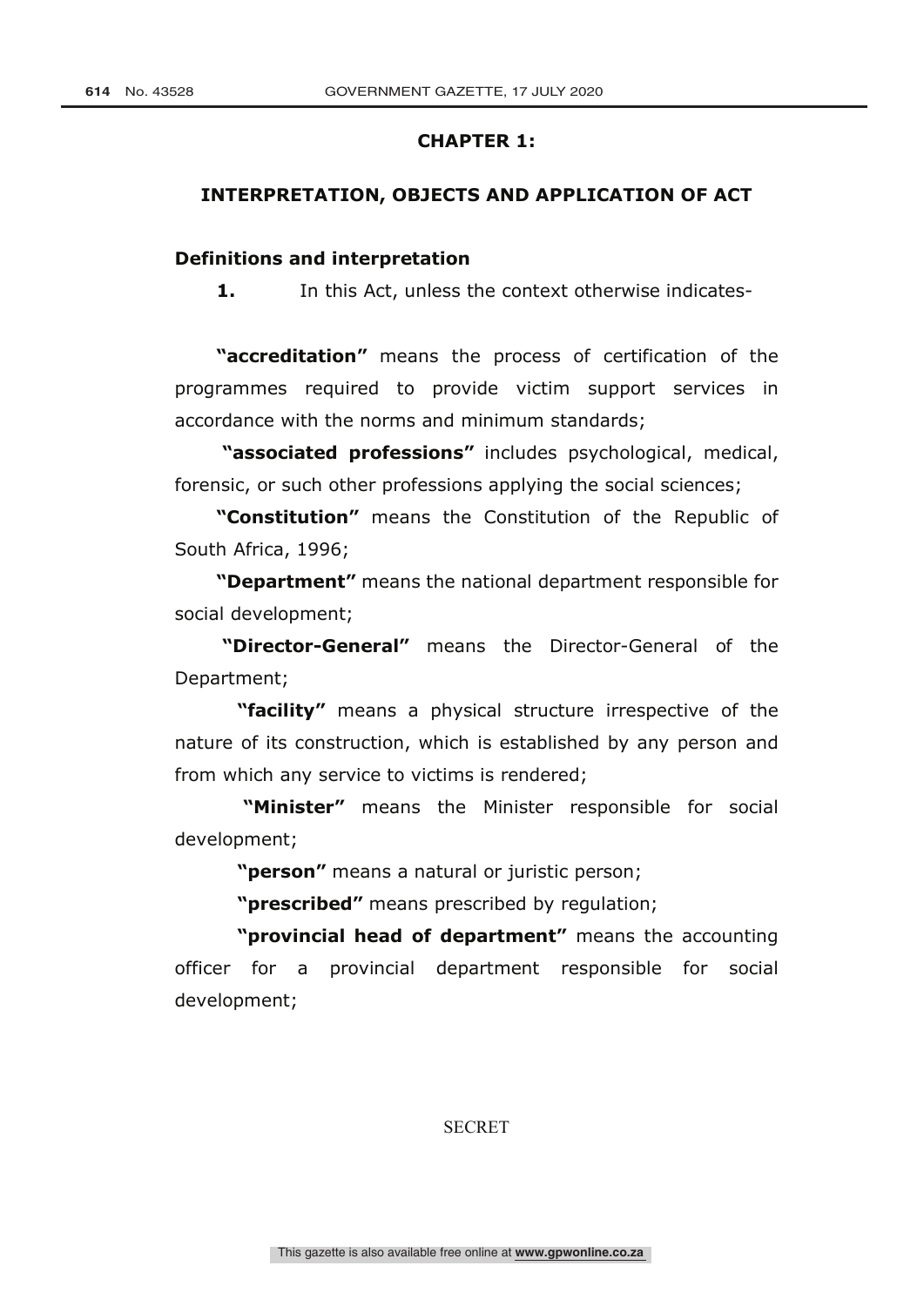## CHAPTER 1:

## INTERPRETATION, OBJECTS AND APPLICATION OF ACT

### Definitions and interpretation

**1.** In this Act, unless the context otherwise indicates-

**"accreditation"** means the process of certification of the programmes required to provide victim support services in accordance with the norms and minimum standards;

**"associated professions"** includes psychological, medical, forensic, or such other professions applying the social sciences;

**"Constitution"** means the Constitution of the Republic of South Africa, 1996;

**"Department"** means the national department responsible for social development;

**"Director-General"** means the Director-General of the Department;

**"facility"** means a physical structure irrespective of the nature of its construction, which is established by any person and from which any service to victims is rendered;

**"Minister"** means the Minister responsible for social development;

**"person"** means a natural or juristic person;

**"prescribed"** means prescribed by regulation;

**"provincial head of department"** means the accounting officer for a provincial department responsible for social development;

SECRET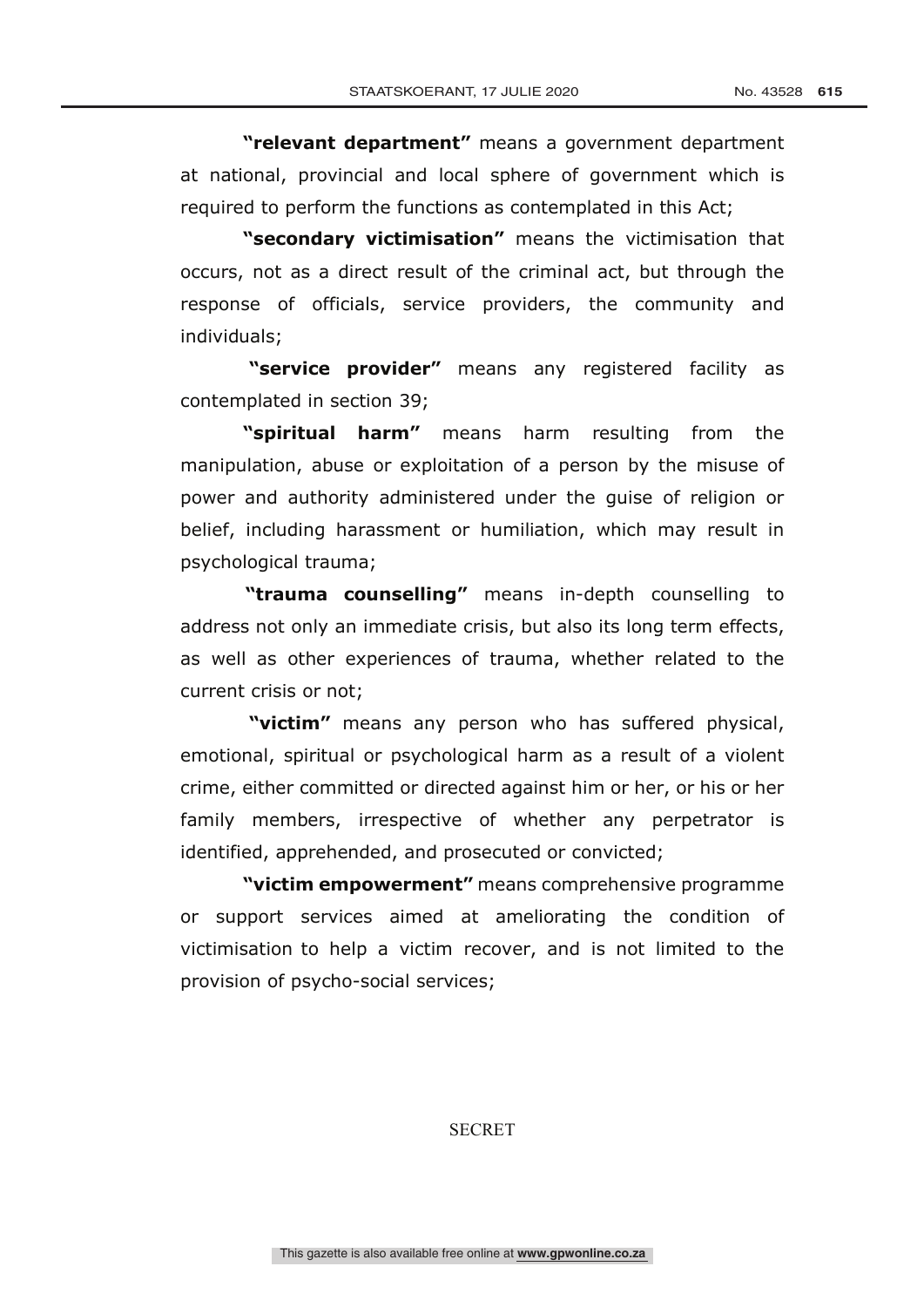**"relevant department"** means a government department at national, provincial and local sphere of government which is required to perform the functions as contemplated in this Act;

**"secondary victimisation"** means the victimisation that occurs, not as a direct result of the criminal act, but through the response of officials, service providers, the community and individuals;

**"service provider"** means any registered facility as contemplated in section 39;

**"spiritual harm"** means harm resulting from the manipulation, abuse or exploitation of a person by the misuse of power and authority administered under the guise of religion or belief, including harassment or humiliation, which may result in psychological trauma;

**"trauma counselling"** means in-depth counselling to address not only an immediate crisis, but also its long term effects, as well as other experiences of trauma, whether related to the current crisis or not;

**"victim"** means any person who has suffered physical, emotional, spiritual or psychological harm as a result of a violent crime, either committed or directed against him or her, or his or her family members, irrespective of whether any perpetrator is identified, apprehended, and prosecuted or convicted;

**"victim empowerment"** means comprehensive programme or support services aimed at ameliorating the condition of victimisation to help a victim recover, and is not limited to the provision of psycho-social services;

SECRET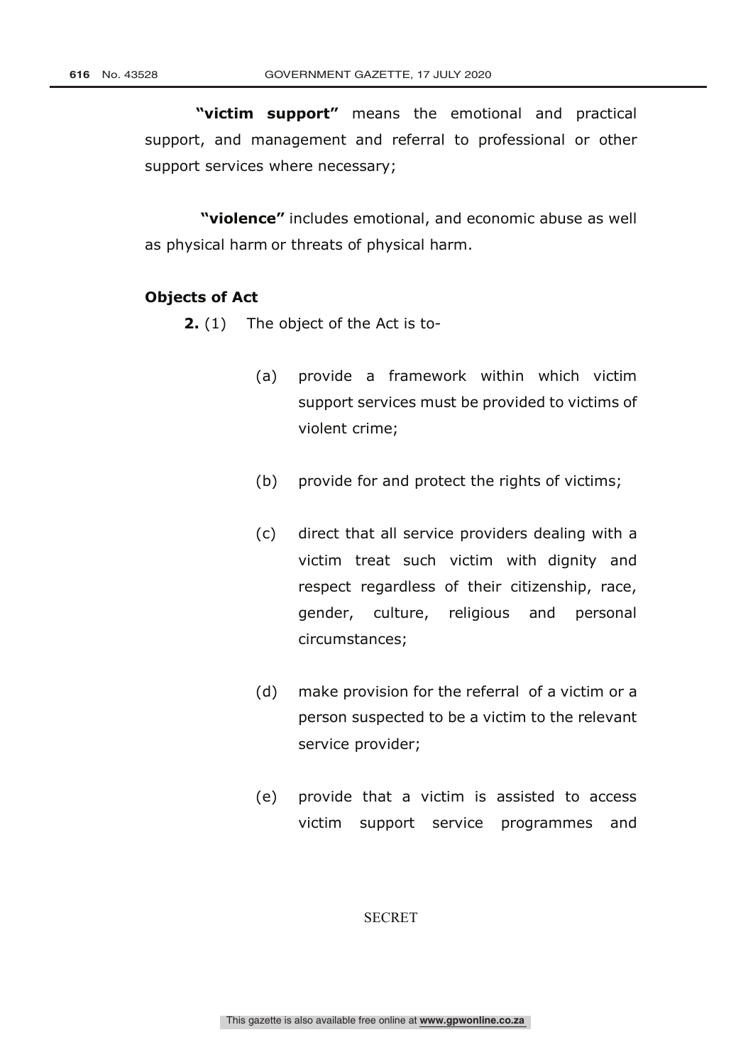**"victim support"** means the emotional and practical support, and management and referral to professional or other support services where necessary;

**"violence"** includes emotional, and economic abuse as well as physical harm or threats of physical harm.

**Objects of Act**

**2.** (1) The object of the Act is to-

(a) provide a framework within which victim support services must be provided to victims of violent crime;

(b) provide for and protect the rights of victims;

(c) direct that all service providers dealing with a victim treat such victim with dignity and respect regardless of their citizenship, race, gender, culture, religious and personal circumstances;

(d) make provision for the referral of a victim or a person suspected to be a victim to the relevant service provider;

(e) provide that a victim is assisted to access victim support service programmes and

SECRET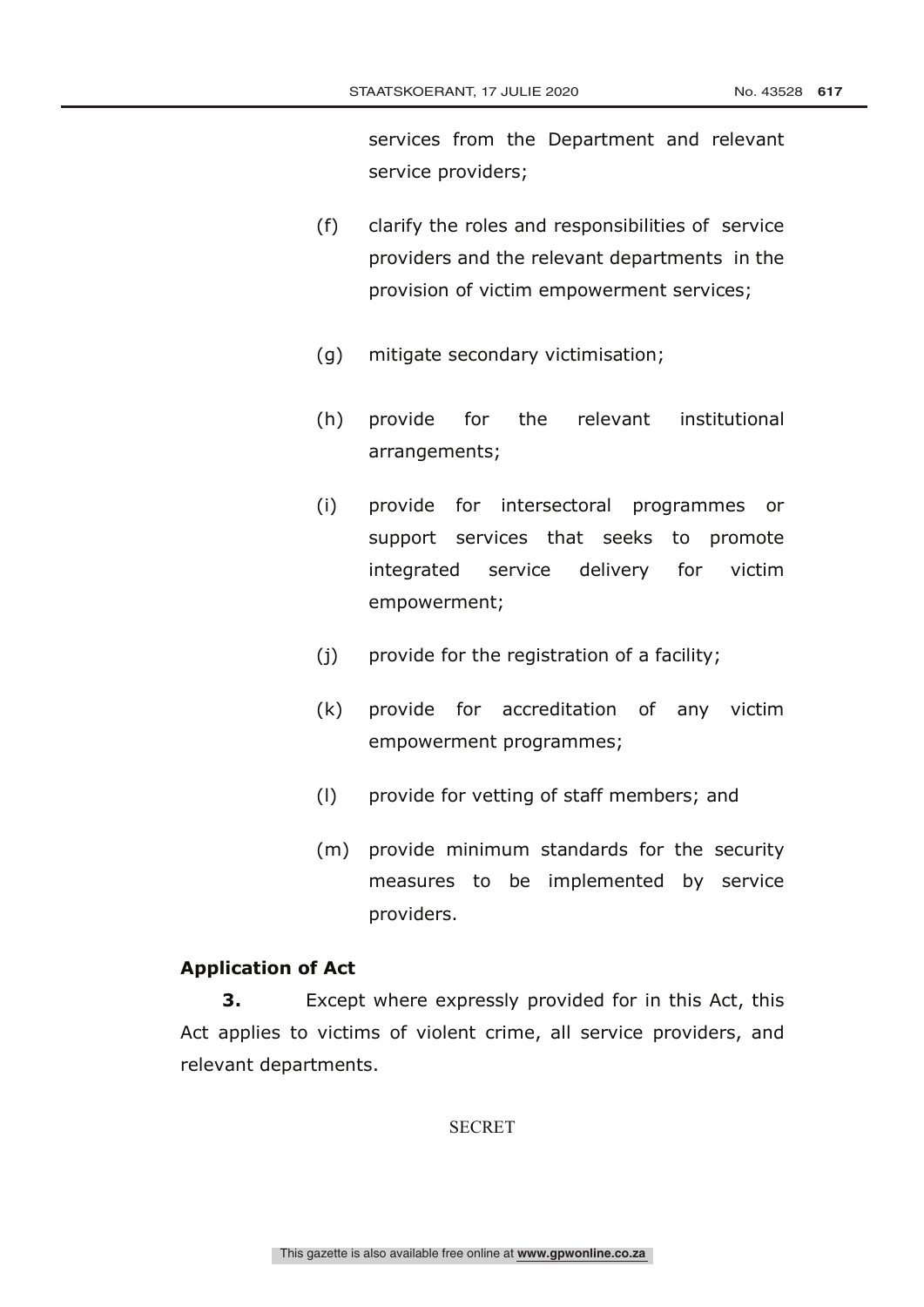services from the Department and relevant service providers;

(f) clarify the roles and responsibilities of service providers and the relevant departments in the provision of victim empowerment services;

(g) mitigate secondary victimisation;

(h) provide for the relevant institutional arrangements;

(i) provide for intersectoral programmes or support services that seeks to promote integrated service delivery for victim empowerment;

(j) provide for the registration of a facility;

(k) provide for accreditation of any victim empowerment programmes;

(l) provide for vetting of staff members; and

(m) provide minimum standards for the security measures to be implemented by service providers.

**Application of Act**

**3.** Except where expressly provided for in this Act, this Act applies to victims of violent crime, all service providers, and relevant departments.

SECRET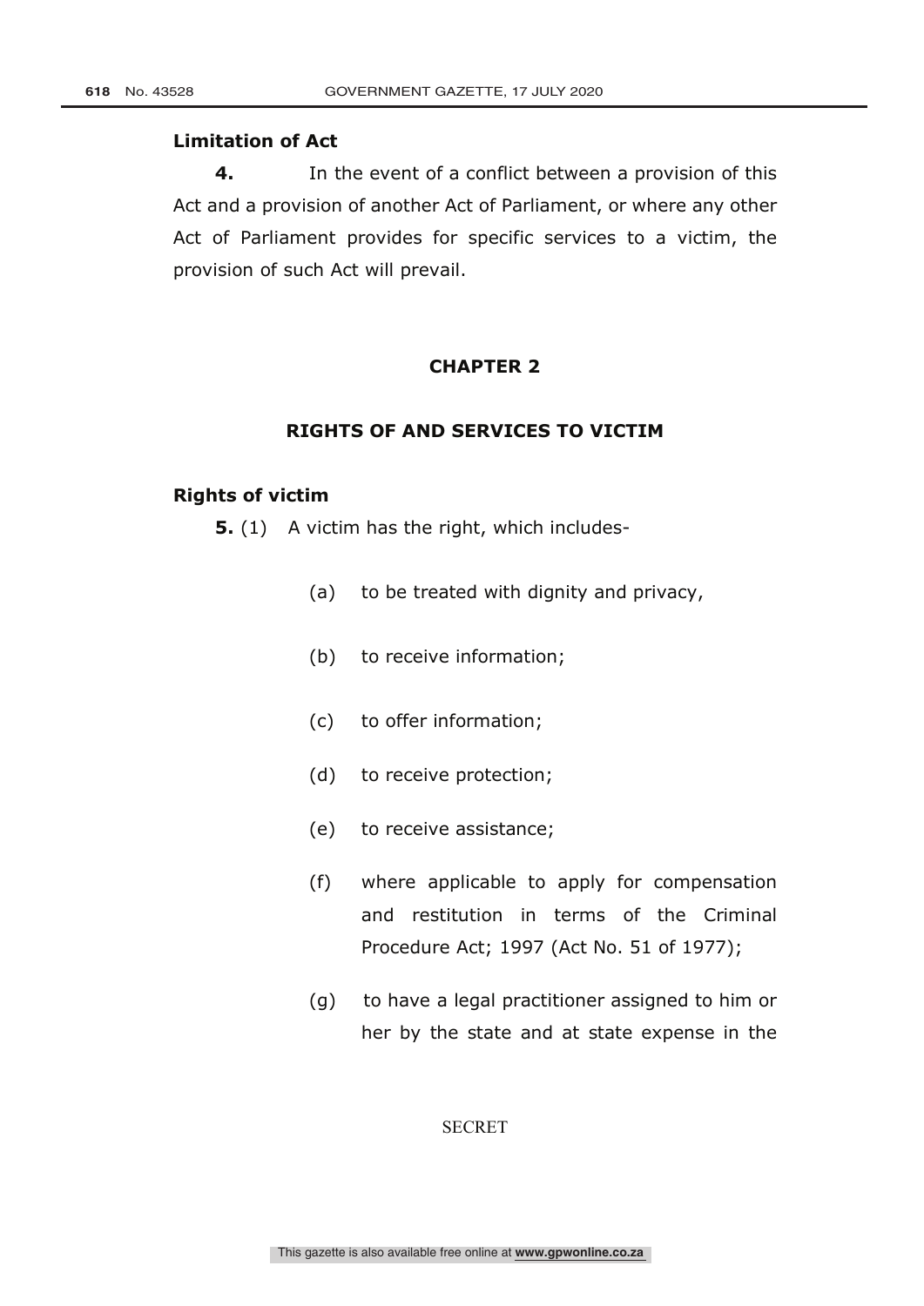**Limitation of Act**

**4.** In the event of a conflict between a provision of this Act and a provision of another Act of Parliament, or where any other Act of Parliament provides for specific services to a victim, the provision of such Act will prevail.

## CHAPTER 2

## RIGHTS OF AND SERVICES TO VICTIM

**Rights of victim**

**5.** (1) A victim has the right, which includes-

(a) to be treated with dignity and privacy,

(b) to receive information;

(c) to offer information;

(d) to receive protection;

(e) to receive assistance;

(f) where applicable to apply for compensation and restitution in terms of the Criminal Procedure Act; 1997 (Act No. 51 of 1977);

(g) to have a legal practitioner assigned to him or her by the state and at state expense in the

SECRET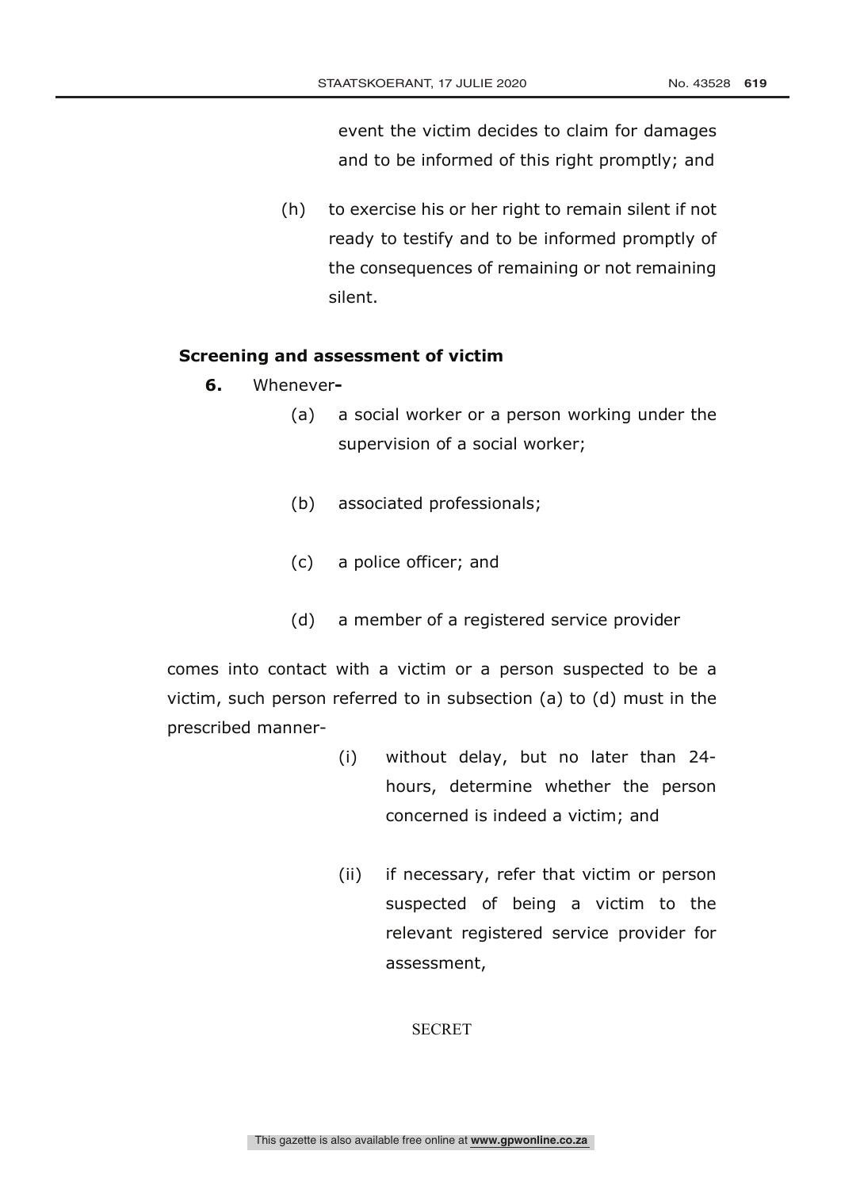event the victim decides to claim for damages and to be informed of this right promptly; and

(h) to exercise his or her right to remain silent if not ready to testify and to be informed promptly of the consequences of remaining or not remaining silent.

**Screening and assessment of victim**

**6.** Whenever**-**

(a) a social worker or a person working under the supervision of a social worker;

(b) associated professionals;

(c) a police officer; and

(d) a member of a registered service provider

comes into contact with a victim or a person suspected to be a victim, such person referred to in subsection (a) to (d) must in the prescribed manner-

(i) without delay, but no later than 24-hours, determine whether the person concerned is indeed a victim; and

(ii) if necessary, refer that victim or person suspected of being a victim to the relevant registered service provider for assessment,

SECRET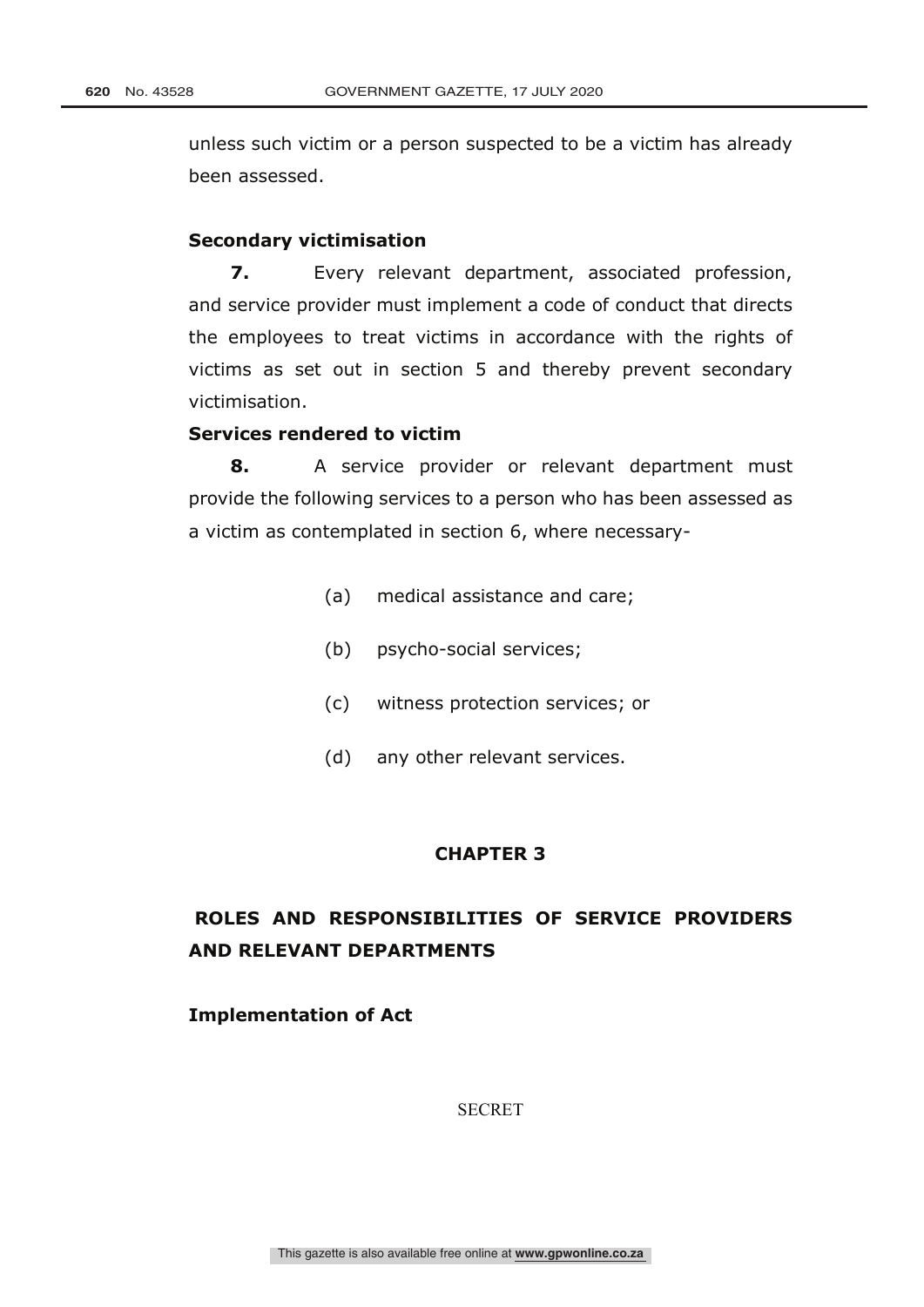unless such victim or a person suspected to be a victim has already been assessed.

**Secondary victimisation**

**7.** Every relevant department, associated profession, and service provider must implement a code of conduct that directs the employees to treat victims in accordance with the rights of victims as set out in section 5 and thereby prevent secondary victimisation.

**Services rendered to victim**

**8.** A service provider or relevant department must provide the following services to a person who has been assessed as a victim as contemplated in section 6, where necessary-

(a) medical assistance and care;

(b) psycho-social services;

(c) witness protection services; or

(d) any other relevant services.

## CHAPTER 3

## ROLES AND RESPONSIBILITIES OF SERVICE PROVIDERS AND RELEVANT DEPARTMENTS

**Implementation of Act**

SECRET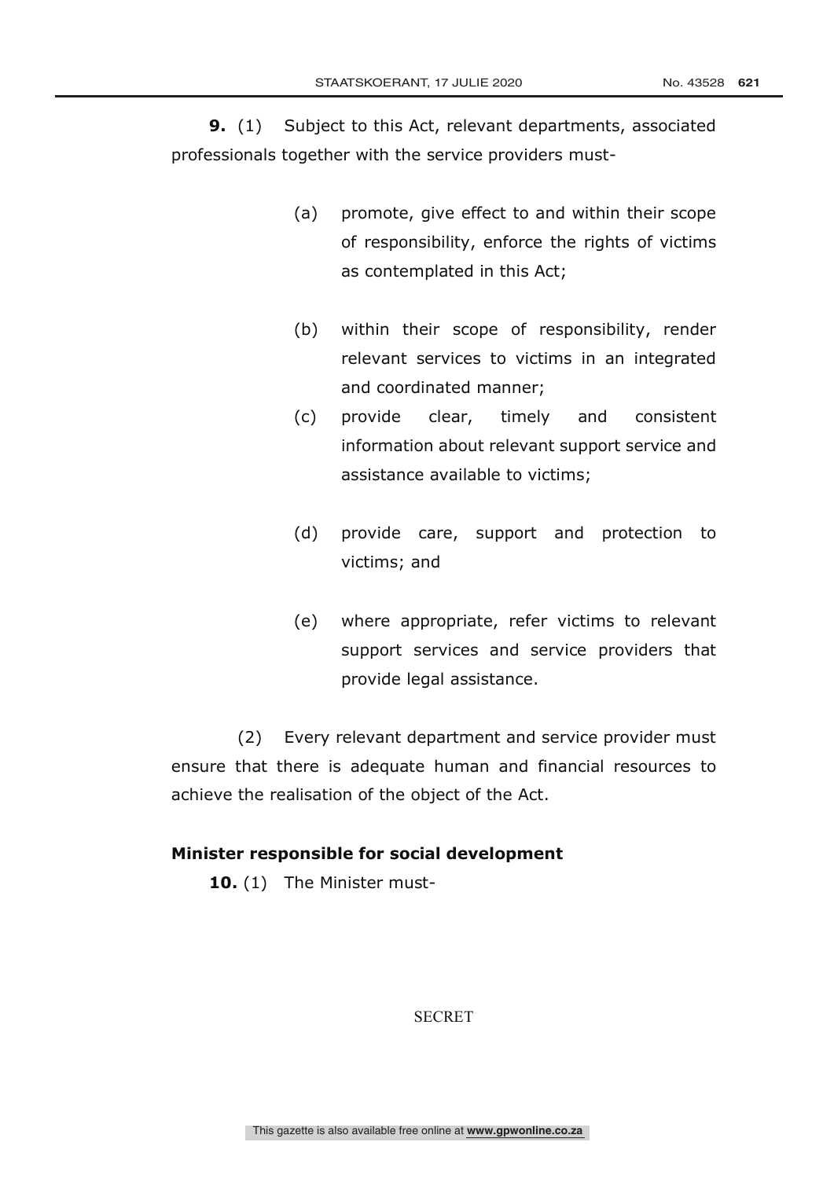**9.** (1) Subject to this Act, relevant departments, associated professionals together with the service providers must-

(a) promote, give effect to and within their scope of responsibility, enforce the rights of victims as contemplated in this Act;

(b) within their scope of responsibility, render relevant services to victims in an integrated and coordinated manner;

(c) provide clear, timely and consistent information about relevant support service and assistance available to victims;

(d) provide care, support and protection to victims; and

(e) where appropriate, refer victims to relevant support services and service providers that provide legal assistance.

(2) Every relevant department and service provider must ensure that there is adequate human and financial resources to achieve the realisation of the object of the Act.

**Minister responsible for social development**

**10.** (1) The Minister must-

SECRET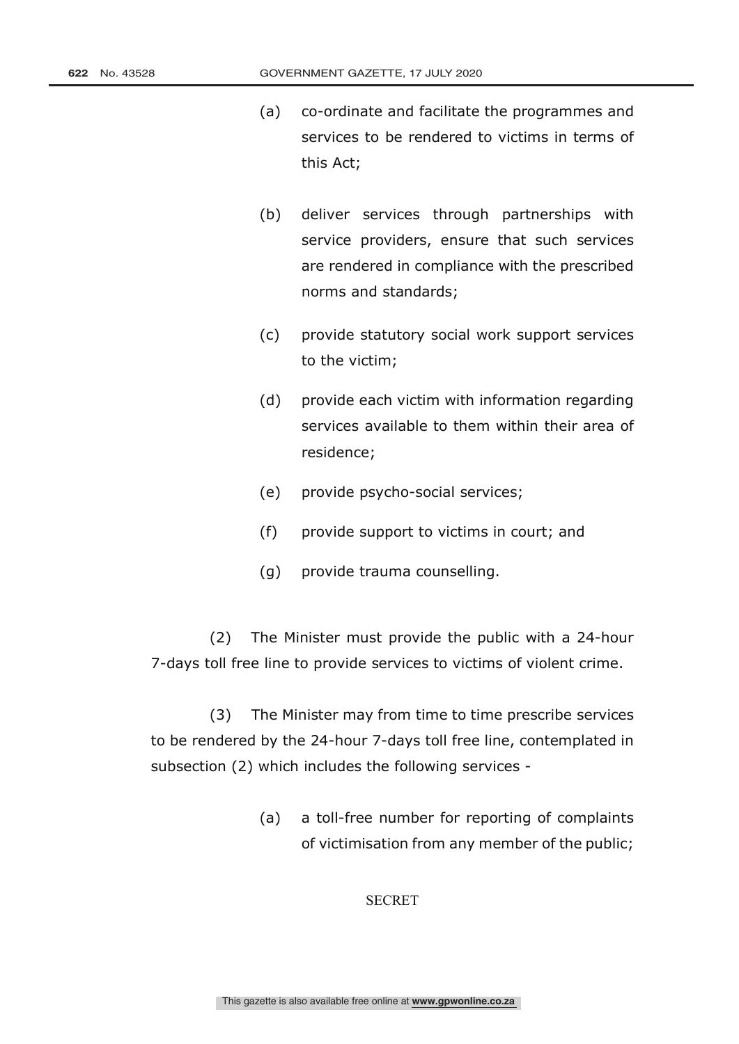(a) co-ordinate and facilitate the programmes and services to be rendered to victims in terms of this Act;

(b) deliver services through partnerships with service providers, ensure that such services are rendered in compliance with the prescribed norms and standards;

(c) provide statutory social work support services to the victim;

(d) provide each victim with information regarding services available to them within their area of residence;

(e) provide psycho-social services;

(f) provide support to victims in court; and

(g) provide trauma counselling.

(2) The Minister must provide the public with a 24-hour 7-days toll free line to provide services to victims of violent crime.

(3) The Minister may from time to time prescribe services to be rendered by the 24-hour 7-days toll free line, contemplated in subsection (2) which includes the following services -

(a) a toll-free number for reporting of complaints of victimisation from any member of the public;

SECRET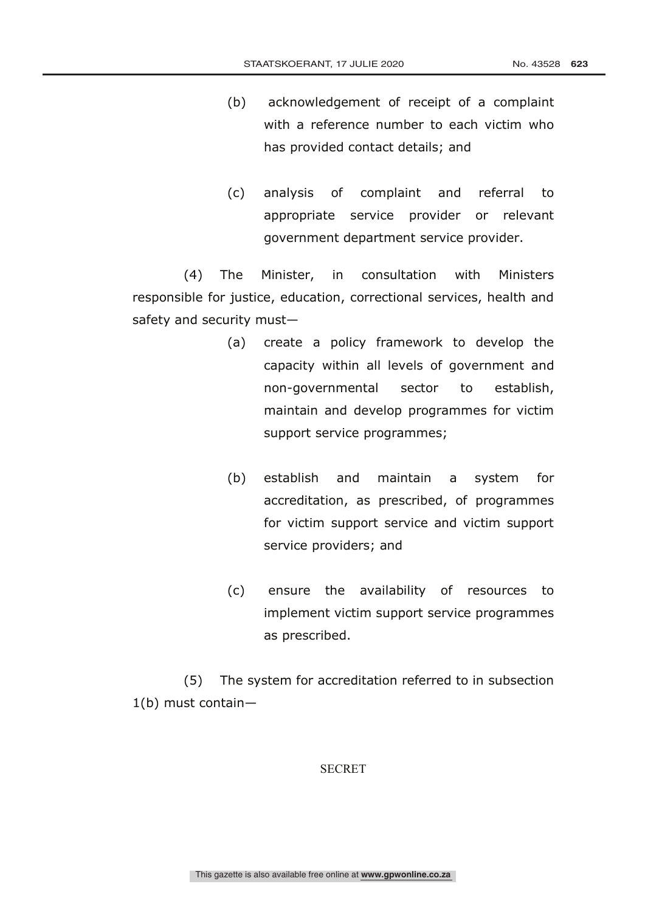(b) acknowledgement of receipt of a complaint with a reference number to each victim who has provided contact details; and

(c) analysis of complaint and referral to appropriate service provider or relevant government department service provider.

(4) The Minister, in consultation with Ministers responsible for justice, education, correctional services, health and safety and security must—

(a) create a policy framework to develop the capacity within all levels of government and non-governmental sector to establish, maintain and develop programmes for victim support service programmes;

(b) establish and maintain a system for accreditation, as prescribed, of programmes for victim support service and victim support service providers; and

(c) ensure the availability of resources to implement victim support service programmes as prescribed.

(5) The system for accreditation referred to in subsection 1(b) must contain—

SECRET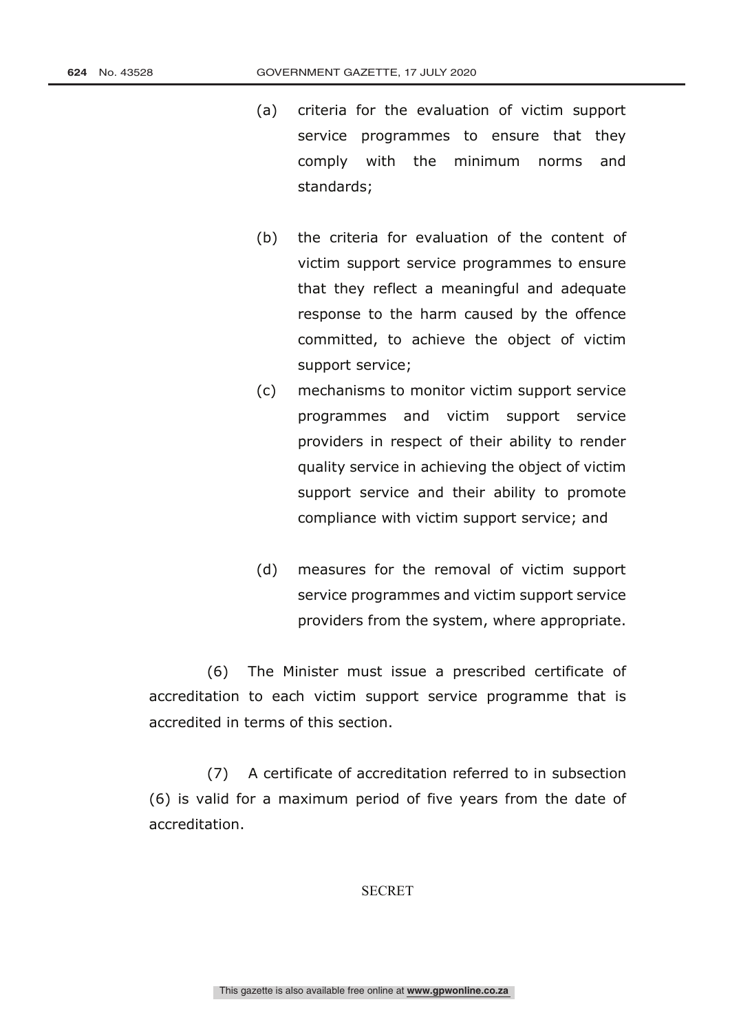(a) criteria for the evaluation of victim support service programmes to ensure that they comply with the minimum norms and standards;

(b) the criteria for evaluation of the content of victim support service programmes to ensure that they reflect a meaningful and adequate response to the harm caused by the offence committed, to achieve the object of victim support service;

(c) mechanisms to monitor victim support service programmes and victim support service providers in respect of their ability to render quality service in achieving the object of victim support service and their ability to promote compliance with victim support service; and

(d) measures for the removal of victim support service programmes and victim support service providers from the system, where appropriate.

(6) The Minister must issue a prescribed certificate of accreditation to each victim support service programme that is accredited in terms of this section.

(7) A certificate of accreditation referred to in subsection (6) is valid for a maximum period of five years from the date of accreditation.

SECRET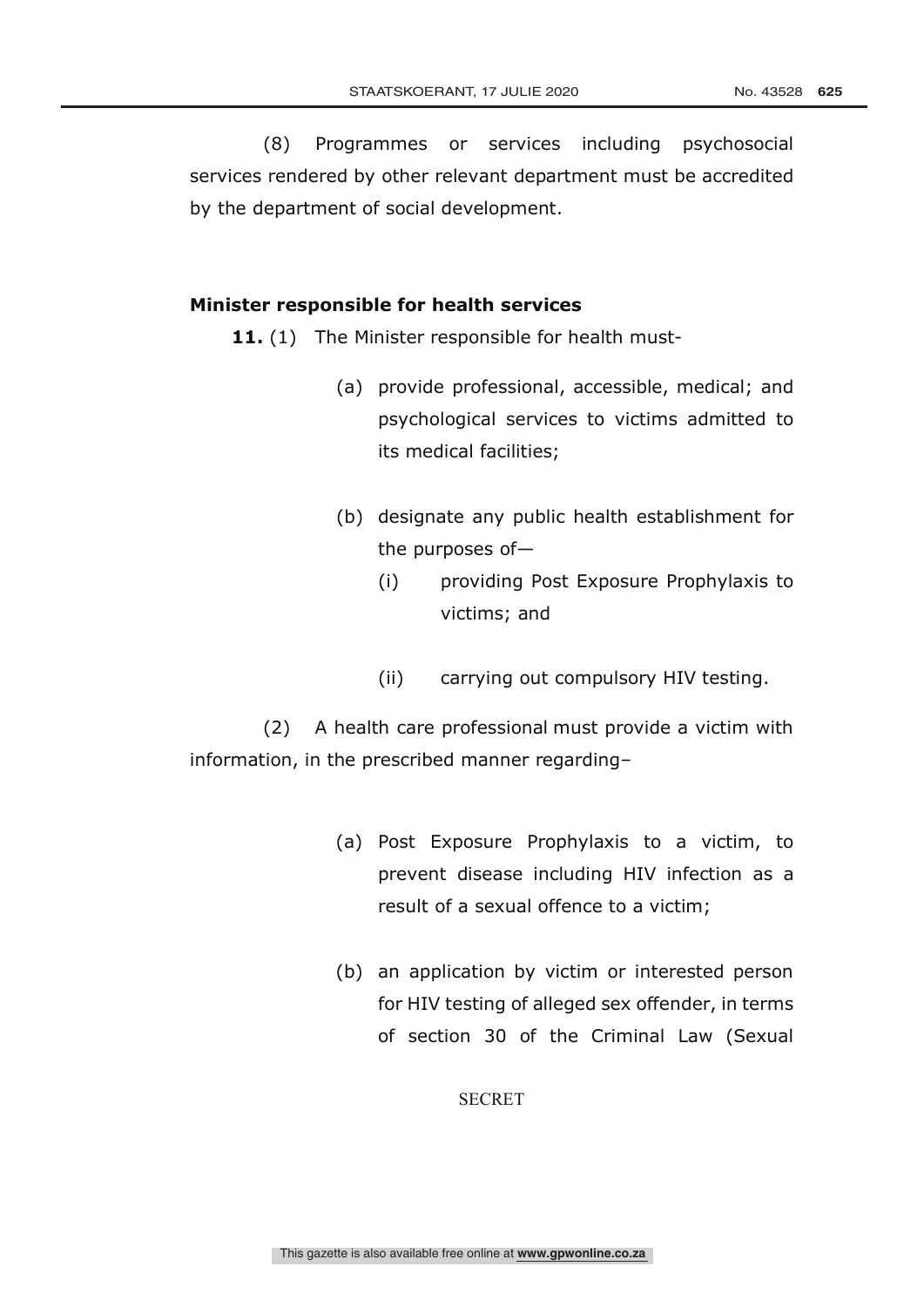(8) Programmes or services including psychosocial services rendered by other relevant department must be accredited by the department of social development.

**Minister responsible for health services**

**11.** (1) The Minister responsible for health must-

(a) provide professional, accessible, medical; and psychological services to victims admitted to its medical facilities;

(b) designate any public health establishment for the purposes of—

(i) providing Post Exposure Prophylaxis to victims; and

(ii) carrying out compulsory HIV testing.

(2) A health care professional must provide a victim with information, in the prescribed manner regarding–

(a) Post Exposure Prophylaxis to a victim, to prevent disease including HIV infection as a result of a sexual offence to a victim;

(b) an application by victim or interested person for HIV testing of alleged sex offender, in terms of section 30 of the Criminal Law (Sexual

SECRET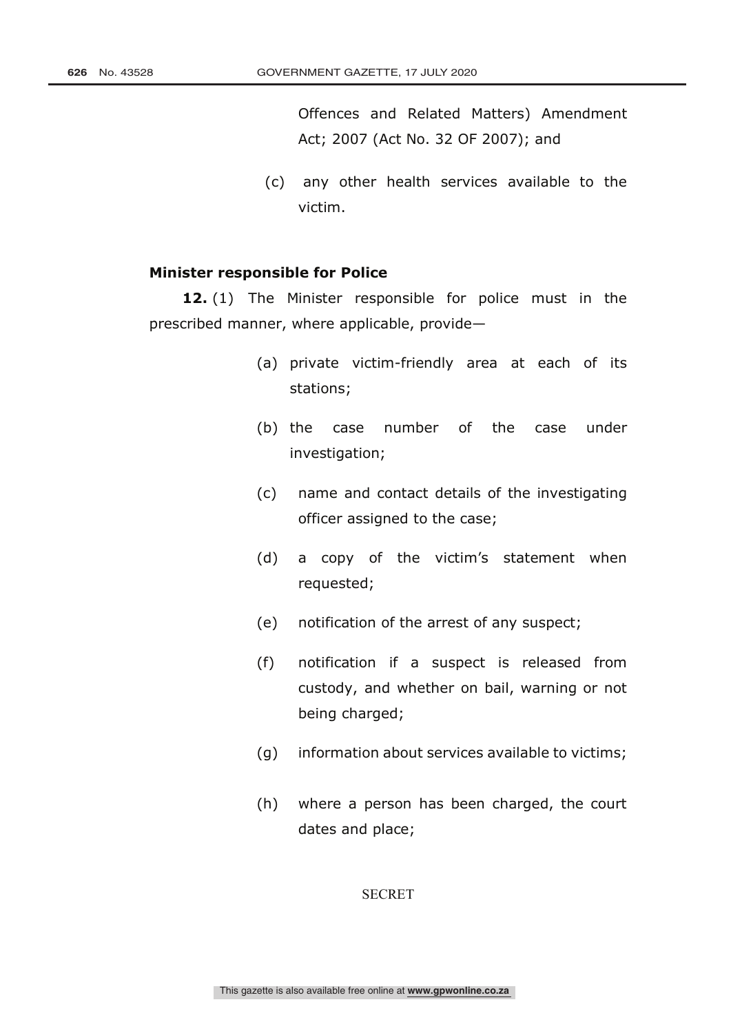Offences and Related Matters) Amendment Act; 2007 (Act No. 32 OF 2007); and

(c) any other health services available to the victim.

**Minister responsible for Police**

**12.** (1) The Minister responsible for police must in the prescribed manner, where applicable, provide—

(a) private victim-friendly area at each of its stations;

(b) the case number of the case under investigation;

(c) name and contact details of the investigating officer assigned to the case;

(d) a copy of the victim's statement when requested;

(e) notification of the arrest of any suspect;

(f) notification if a suspect is released from custody, and whether on bail, warning or not being charged;

(g) information about services available to victims;

(h) where a person has been charged, the court dates and place;

SECRET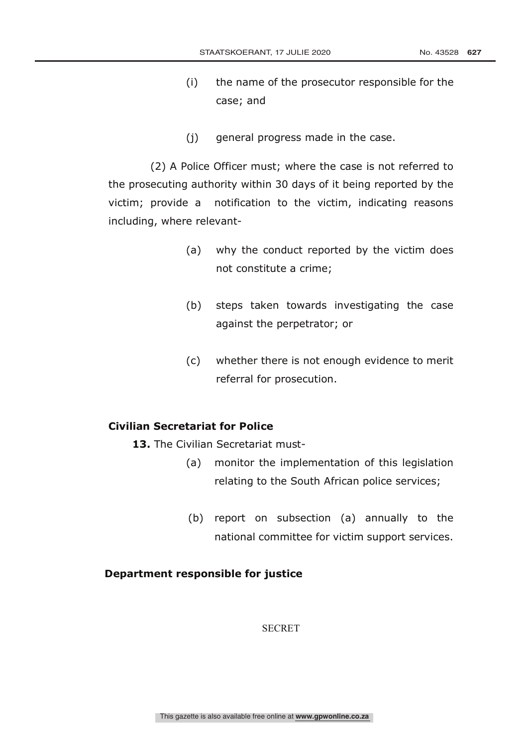(i) the name of the prosecutor responsible for the case; and

(j) general progress made in the case.

(2) A Police Officer must; where the case is not referred to the prosecuting authority within 30 days of it being reported by the victim; provide a notification to the victim, indicating reasons including, where relevant-

(a) why the conduct reported by the victim does not constitute a crime;

(b) steps taken towards investigating the case against the perpetrator; or

(c) whether there is not enough evidence to merit referral for prosecution.

**Civilian Secretariat for Police**

**13.** The Civilian Secretariat must-

(a) monitor the implementation of this legislation relating to the South African police services;

(b) report on subsection (a) annually to the national committee for victim support services.

**Department responsible for justice**

SECRET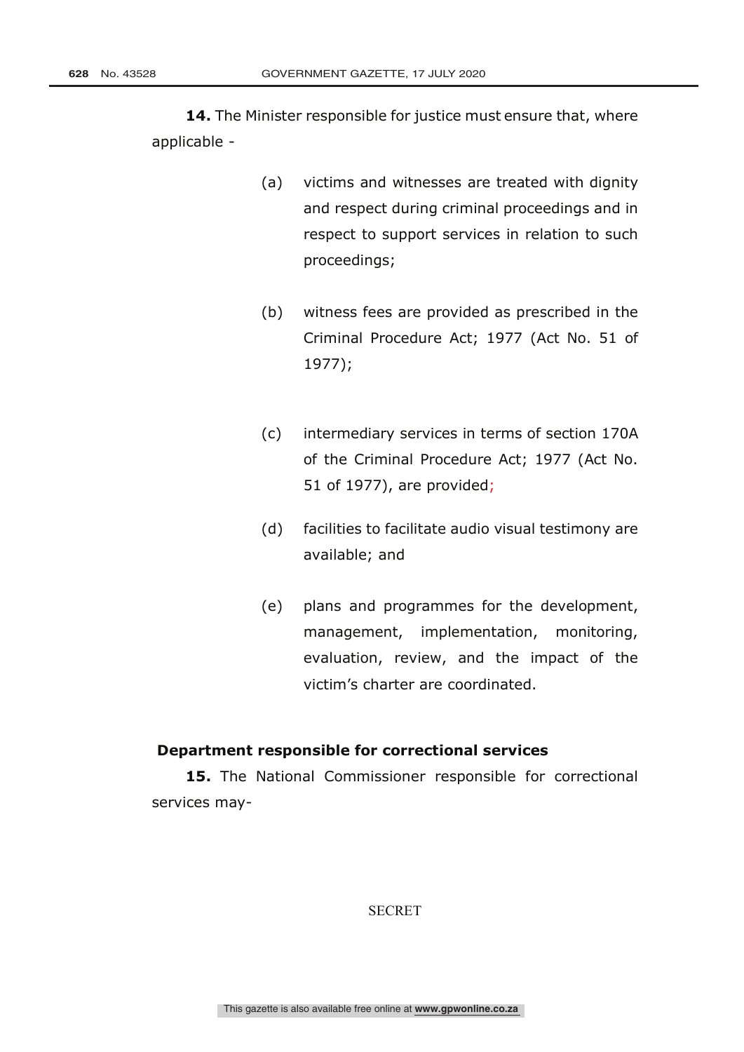**14.** The Minister responsible for justice must ensure that, where applicable -

(a) victims and witnesses are treated with dignity and respect during criminal proceedings and in respect to support services in relation to such proceedings;

(b) witness fees are provided as prescribed in the Criminal Procedure Act; 1977 (Act No. 51 of 1977);

(c) intermediary services in terms of section 170A of the Criminal Procedure Act; 1977 (Act No. 51 of 1977), are provided;

(d) facilities to facilitate audio visual testimony are available; and

(e) plans and programmes for the development, management, implementation, monitoring, evaluation, review, and the impact of the victim's charter are coordinated.

**Department responsible for correctional services**

**15.** The National Commissioner responsible for correctional services may-

SECRET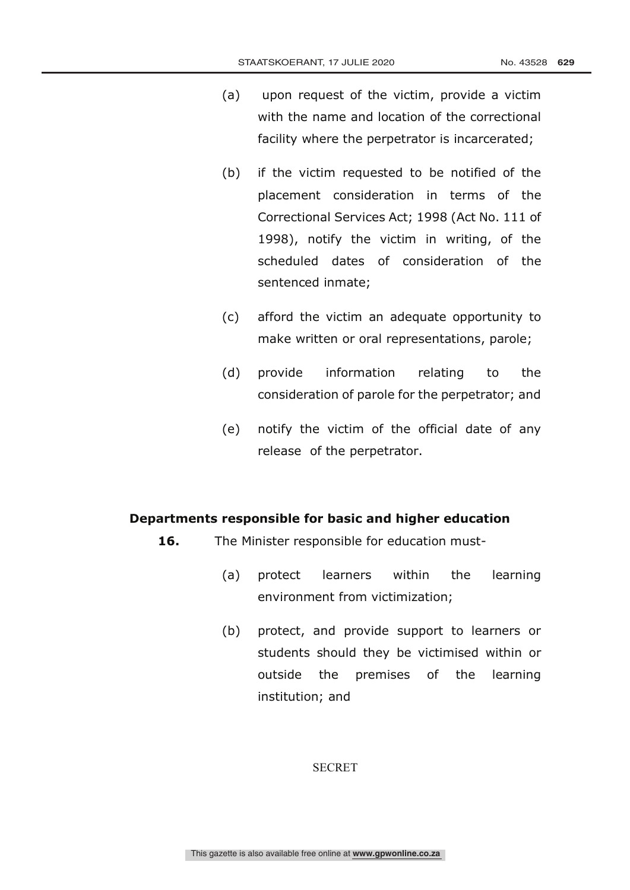(a) upon request of the victim, provide a victim with the name and location of the correctional facility where the perpetrator is incarcerated;

(b) if the victim requested to be notified of the placement consideration in terms of the Correctional Services Act; 1998 (Act No. 111 of 1998), notify the victim in writing, of the scheduled dates of consideration of the sentenced inmate;

(c) afford the victim an adequate opportunity to make written or oral representations, parole;

(d) provide information relating to the consideration of parole for the perpetrator; and

(e) notify the victim of the official date of any release of the perpetrator.

**Departments responsible for basic and higher education**

**16.** The Minister responsible for education must-

(a) protect learners within the learning environment from victimization;

(b) protect, and provide support to learners or students should they be victimised within or outside the premises of the learning institution; and

SECRET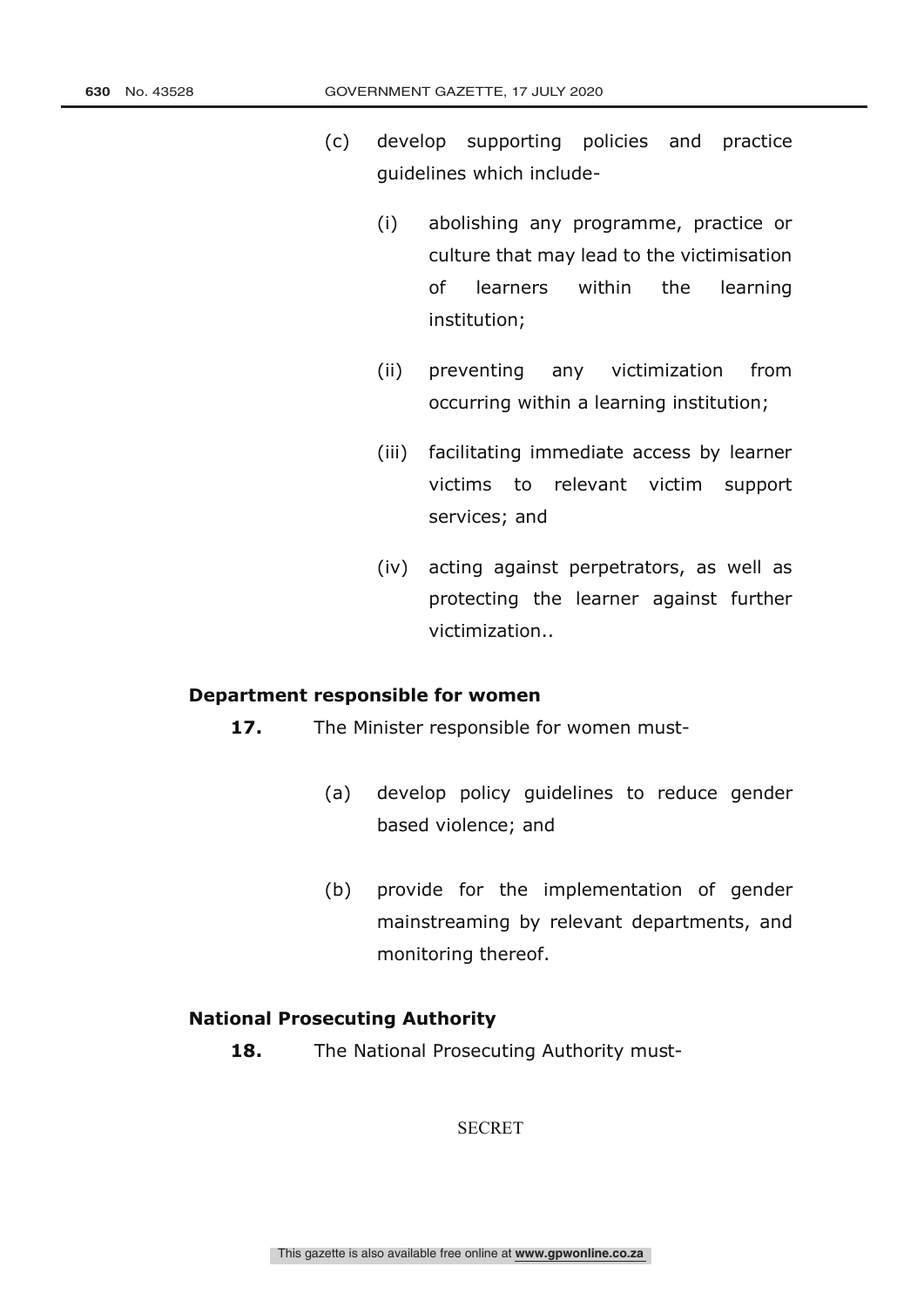(c) develop supporting policies and practice guidelines which include-

  (i) abolishing any programme, practice or culture that may lead to the victimisation of learners within the learning institution;

  (ii) preventing any victimization from occurring within a learning institution;

  (iii) facilitating immediate access by learner victims to relevant victim support services; and

  (iv) acting against perpetrators, as well as protecting the learner against further victimization..

**Department responsible for women**

**17.** The Minister responsible for women must-

(a) develop policy guidelines to reduce gender based violence; and

(b) provide for the implementation of gender mainstreaming by relevant departments, and monitoring thereof.

**National Prosecuting Authority**

**18.** The National Prosecuting Authority must-

SECRET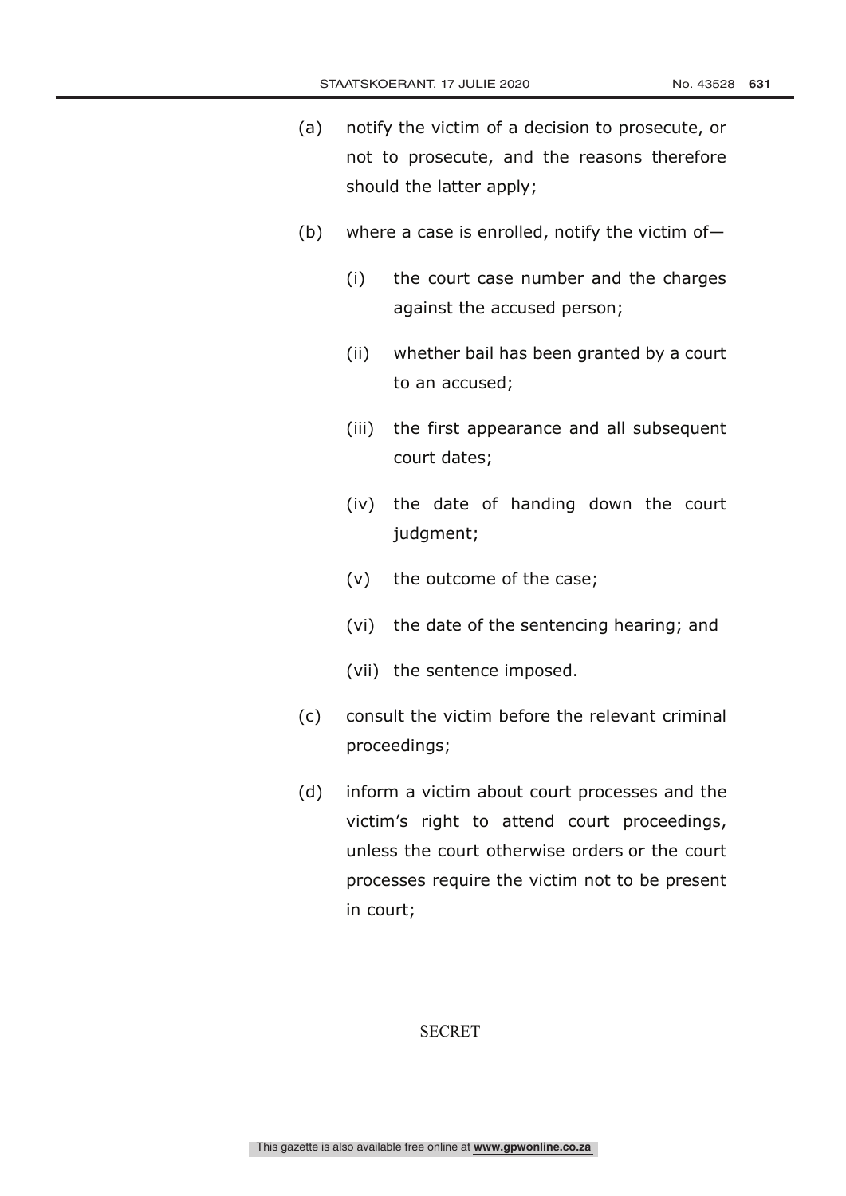(a) notify the victim of a decision to prosecute, or not to prosecute, and the reasons therefore should the latter apply;

(b) where a case is enrolled, notify the victim of—

   (i) the court case number and the charges against the accused person;

   (ii) whether bail has been granted by a court to an accused;

   (iii) the first appearance and all subsequent court dates;

   (iv) the date of handing down the court judgment;

   (v) the outcome of the case;

   (vi) the date of the sentencing hearing; and

   (vii) the sentence imposed.

(c) consult the victim before the relevant criminal proceedings;

(d) inform a victim about court processes and the victim's right to attend court proceedings, unless the court otherwise orders or the court processes require the victim not to be present in court;

SECRET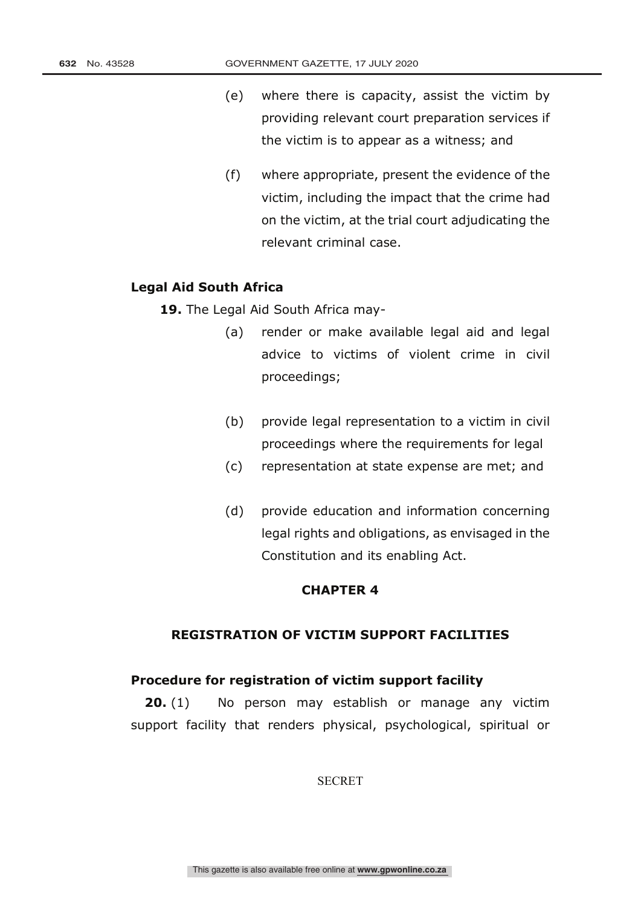(e) where there is capacity, assist the victim by providing relevant court preparation services if the victim is to appear as a witness; and

(f) where appropriate, present the evidence of the victim, including the impact that the crime had on the victim, at the trial court adjudicating the relevant criminal case.

**Legal Aid South Africa**

**19.** The Legal Aid South Africa may-

(a) render or make available legal aid and legal advice to victims of violent crime in civil proceedings;

(b) provide legal representation to a victim in civil proceedings where the requirements for legal

(c) representation at state expense are met; and

(d) provide education and information concerning legal rights and obligations, as envisaged in the Constitution and its enabling Act.

## CHAPTER 4

## REGISTRATION OF VICTIM SUPPORT FACILITIES

**Procedure for registration of victim support facility**

**20.** (1) No person may establish or manage any victim support facility that renders physical, psychological, spiritual or

SECRET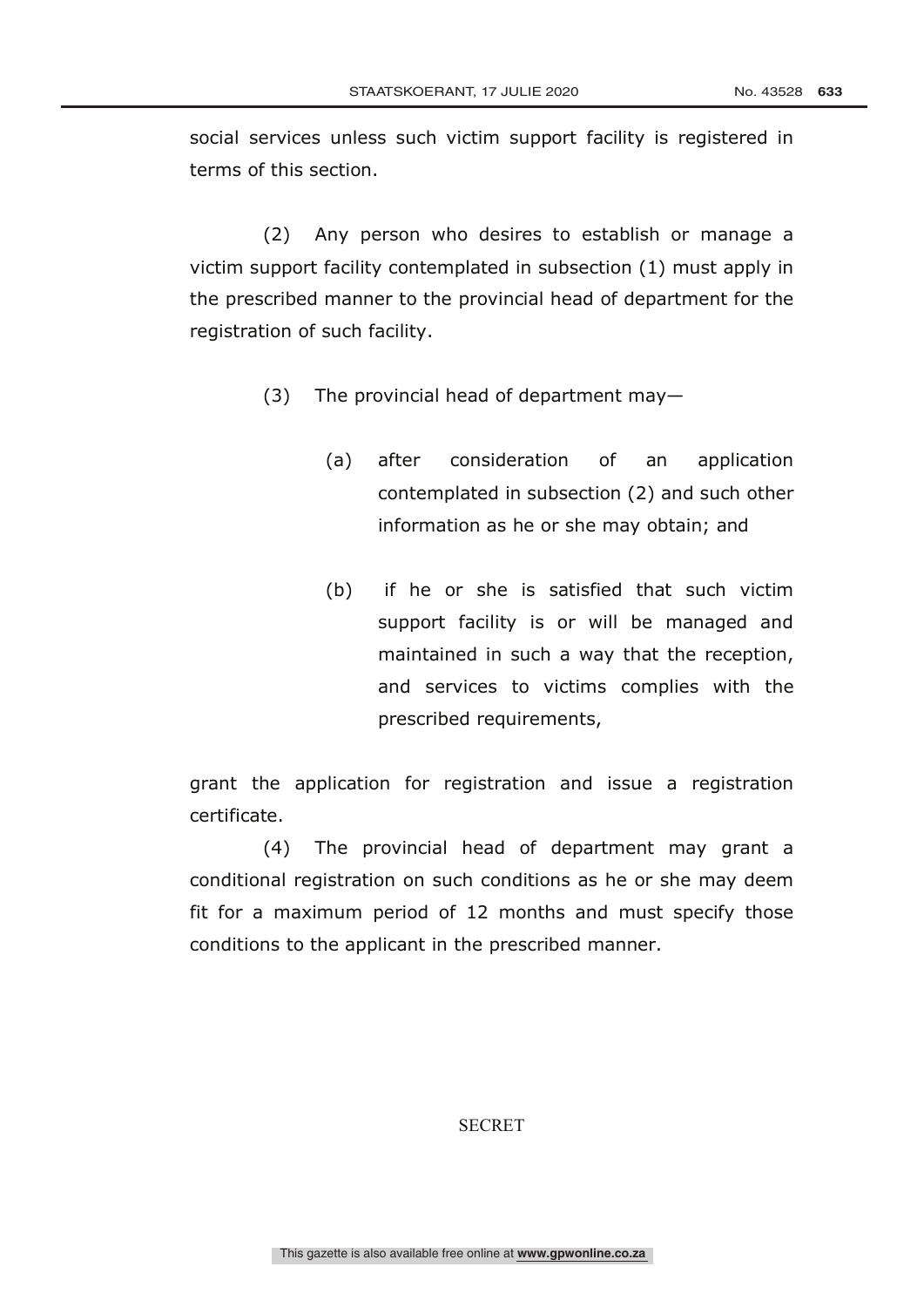social services unless such victim support facility is registered in terms of this section.

(2) Any person who desires to establish or manage a victim support facility contemplated in subsection (1) must apply in the prescribed manner to the provincial head of department for the registration of such facility.

(3) The provincial head of department may—

(a) after consideration of an application contemplated in subsection (2) and such other information as he or she may obtain; and

(b) if he or she is satisfied that such victim support facility is or will be managed and maintained in such a way that the reception, and services to victims complies with the prescribed requirements,

grant the application for registration and issue a registration certificate.

(4) The provincial head of department may grant a conditional registration on such conditions as he or she may deem fit for a maximum period of 12 months and must specify those conditions to the applicant in the prescribed manner.

SECRET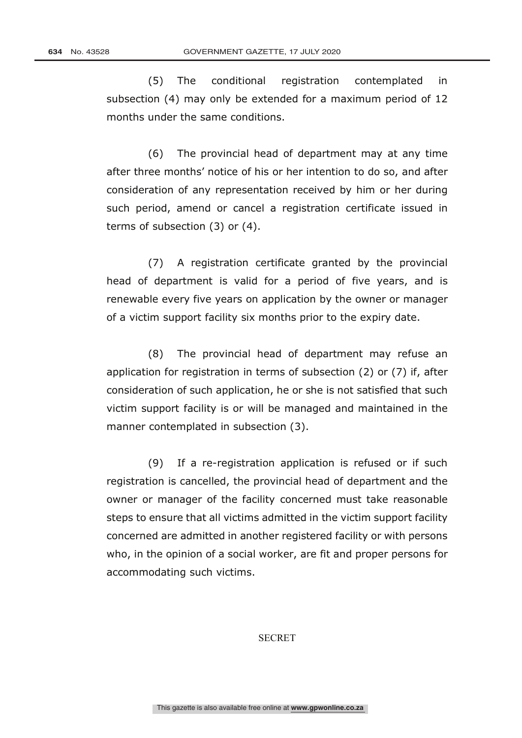(5) The conditional registration contemplated in subsection (4) may only be extended for a maximum period of 12 months under the same conditions.

(6) The provincial head of department may at any time after three months' notice of his or her intention to do so, and after consideration of any representation received by him or her during such period, amend or cancel a registration certificate issued in terms of subsection (3) or (4).

(7) A registration certificate granted by the provincial head of department is valid for a period of five years, and is renewable every five years on application by the owner or manager of a victim support facility six months prior to the expiry date.

(8) The provincial head of department may refuse an application for registration in terms of subsection (2) or (7) if, after consideration of such application, he or she is not satisfied that such victim support facility is or will be managed and maintained in the manner contemplated in subsection (3).

(9) If a re-registration application is refused or if such registration is cancelled, the provincial head of department and the owner or manager of the facility concerned must take reasonable steps to ensure that all victims admitted in the victim support facility concerned are admitted in another registered facility or with persons who, in the opinion of a social worker, are fit and proper persons for accommodating such victims.

SECRET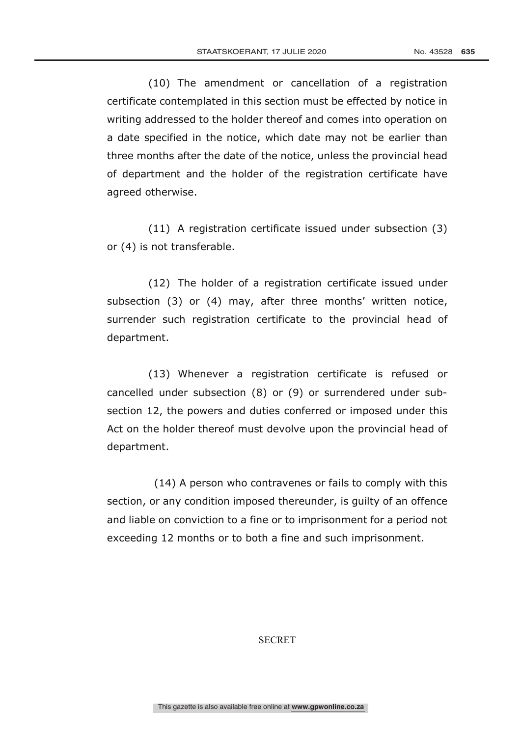(10) The amendment or cancellation of a registration certificate contemplated in this section must be effected by notice in writing addressed to the holder thereof and comes into operation on a date specified in the notice, which date may not be earlier than three months after the date of the notice, unless the provincial head of department and the holder of the registration certificate have agreed otherwise.

(11) A registration certificate issued under subsection (3) or (4) is not transferable.

(12) The holder of a registration certificate issued under subsection (3) or (4) may, after three months' written notice, surrender such registration certificate to the provincial head of department.

(13) Whenever a registration certificate is refused or cancelled under subsection (8) or (9) or surrendered under sub-section 12, the powers and duties conferred or imposed under this Act on the holder thereof must devolve upon the provincial head of department.

(14) A person who contravenes or fails to comply with this section, or any condition imposed thereunder, is guilty of an offence and liable on conviction to a fine or to imprisonment for a period not exceeding 12 months or to both a fine and such imprisonment.

SECRET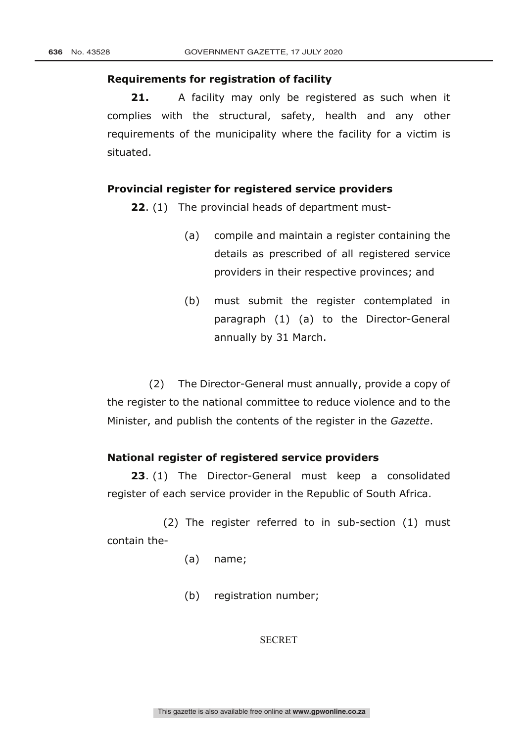**Requirements for registration of facility**

**21.** A facility may only be registered as such when it complies with the structural, safety, health and any other requirements of the municipality where the facility for a victim is situated.

**Provincial register for registered service providers**

**22**. (1) The provincial heads of department must-

(a) compile and maintain a register containing the details as prescribed of all registered service providers in their respective provinces; and

(b) must submit the register contemplated in paragraph (1) (a) to the Director-General annually by 31 March.

(2) The Director-General must annually, provide a copy of the register to the national committee to reduce violence and to the Minister, and publish the contents of the register in the *Gazette*.

**National register of registered service providers**

**23**. (1) The Director-General must keep a consolidated register of each service provider in the Republic of South Africa.

(2) The register referred to in sub-section (1) must contain the-

(a) name;

(b) registration number;

SECRET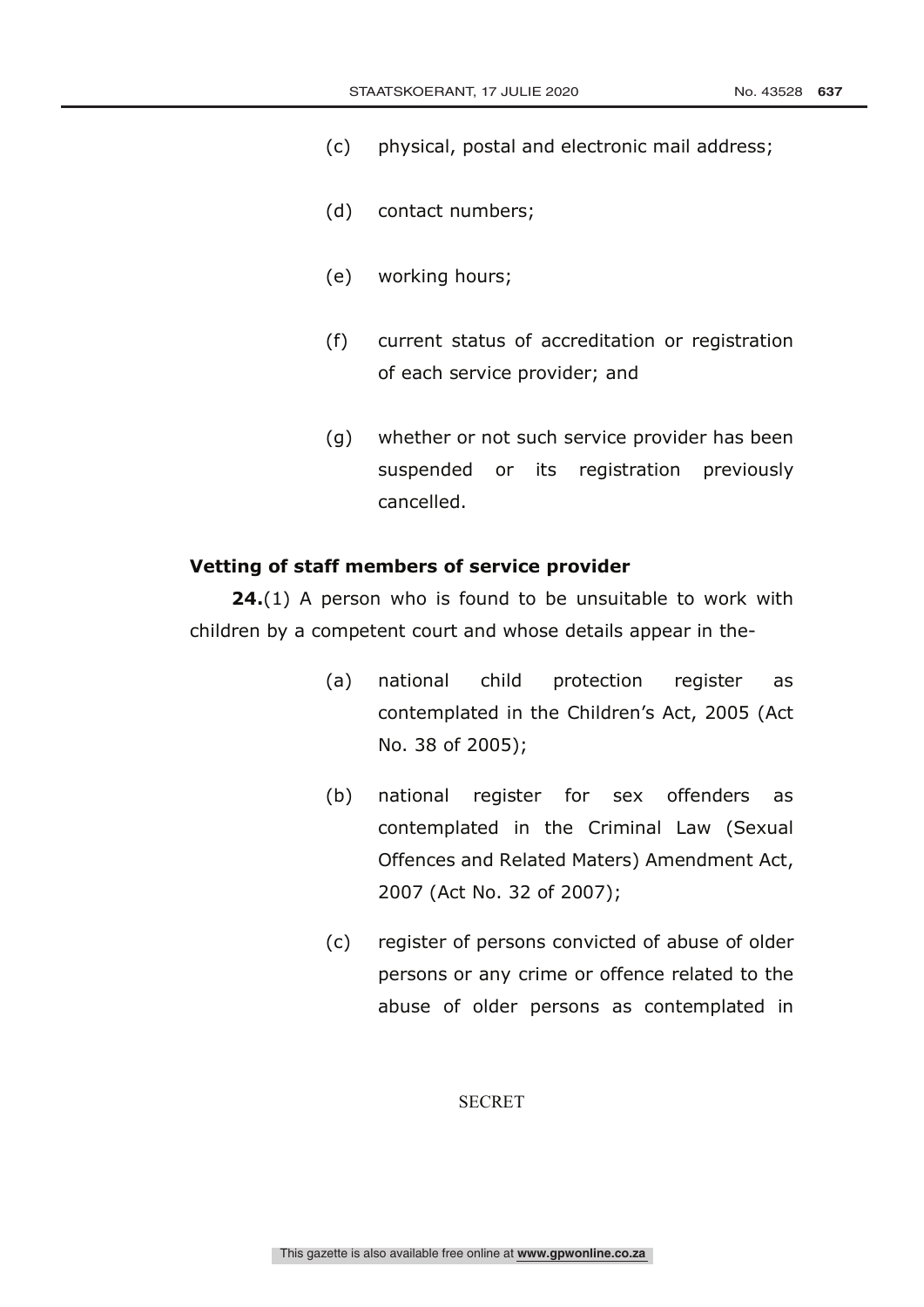(c) physical, postal and electronic mail address;

(d) contact numbers;

(e) working hours;

(f) current status of accreditation or registration of each service provider; and

(g) whether or not such service provider has been suspended or its registration previously cancelled.

**Vetting of staff members of service provider**

**24.**(1) A person who is found to be unsuitable to work with children by a competent court and whose details appear in the-

(a) national child protection register as contemplated in the Children's Act, 2005 (Act No. 38 of 2005);

(b) national register for sex offenders as contemplated in the Criminal Law (Sexual Offences and Related Maters) Amendment Act, 2007 (Act No. 32 of 2007);

(c) register of persons convicted of abuse of older persons or any crime or offence related to the abuse of older persons as contemplated in

SECRET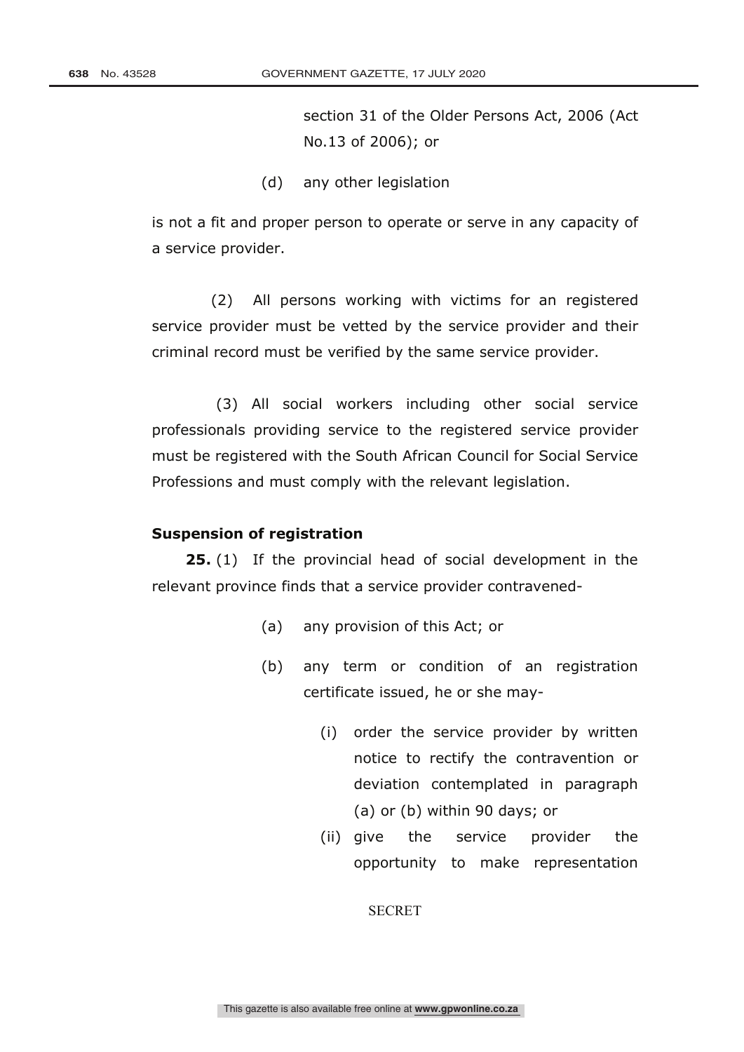section 31 of the Older Persons Act, 2006 (Act No.13 of 2006); or

(d) any other legislation

is not a fit and proper person to operate or serve in any capacity of a service provider.

(2) All persons working with victims for an registered service provider must be vetted by the service provider and their criminal record must be verified by the same service provider.

(3) All social workers including other social service professionals providing service to the registered service provider must be registered with the South African Council for Social Service Professions and must comply with the relevant legislation.

**Suspension of registration**

**25.** (1) If the provincial head of social development in the relevant province finds that a service provider contravened-

(a) any provision of this Act; or

(b) any term or condition of an registration certificate issued, he or she may-

(i) order the service provider by written notice to rectify the contravention or deviation contemplated in paragraph (a) or (b) within 90 days; or

(ii) give the service provider the opportunity to make representation

SECRET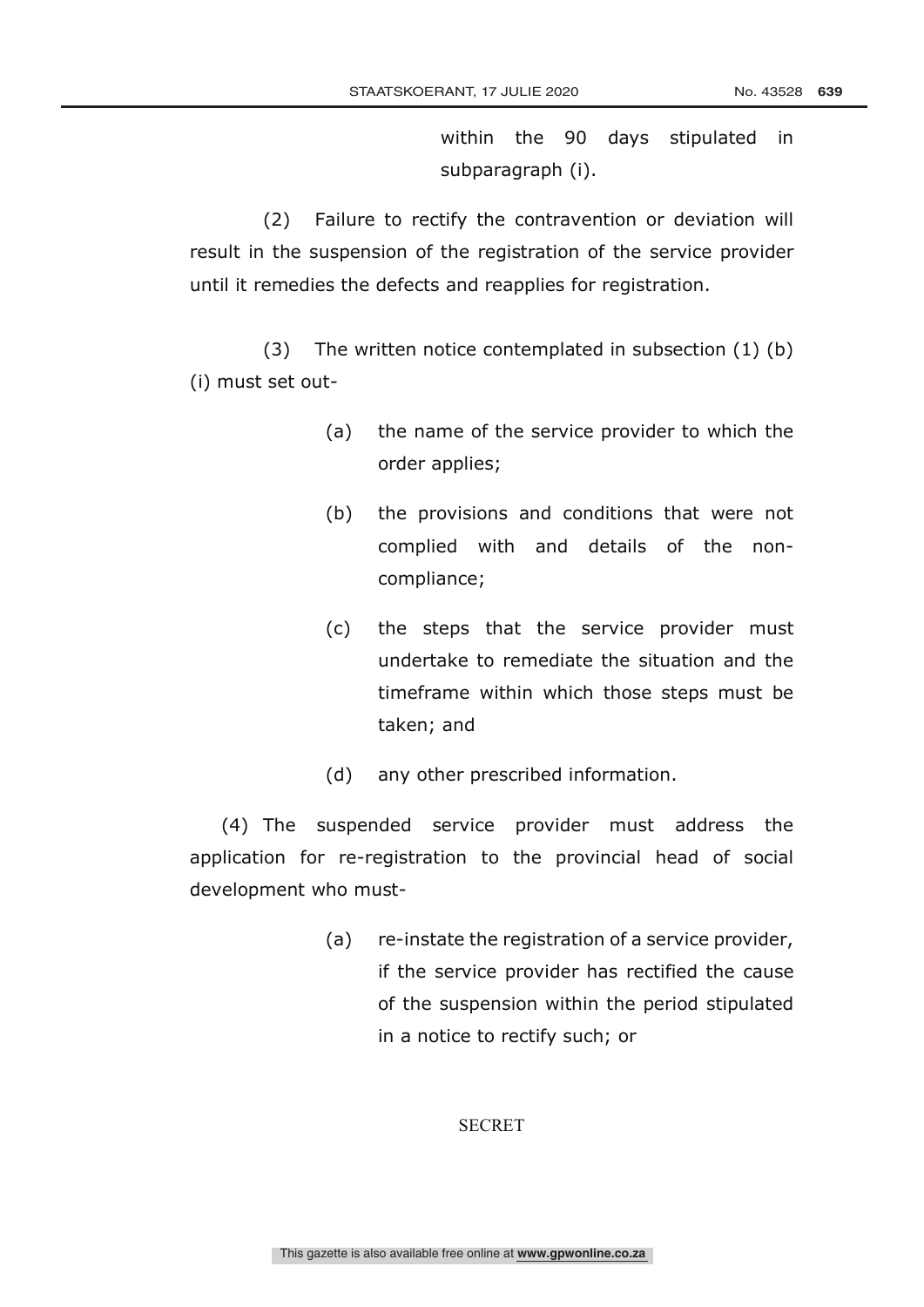within the 90 days stipulated in subparagraph (i).

(2) Failure to rectify the contravention or deviation will result in the suspension of the registration of the service provider until it remedies the defects and reapplies for registration.

(3) The written notice contemplated in subsection (1) (b) (i) must set out-

(a) the name of the service provider to which the order applies;

(b) the provisions and conditions that were not complied with and details of the non-compliance;

(c) the steps that the service provider must undertake to remediate the situation and the timeframe within which those steps must be taken; and

(d) any other prescribed information.

(4) The suspended service provider must address the application for re-registration to the provincial head of social development who must-

(a) re-instate the registration of a service provider, if the service provider has rectified the cause of the suspension within the period stipulated in a notice to rectify such; or

SECRET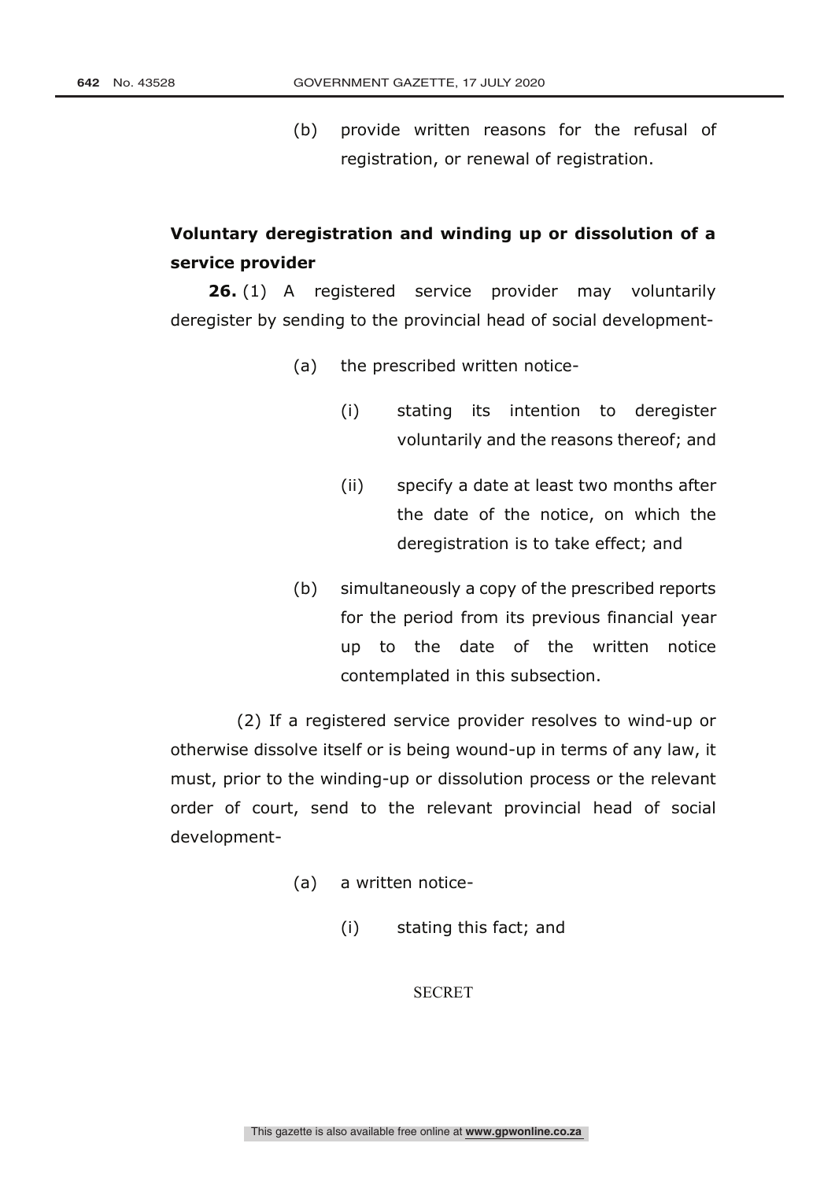(b) provide written reasons for the refusal of registration, or renewal of registration.

**Voluntary deregistration and winding up or dissolution of a service provider**

**26.** (1) A registered service provider may voluntarily deregister by sending to the provincial head of social development-

(a) the prescribed written notice-

(i) stating its intention to deregister voluntarily and the reasons thereof; and

(ii) specify a date at least two months after the date of the notice, on which the deregistration is to take effect; and

(b) simultaneously a copy of the prescribed reports for the period from its previous financial year up to the date of the written notice contemplated in this subsection.

(2) If a registered service provider resolves to wind-up or otherwise dissolve itself or is being wound-up in terms of any law, it must, prior to the winding-up or dissolution process or the relevant order of court, send to the relevant provincial head of social development-

(a) a written notice-

(i) stating this fact; and

SECRET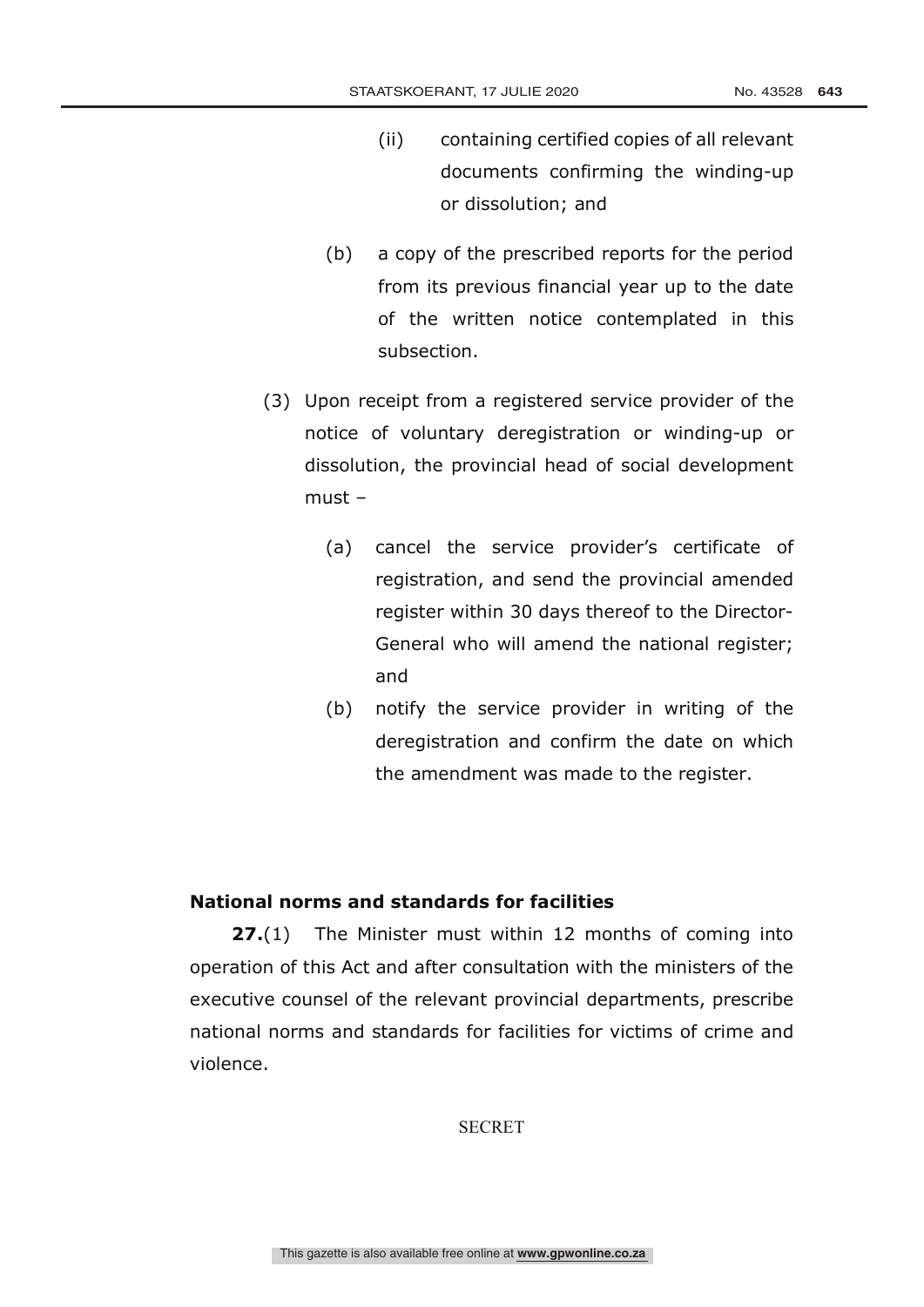(ii) containing certified copies of all relevant documents confirming the winding-up or dissolution; and

(b) a copy of the prescribed reports for the period from its previous financial year up to the date of the written notice contemplated in this subsection.

(3) Upon receipt from a registered service provider of the notice of voluntary deregistration or winding-up or dissolution, the provincial head of social development must –

(a) cancel the service provider's certificate of registration, and send the provincial amended register within 30 days thereof to the Director-General who will amend the national register; and

(b) notify the service provider in writing of the deregistration and confirm the date on which the amendment was made to the register.

**National norms and standards for facilities**

**27.**(1) The Minister must within 12 months of coming into operation of this Act and after consultation with the ministers of the executive counsel of the relevant provincial departments, prescribe national norms and standards for facilities for victims of crime and violence.

SECRET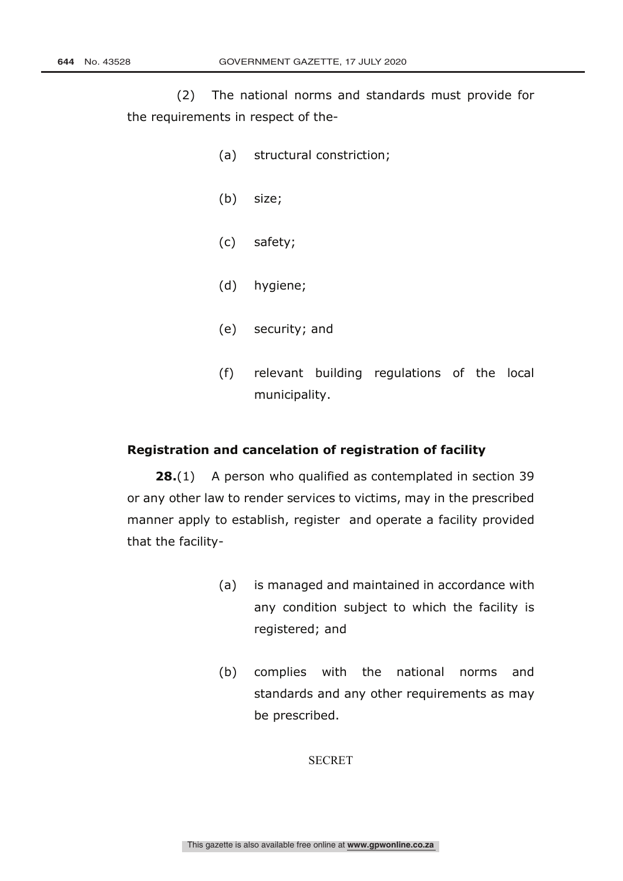(2) The national norms and standards must provide for the requirements in respect of the-

(a) structural constriction;

(b) size;

(c) safety;

(d) hygiene;

(e) security; and

(f) relevant building regulations of the local municipality.

**Registration and cancelation of registration of facility**

**28.**(1) A person who qualified as contemplated in section 39 or any other law to render services to victims, may in the prescribed manner apply to establish, register and operate a facility provided that the facility-

(a) is managed and maintained in accordance with any condition subject to which the facility is registered; and

(b) complies with the national norms and standards and any other requirements as may be prescribed.

SECRET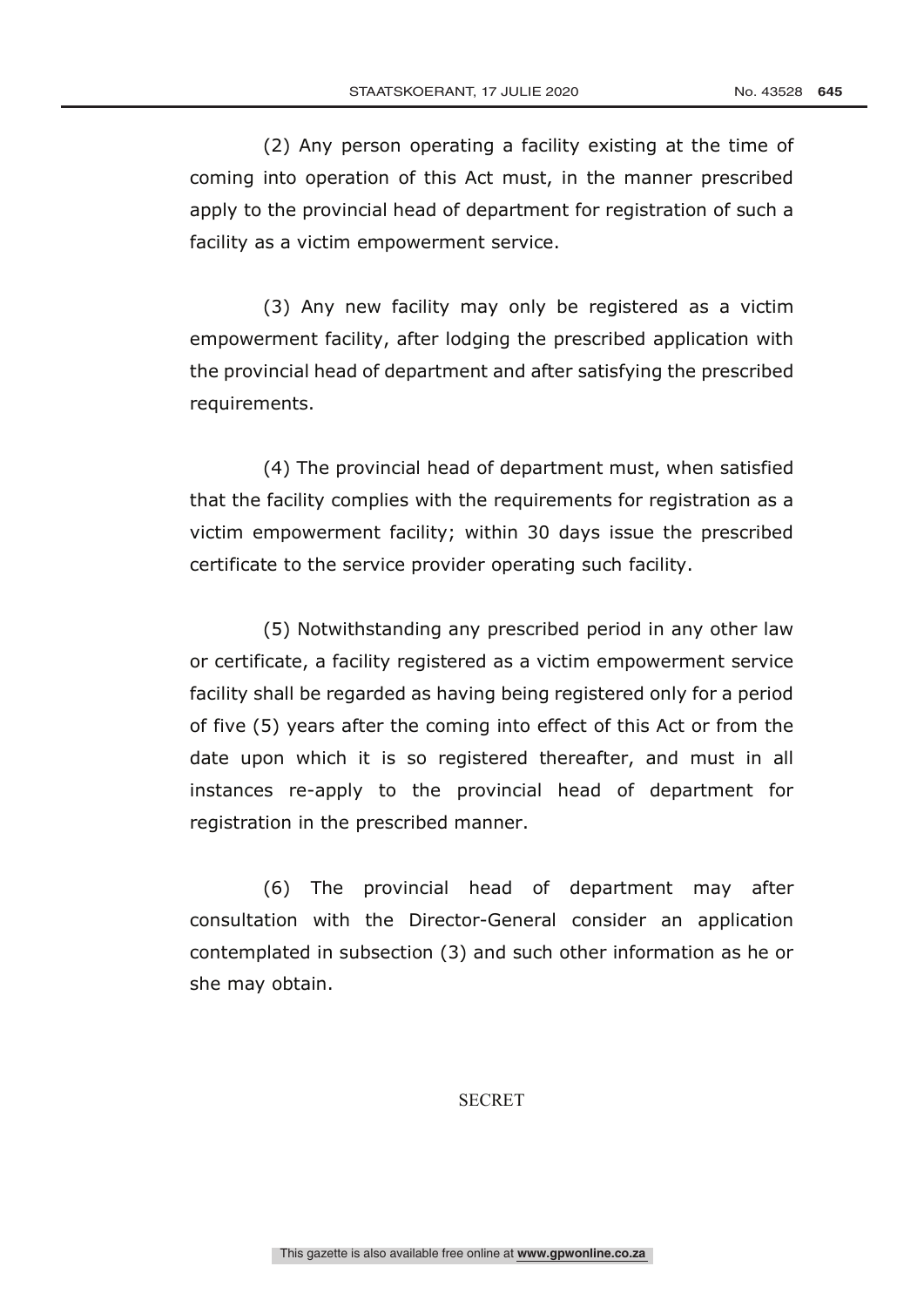(2) Any person operating a facility existing at the time of coming into operation of this Act must, in the manner prescribed apply to the provincial head of department for registration of such a facility as a victim empowerment service.

(3) Any new facility may only be registered as a victim empowerment facility, after lodging the prescribed application with the provincial head of department and after satisfying the prescribed requirements.

(4) The provincial head of department must, when satisfied that the facility complies with the requirements for registration as a victim empowerment facility; within 30 days issue the prescribed certificate to the service provider operating such facility.

(5) Notwithstanding any prescribed period in any other law or certificate, a facility registered as a victim empowerment service facility shall be regarded as having being registered only for a period of five (5) years after the coming into effect of this Act or from the date upon which it is so registered thereafter, and must in all instances re-apply to the provincial head of department for registration in the prescribed manner.

(6) The provincial head of department may after consultation with the Director-General consider an application contemplated in subsection (3) and such other information as he or she may obtain.

SECRET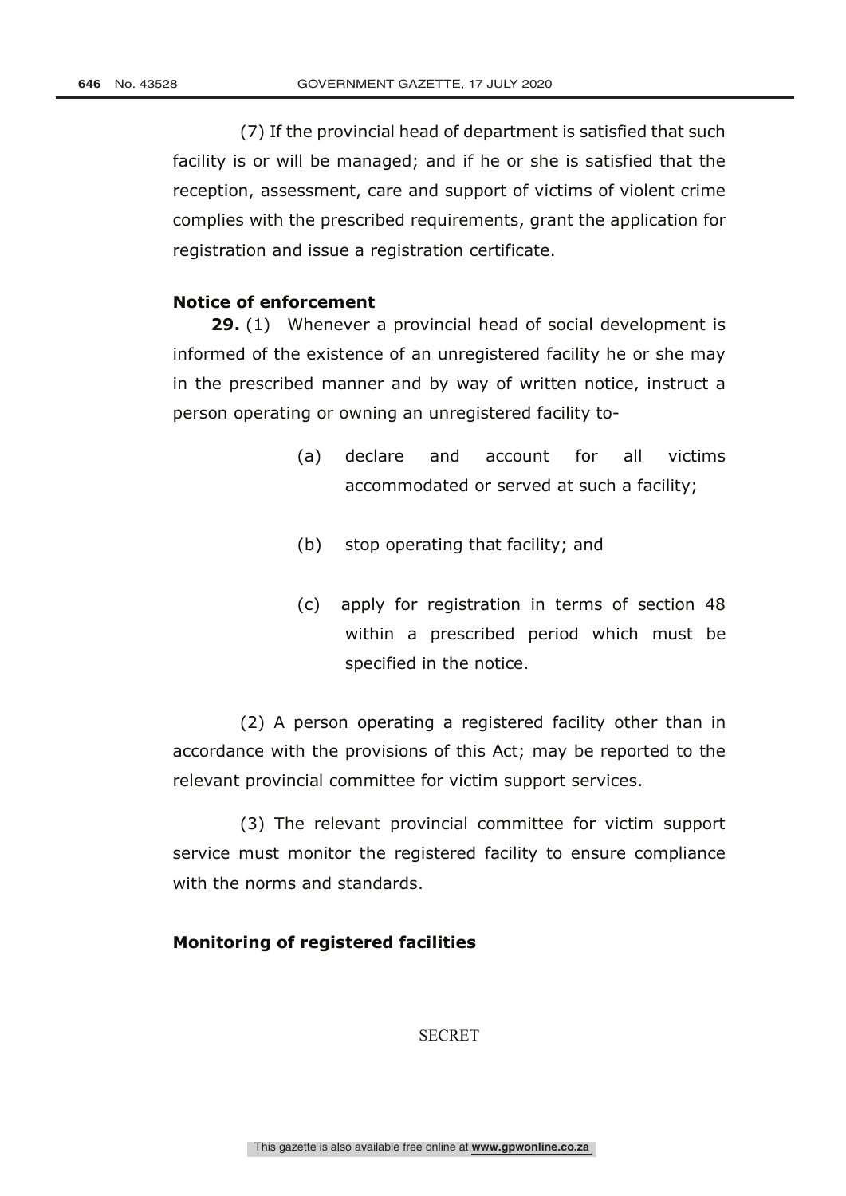(7) If the provincial head of department is satisfied that such facility is or will be managed; and if he or she is satisfied that the reception, assessment, care and support of victims of violent crime complies with the prescribed requirements, grant the application for registration and issue a registration certificate.

**Notice of enforcement**

**29.** (1) Whenever a provincial head of social development is informed of the existence of an unregistered facility he or she may in the prescribed manner and by way of written notice, instruct a person operating or owning an unregistered facility to-

(a) declare and account for all victims accommodated or served at such a facility;

(b) stop operating that facility; and

(c) apply for registration in terms of section 48 within a prescribed period which must be specified in the notice.

(2) A person operating a registered facility other than in accordance with the provisions of this Act; may be reported to the relevant provincial committee for victim support services.

(3) The relevant provincial committee for victim support service must monitor the registered facility to ensure compliance with the norms and standards.

**Monitoring of registered facilities**

SECRET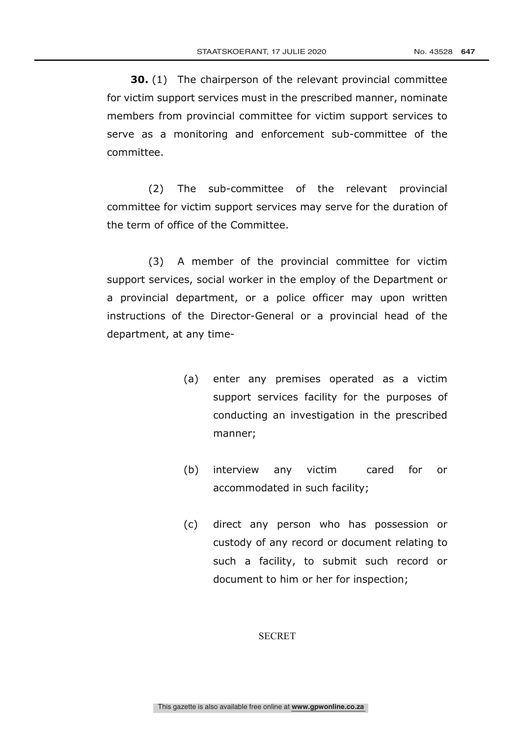**30.** (1) The chairperson of the relevant provincial committee for victim support services must in the prescribed manner, nominate members from provincial committee for victim support services to serve as a monitoring and enforcement sub-committee of the committee.

(2) The sub-committee of the relevant provincial committee for victim support services may serve for the duration of the term of office of the Committee.

(3) A member of the provincial committee for victim support services, social worker in the employ of the Department or a provincial department, or a police officer may upon written instructions of the Director-General or a provincial head of the department, at any time-

(a) enter any premises operated as a victim support services facility for the purposes of conducting an investigation in the prescribed manner;

(b) interview any victim cared for or accommodated in such facility;

(c) direct any person who has possession or custody of any record or document relating to such a facility, to submit such record or document to him or her for inspection;

SECRET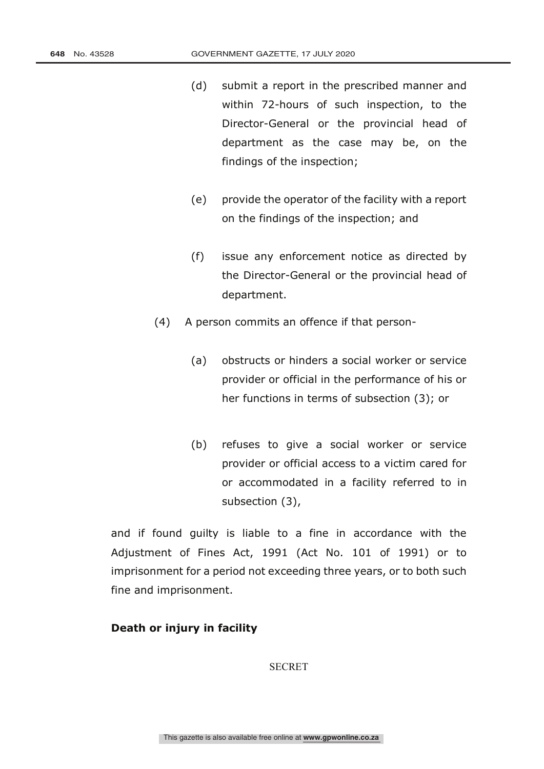(d) submit a report in the prescribed manner and within 72-hours of such inspection, to the Director-General or the provincial head of department as the case may be, on the findings of the inspection;

(e) provide the operator of the facility with a report on the findings of the inspection; and

(f) issue any enforcement notice as directed by the Director-General or the provincial head of department.

(4) A person commits an offence if that person-

(a) obstructs or hinders a social worker or service provider or official in the performance of his or her functions in terms of subsection (3); or

(b) refuses to give a social worker or service provider or official access to a victim cared for or accommodated in a facility referred to in subsection (3),

and if found guilty is liable to a fine in accordance with the Adjustment of Fines Act, 1991 (Act No. 101 of 1991) or to imprisonment for a period not exceeding three years, or to both such fine and imprisonment.

**Death or injury in facility**

SECRET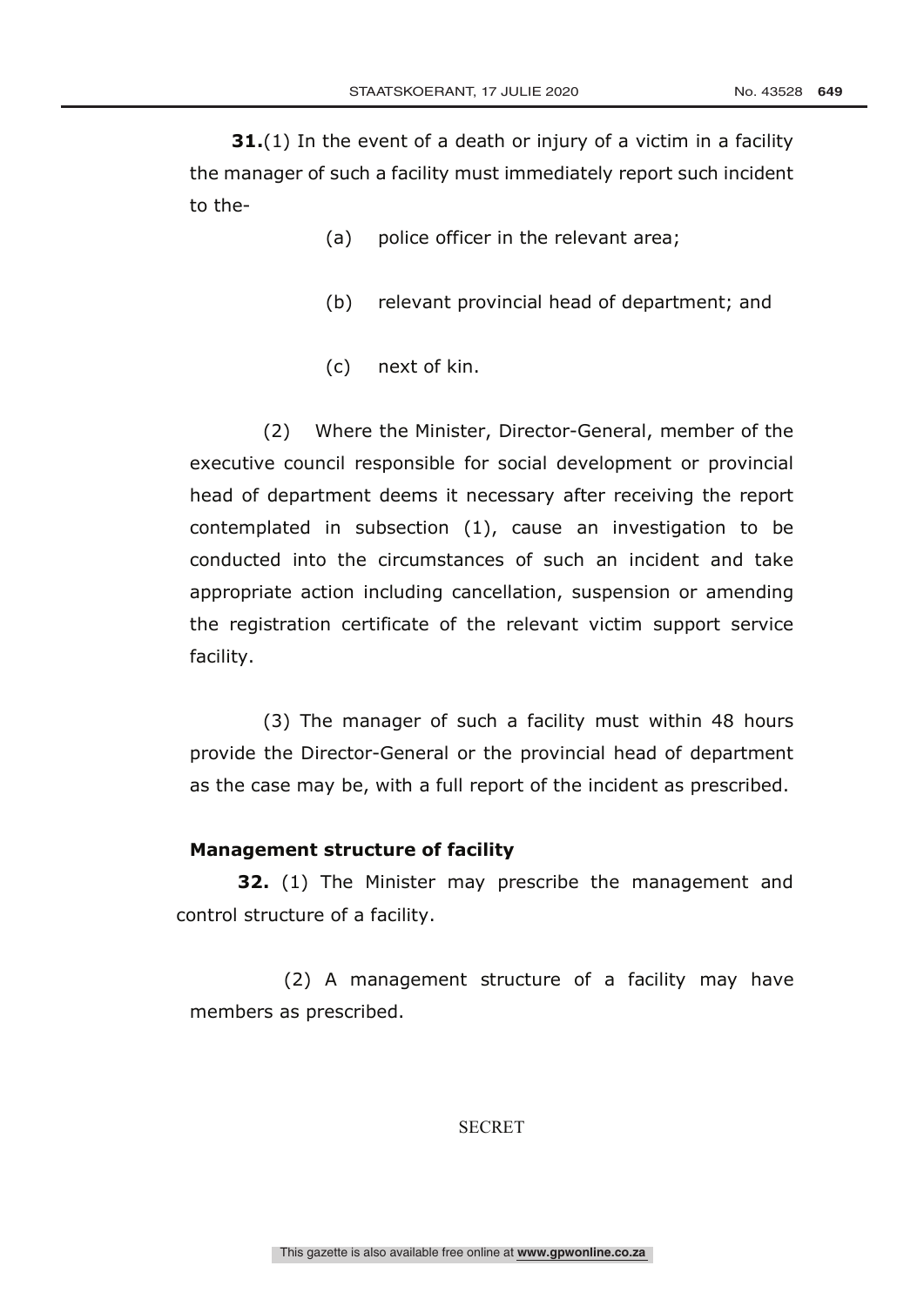**31.**(1) In the event of a death or injury of a victim in a facility the manager of such a facility must immediately report such incident to the-

(a) police officer in the relevant area;

(b) relevant provincial head of department; and

(c) next of kin.

(2) Where the Minister, Director-General, member of the executive council responsible for social development or provincial head of department deems it necessary after receiving the report contemplated in subsection (1), cause an investigation to be conducted into the circumstances of such an incident and take appropriate action including cancellation, suspension or amending the registration certificate of the relevant victim support service facility.

(3) The manager of such a facility must within 48 hours provide the Director-General or the provincial head of department as the case may be, with a full report of the incident as prescribed.

**Management structure of facility**

**32.** (1) The Minister may prescribe the management and control structure of a facility.

(2) A management structure of a facility may have members as prescribed.

SECRET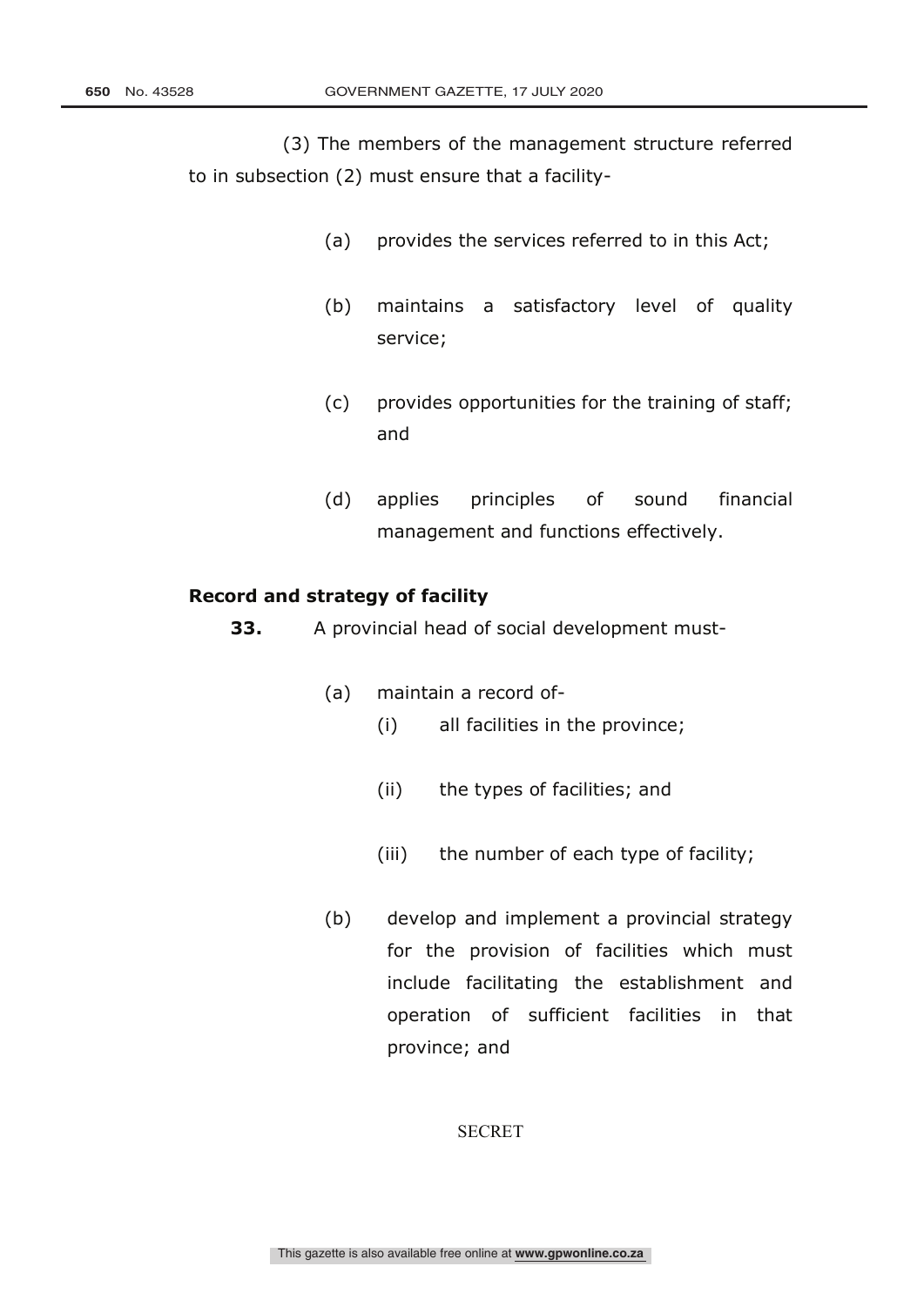(3) The members of the management structure referred to in subsection (2) must ensure that a facility-

(a) provides the services referred to in this Act;

(b) maintains a satisfactory level of quality service;

(c) provides opportunities for the training of staff; and

(d) applies principles of sound financial management and functions effectively.

**Record and strategy of facility**

**33.** A provincial head of social development must-

(a) maintain a record of-

(i) all facilities in the province;

(ii) the types of facilities; and

(iii) the number of each type of facility;

(b) develop and implement a provincial strategy for the provision of facilities which must include facilitating the establishment and operation of sufficient facilities in that province; and

SECRET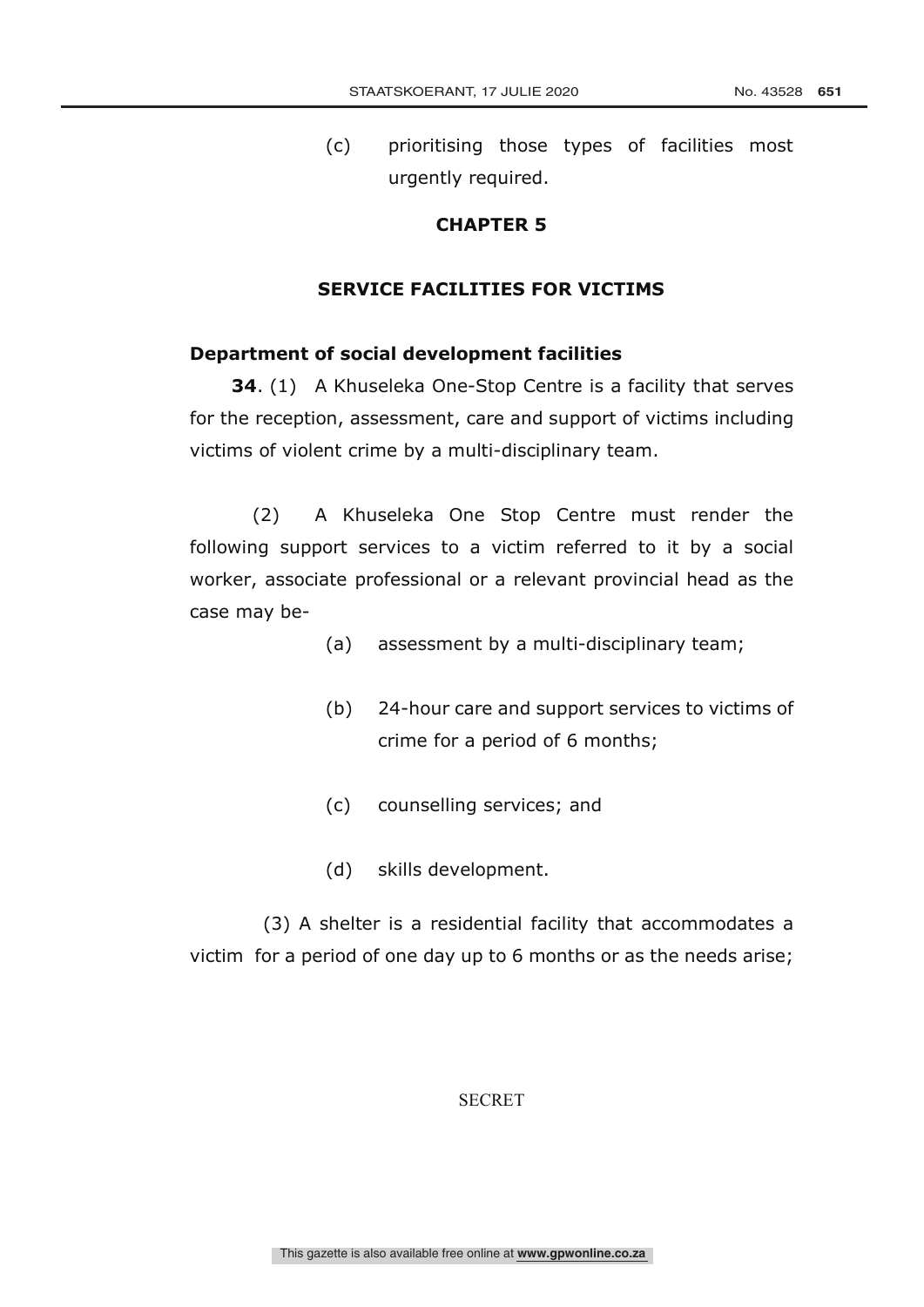(c) prioritising those types of facilities most urgently required.

## CHAPTER 5

## SERVICE FACILITIES FOR VICTIMS

**Department of social development facilities**

**34**. (1) A Khuseleka One-Stop Centre is a facility that serves for the reception, assessment, care and support of victims including victims of violent crime by a multi-disciplinary team.

(2) A Khuseleka One Stop Centre must render the following support services to a victim referred to it by a social worker, associate professional or a relevant provincial head as the case may be-

(a) assessment by a multi-disciplinary team;

(b) 24-hour care and support services to victims of crime for a period of 6 months;

(c) counselling services; and

(d) skills development.

(3) A shelter is a residential facility that accommodates a victim for a period of one day up to 6 months or as the needs arise;

SECRET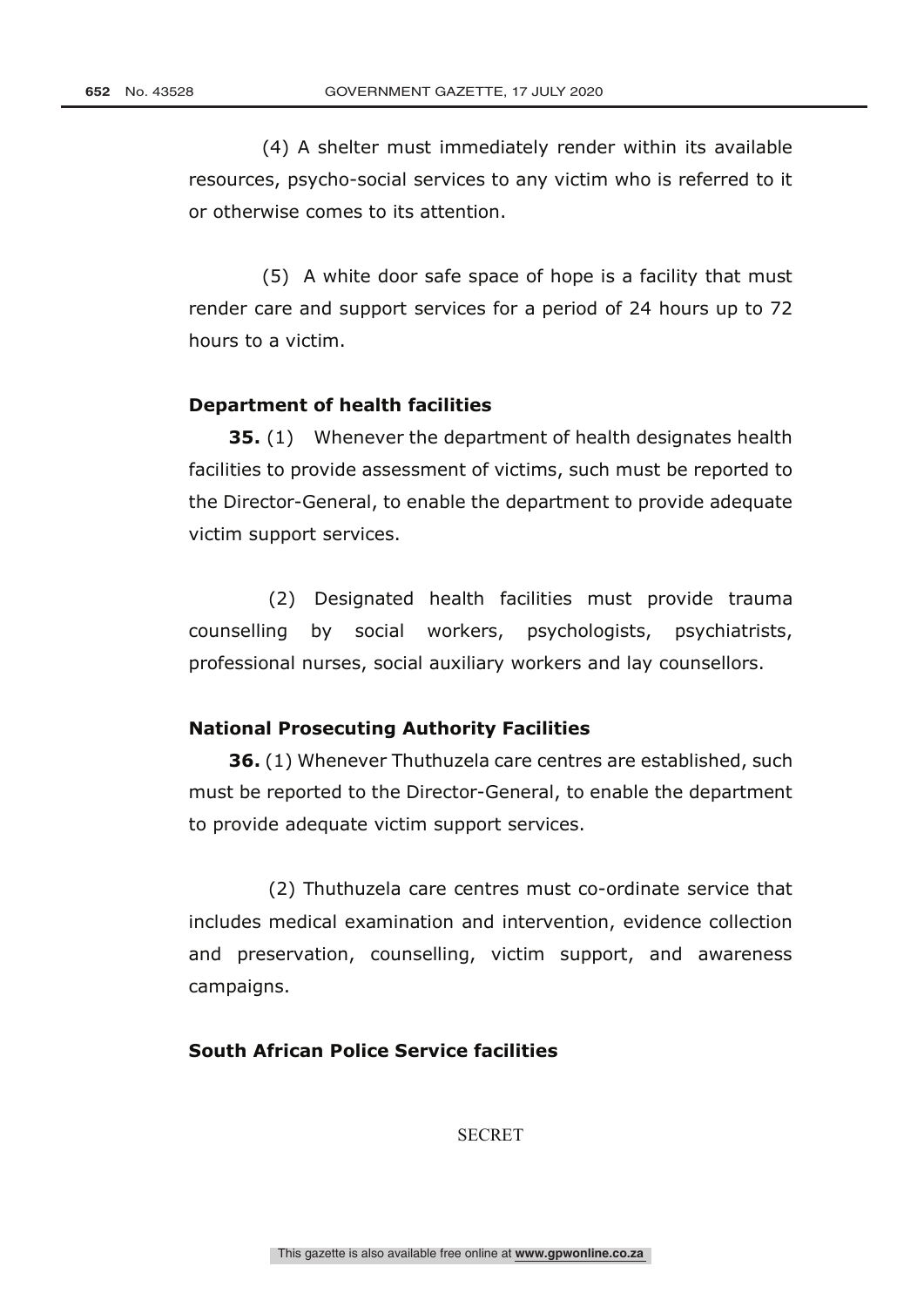(4) A shelter must immediately render within its available resources, psycho-social services to any victim who is referred to it or otherwise comes to its attention.

(5) A white door safe space of hope is a facility that must render care and support services for a period of 24 hours up to 72 hours to a victim.

**Department of health facilities**

**35.** (1) Whenever the department of health designates health facilities to provide assessment of victims, such must be reported to the Director-General, to enable the department to provide adequate victim support services.

(2) Designated health facilities must provide trauma counselling by social workers, psychologists, psychiatrists, professional nurses, social auxiliary workers and lay counsellors.

**National Prosecuting Authority Facilities**

**36.** (1) Whenever Thuthuzela care centres are established, such must be reported to the Director-General, to enable the department to provide adequate victim support services.

(2) Thuthuzela care centres must co-ordinate service that includes medical examination and intervention, evidence collection and preservation, counselling, victim support, and awareness campaigns.

**South African Police Service facilities**

SECRET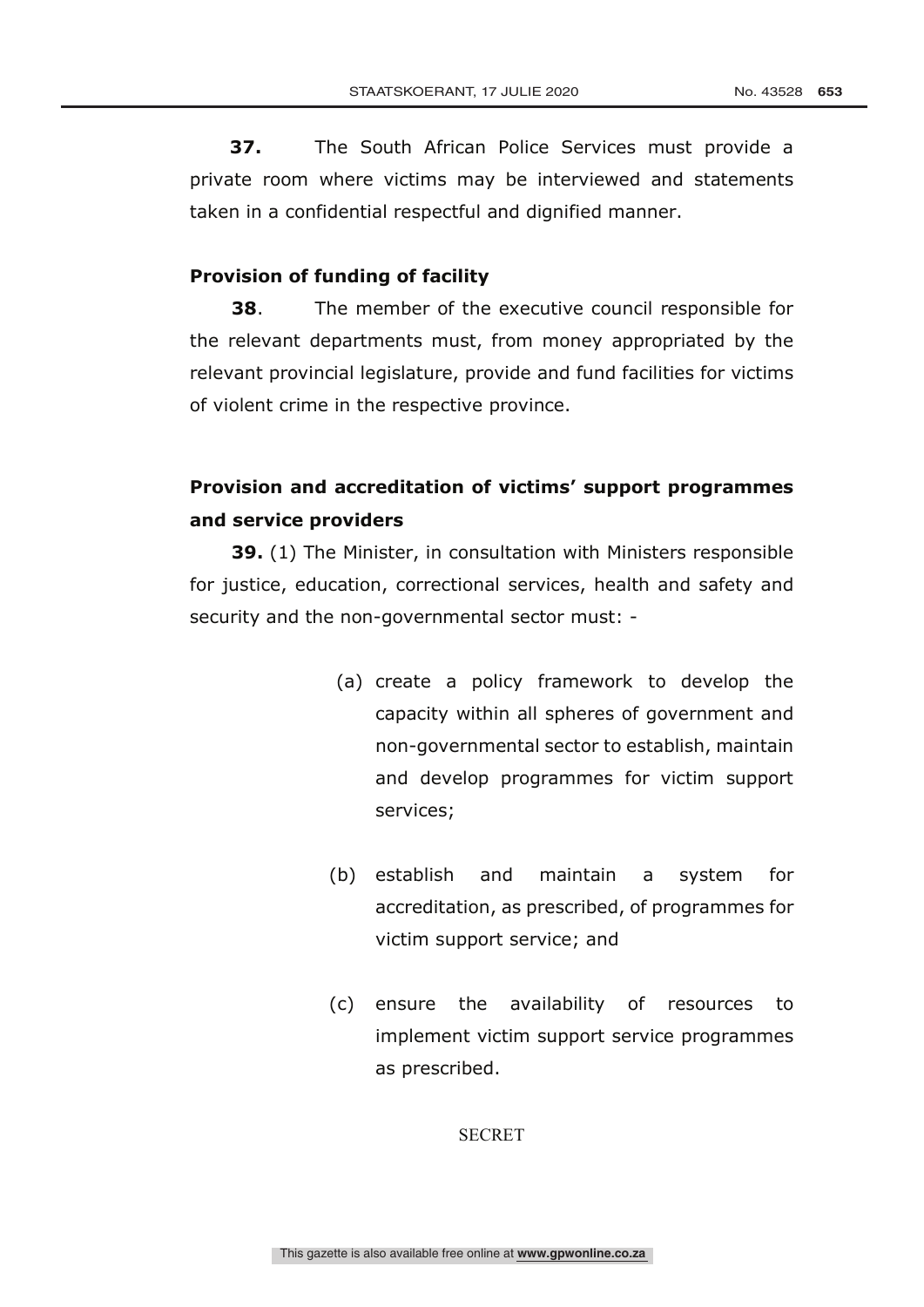**37.** The South African Police Services must provide a private room where victims may be interviewed and statements taken in a confidential respectful and dignified manner.

**Provision of funding of facility**

**38**. The member of the executive council responsible for the relevant departments must, from money appropriated by the relevant provincial legislature, provide and fund facilities for victims of violent crime in the respective province.

**Provision and accreditation of victims' support programmes and service providers**

**39.** (1) The Minister, in consultation with Ministers responsible for justice, education, correctional services, health and safety and security and the non-governmental sector must: -

(a) create a policy framework to develop the capacity within all spheres of government and non-governmental sector to establish, maintain and develop programmes for victim support services;

(b) establish and maintain a system for accreditation, as prescribed, of programmes for victim support service; and

(c) ensure the availability of resources to implement victim support service programmes as prescribed.

SECRET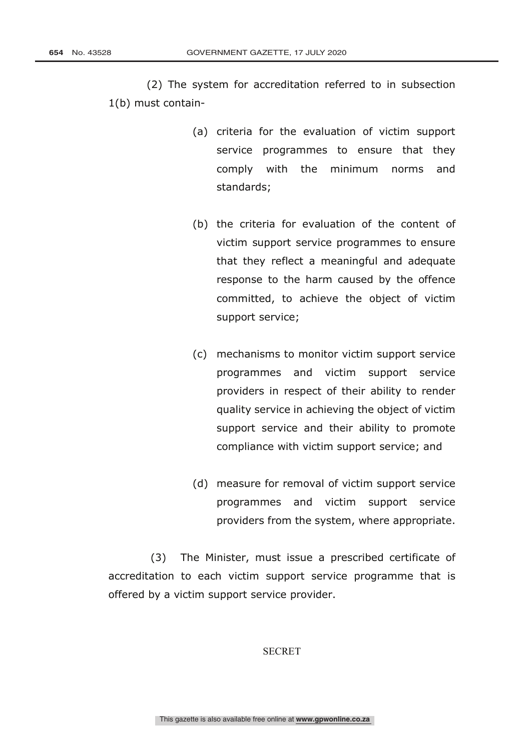(2) The system for accreditation referred to in subsection 1(b) must contain-

(a) criteria for the evaluation of victim support service programmes to ensure that they comply with the minimum norms and standards;

(b) the criteria for evaluation of the content of victim support service programmes to ensure that they reflect a meaningful and adequate response to the harm caused by the offence committed, to achieve the object of victim support service;

(c) mechanisms to monitor victim support service programmes and victim support service providers in respect of their ability to render quality service in achieving the object of victim support service and their ability to promote compliance with victim support service; and

(d) measure for removal of victim support service programmes and victim support service providers from the system, where appropriate.

(3) The Minister, must issue a prescribed certificate of accreditation to each victim support service programme that is offered by a victim support service provider.

SECRET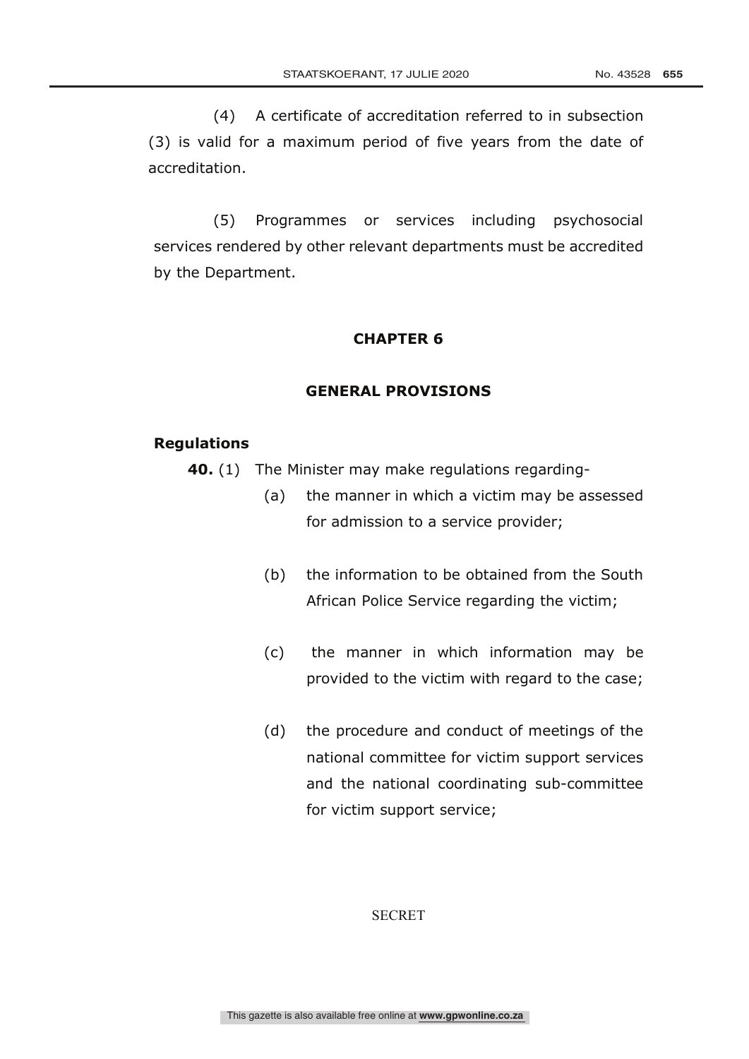(4) A certificate of accreditation referred to in subsection (3) is valid for a maximum period of five years from the date of accreditation.

(5) Programmes or services including psychosocial services rendered by other relevant departments must be accredited by the Department.

## CHAPTER 6

## GENERAL PROVISIONS

### Regulations

**40.** (1) The Minister may make regulations regarding-

(a) the manner in which a victim may be assessed for admission to a service provider;

(b) the information to be obtained from the South African Police Service regarding the victim;

(c) the manner in which information may be provided to the victim with regard to the case;

(d) the procedure and conduct of meetings of the national committee for victim support services and the national coordinating sub-committee for victim support service;

SECRET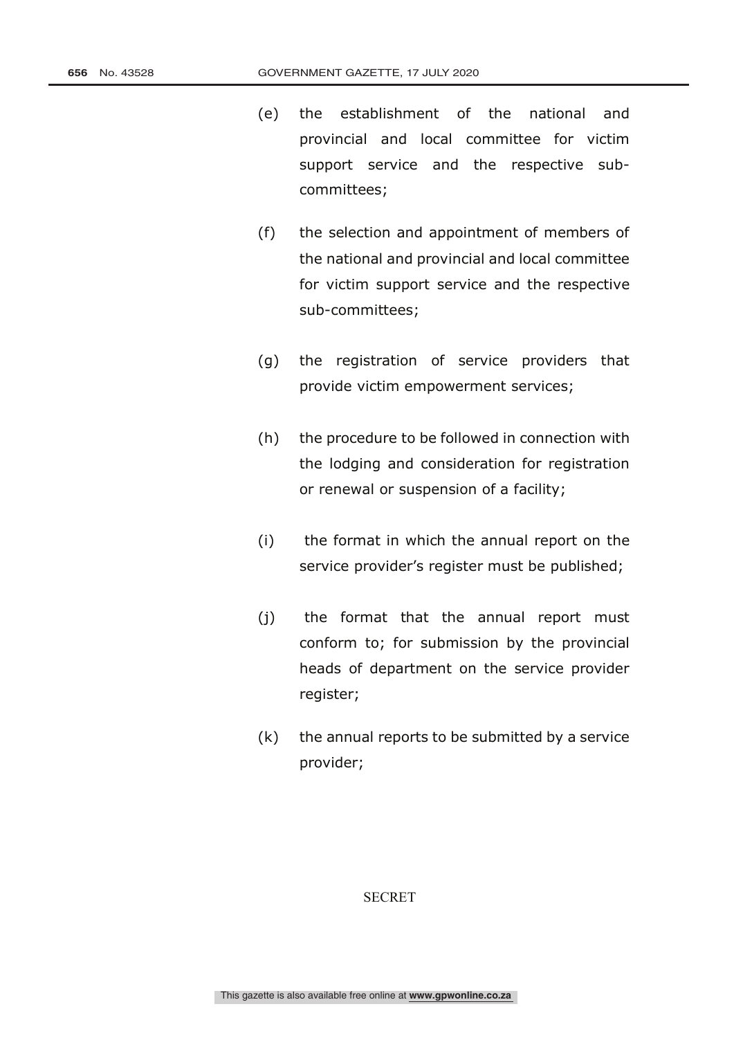(e) the establishment of the national and provincial and local committee for victim support service and the respective sub-committees;

(f) the selection and appointment of members of the national and provincial and local committee for victim support service and the respective sub-committees;

(g) the registration of service providers that provide victim empowerment services;

(h) the procedure to be followed in connection with the lodging and consideration for registration or renewal or suspension of a facility;

(i) the format in which the annual report on the service provider's register must be published;

(j) the format that the annual report must conform to; for submission by the provincial heads of department on the service provider register;

(k) the annual reports to be submitted by a service provider;

SECRET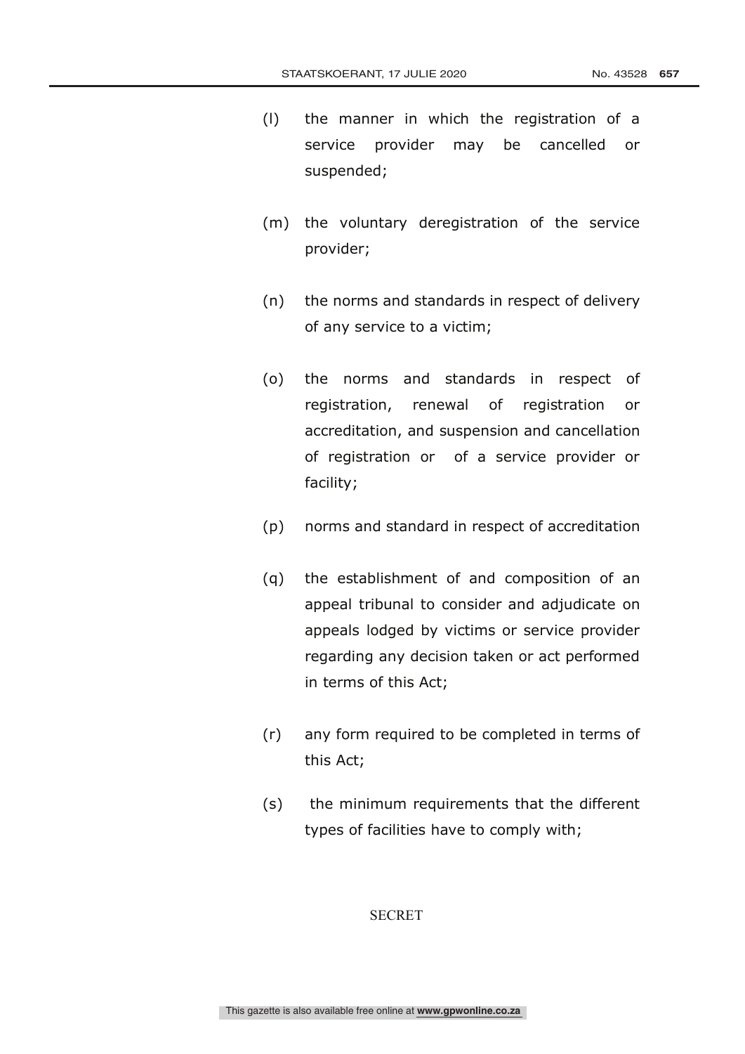(l) the manner in which the registration of a service provider may be cancelled or suspended;

(m) the voluntary deregistration of the service provider;

(n) the norms and standards in respect of delivery of any service to a victim;

(o) the norms and standards in respect of registration, renewal of registration or accreditation, and suspension and cancellation of registration or of a service provider or facility;

(p) norms and standard in respect of accreditation

(q) the establishment of and composition of an appeal tribunal to consider and adjudicate on appeals lodged by victims or service provider regarding any decision taken or act performed in terms of this Act;

(r) any form required to be completed in terms of this Act;

(s) the minimum requirements that the different types of facilities have to comply with;

SECRET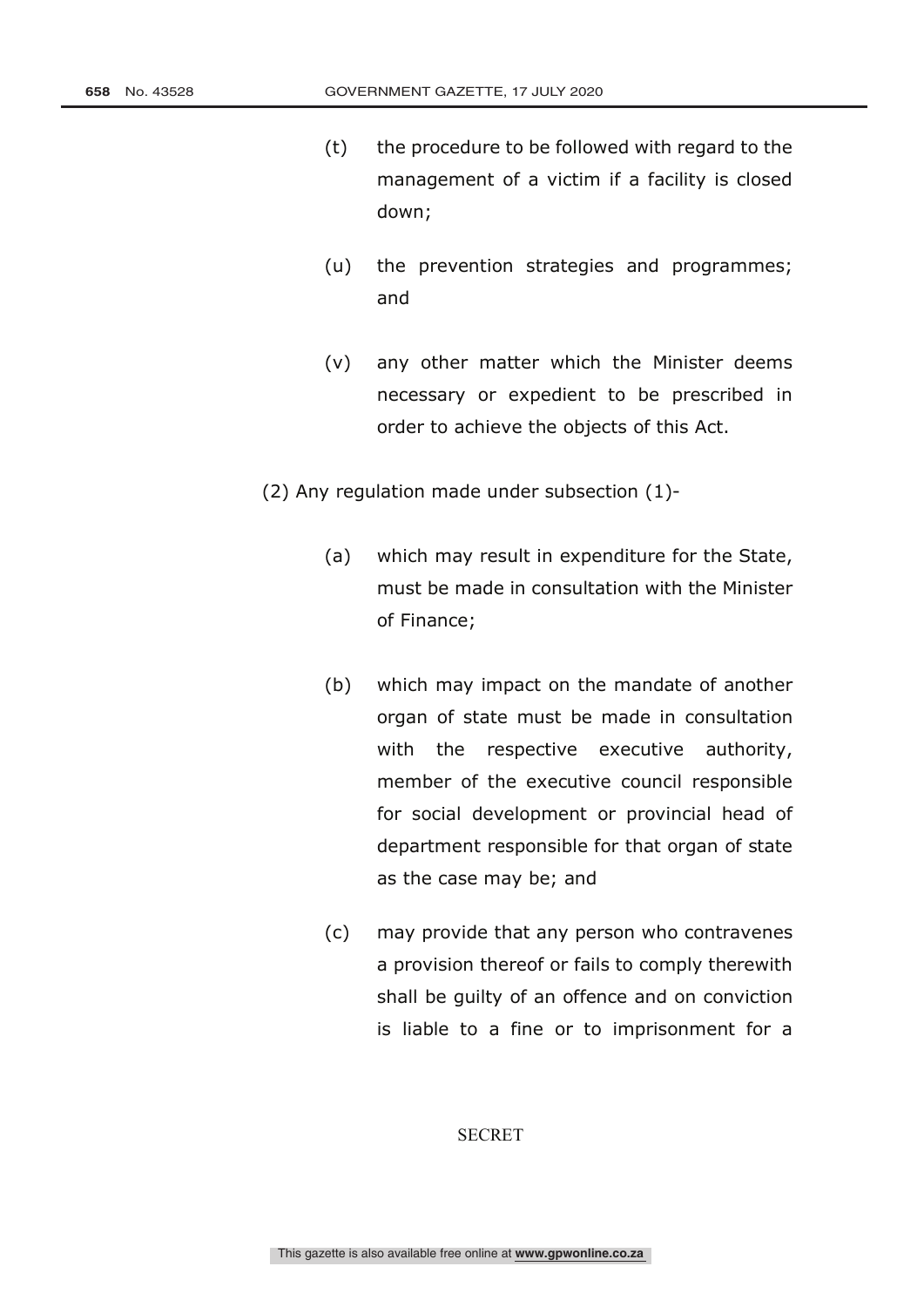(t) the procedure to be followed with regard to the management of a victim if a facility is closed down;

(u) the prevention strategies and programmes; and

(v) any other matter which the Minister deems necessary or expedient to be prescribed in order to achieve the objects of this Act.

(2) Any regulation made under subsection (1)-

(a) which may result in expenditure for the State, must be made in consultation with the Minister of Finance;

(b) which may impact on the mandate of another organ of state must be made in consultation with the respective executive authority, member of the executive council responsible for social development or provincial head of department responsible for that organ of state as the case may be; and

(c) may provide that any person who contravenes a provision thereof or fails to comply therewith shall be guilty of an offence and on conviction is liable to a fine or to imprisonment for a

SECRET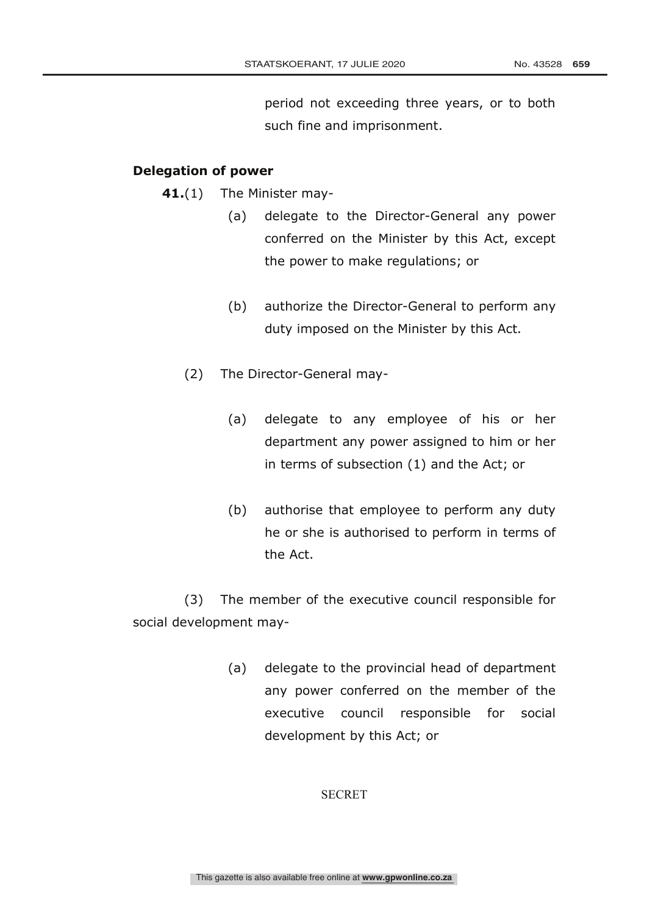period not exceeding three years, or to both such fine and imprisonment.

**Delegation of power**

**41.**(1) The Minister may-

(a) delegate to the Director-General any power conferred on the Minister by this Act, except the power to make regulations; or

(b) authorize the Director-General to perform any duty imposed on the Minister by this Act.

(2) The Director-General may-

(a) delegate to any employee of his or her department any power assigned to him or her in terms of subsection (1) and the Act; or

(b) authorise that employee to perform any duty he or she is authorised to perform in terms of the Act.

(3) The member of the executive council responsible for social development may-

(a) delegate to the provincial head of department any power conferred on the member of the executive council responsible for social development by this Act; or

SECRET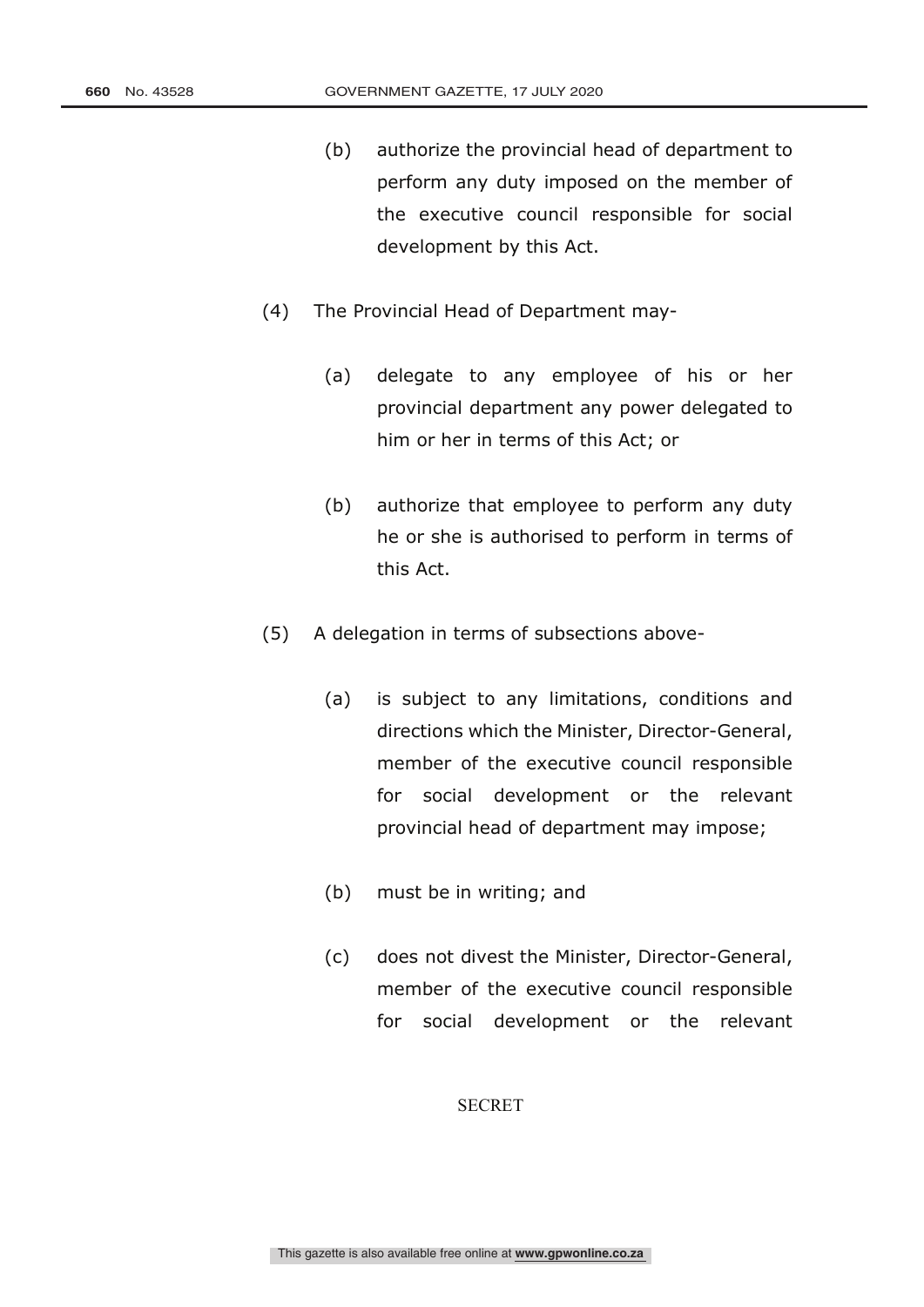(b) authorize the provincial head of department to perform any duty imposed on the member of the executive council responsible for social development by this Act.

(4) The Provincial Head of Department may-

(a) delegate to any employee of his or her provincial department any power delegated to him or her in terms of this Act; or

(b) authorize that employee to perform any duty he or she is authorised to perform in terms of this Act.

(5) A delegation in terms of subsections above-

(a) is subject to any limitations, conditions and directions which the Minister, Director-General, member of the executive council responsible for social development or the relevant provincial head of department may impose;

(b) must be in writing; and

(c) does not divest the Minister, Director-General, member of the executive council responsible for social development or the relevant

SECRET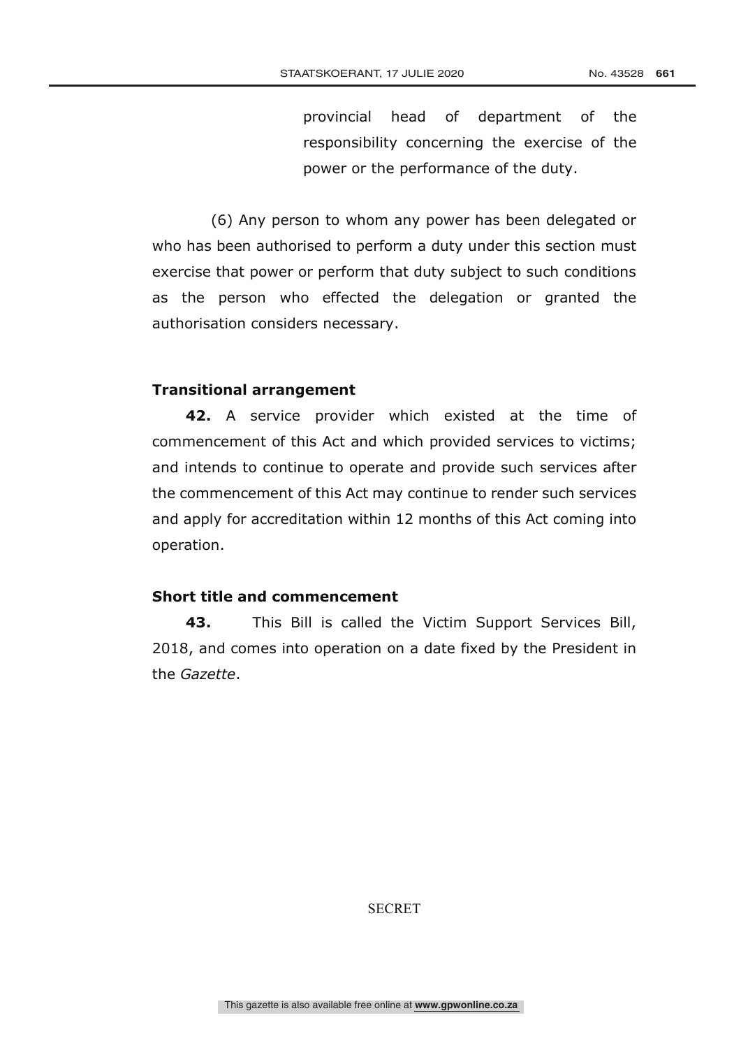provincial head of department of the responsibility concerning the exercise of the power or the performance of the duty.

(6) Any person to whom any power has been delegated or who has been authorised to perform a duty under this section must exercise that power or perform that duty subject to such conditions as the person who effected the delegation or granted the authorisation considers necessary.

**Transitional arrangement**

**42.** A service provider which existed at the time of commencement of this Act and which provided services to victims; and intends to continue to operate and provide such services after the commencement of this Act may continue to render such services and apply for accreditation within 12 months of this Act coming into operation.

**Short title and commencement**

**43.** This Bill is called the Victim Support Services Bill, 2018, and comes into operation on a date fixed by the President in the *Gazette*.

SECRET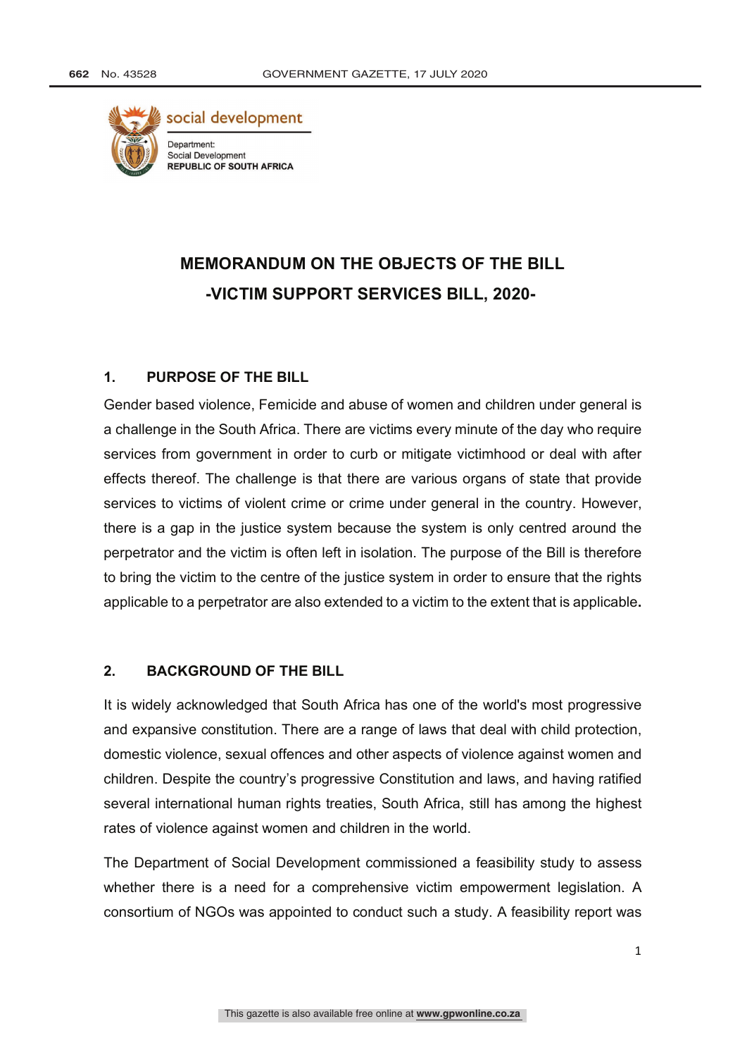social development

Department:
Social Development
**REPUBLIC OF SOUTH AFRICA**

# MEMORANDUM ON THE OBJECTS OF THE BILL
# -VICTIM SUPPORT SERVICES BILL, 2020-

## 1. PURPOSE OF THE BILL

Gender based violence, Femicide and abuse of women and children under general is a challenge in the South Africa. There are victims every minute of the day who require services from government in order to curb or mitigate victimhood or deal with after effects thereof. The challenge is that there are various organs of state that provide services to victims of violent crime or crime under general in the country. However, there is a gap in the justice system because the system is only centred around the perpetrator and the victim is often left in isolation. The purpose of the Bill is therefore to bring the victim to the centre of the justice system in order to ensure that the rights applicable to a perpetrator are also extended to a victim to the extent that is applicable**.**

## 2. BACKGROUND OF THE BILL

It is widely acknowledged that South Africa has one of the world's most progressive and expansive constitution. There are a range of laws that deal with child protection, domestic violence, sexual offences and other aspects of violence against women and children. Despite the country's progressive Constitution and laws, and having ratified several international human rights treaties, South Africa, still has among the highest rates of violence against women and children in the world.

The Department of Social Development commissioned a feasibility study to assess whether there is a need for a comprehensive victim empowerment legislation. A consortium of NGOs was appointed to conduct such a study. A feasibility report was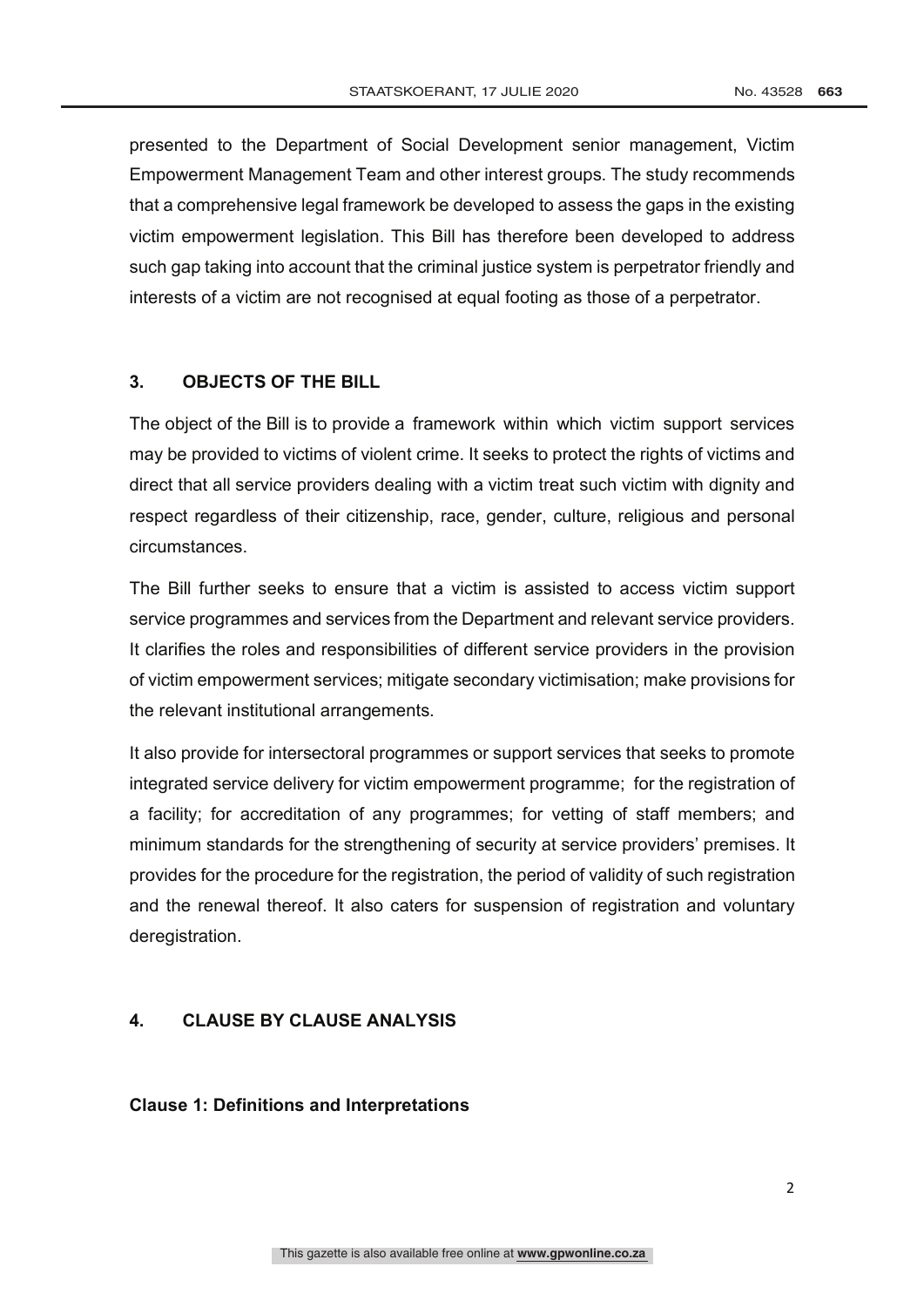presented to the Department of Social Development senior management, Victim Empowerment Management Team and other interest groups. The study recommends that a comprehensive legal framework be developed to assess the gaps in the existing victim empowerment legislation. This Bill has therefore been developed to address such gap taking into account that the criminal justice system is perpetrator friendly and interests of a victim are not recognised at equal footing as those of a perpetrator.

## 3. OBJECTS OF THE BILL

The object of the Bill is to provide a framework within which victim support services may be provided to victims of violent crime. It seeks to protect the rights of victims and direct that all service providers dealing with a victim treat such victim with dignity and respect regardless of their citizenship, race, gender, culture, religious and personal circumstances.

The Bill further seeks to ensure that a victim is assisted to access victim support service programmes and services from the Department and relevant service providers. It clarifies the roles and responsibilities of different service providers in the provision of victim empowerment services; mitigate secondary victimisation; make provisions for the relevant institutional arrangements.

It also provide for intersectoral programmes or support services that seeks to promote integrated service delivery for victim empowerment programme; for the registration of a facility; for accreditation of any programmes; for vetting of staff members; and minimum standards for the strengthening of security at service providers' premises. It provides for the procedure for the registration, the period of validity of such registration and the renewal thereof. It also caters for suspension of registration and voluntary deregistration.

## 4. CLAUSE BY CLAUSE ANALYSIS

**Clause 1: Definitions and Interpretations**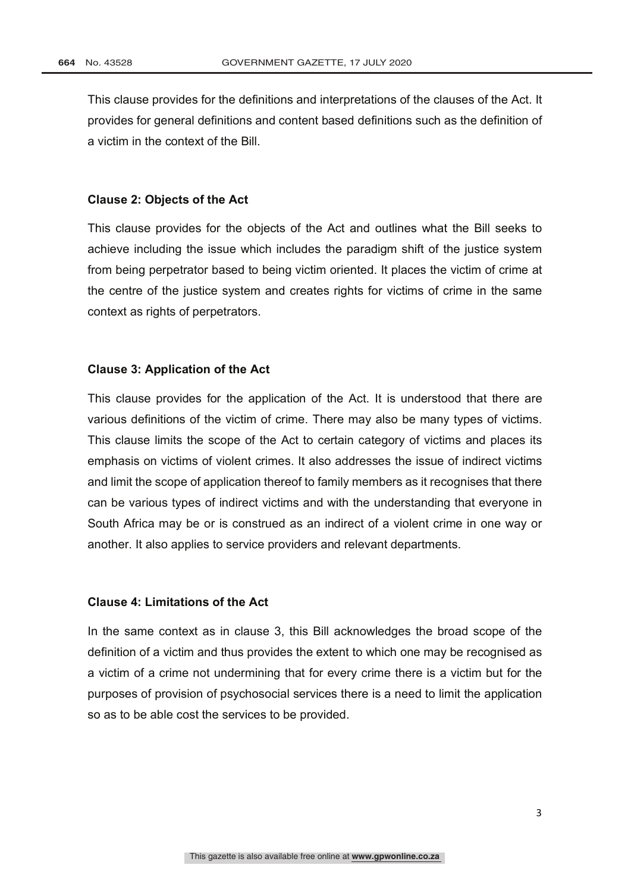This clause provides for the definitions and interpretations of the clauses of the Act. It provides for general definitions and content based definitions such as the definition of a victim in the context of the Bill.

**Clause 2: Objects of the Act**

This clause provides for the objects of the Act and outlines what the Bill seeks to achieve including the issue which includes the paradigm shift of the justice system from being perpetrator based to being victim oriented. It places the victim of crime at the centre of the justice system and creates rights for victims of crime in the same context as rights of perpetrators.

**Clause 3: Application of the Act**

This clause provides for the application of the Act. It is understood that there are various definitions of the victim of crime. There may also be many types of victims. This clause limits the scope of the Act to certain category of victims and places its emphasis on victims of violent crimes. It also addresses the issue of indirect victims and limit the scope of application thereof to family members as it recognises that there can be various types of indirect victims and with the understanding that everyone in South Africa may be or is construed as an indirect of a violent crime in one way or another. It also applies to service providers and relevant departments.

**Clause 4: Limitations of the Act**

In the same context as in clause 3, this Bill acknowledges the broad scope of the definition of a victim and thus provides the extent to which one may be recognised as a victim of a crime not undermining that for every crime there is a victim but for the purposes of provision of psychosocial services there is a need to limit the application so as to be able cost the services to be provided.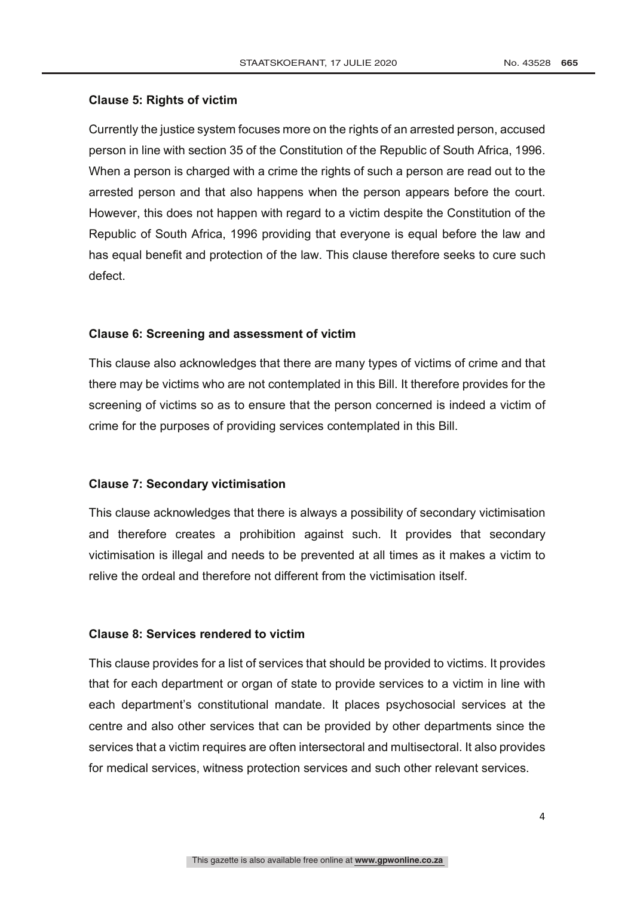**Clause 5: Rights of victim**

Currently the justice system focuses more on the rights of an arrested person, accused person in line with section 35 of the Constitution of the Republic of South Africa, 1996. When a person is charged with a crime the rights of such a person are read out to the arrested person and that also happens when the person appears before the court. However, this does not happen with regard to a victim despite the Constitution of the Republic of South Africa, 1996 providing that everyone is equal before the law and has equal benefit and protection of the law. This clause therefore seeks to cure such defect.

**Clause 6: Screening and assessment of victim**

This clause also acknowledges that there are many types of victims of crime and that there may be victims who are not contemplated in this Bill. It therefore provides for the screening of victims so as to ensure that the person concerned is indeed a victim of crime for the purposes of providing services contemplated in this Bill.

**Clause 7: Secondary victimisation**

This clause acknowledges that there is always a possibility of secondary victimisation and therefore creates a prohibition against such. It provides that secondary victimisation is illegal and needs to be prevented at all times as it makes a victim to relive the ordeal and therefore not different from the victimisation itself.

**Clause 8: Services rendered to victim**

This clause provides for a list of services that should be provided to victims. It provides that for each department or organ of state to provide services to a victim in line with each department's constitutional mandate. It places psychosocial services at the centre and also other services that can be provided by other departments since the services that a victim requires are often intersectoral and multisectoral. It also provides for medical services, witness protection services and such other relevant services.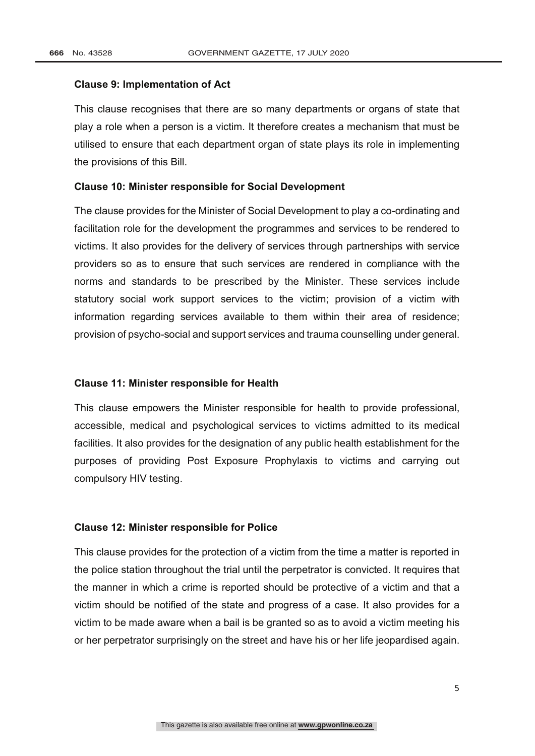**Clause 9: Implementation of Act**

This clause recognises that there are so many departments or organs of state that play a role when a person is a victim. It therefore creates a mechanism that must be utilised to ensure that each department organ of state plays its role in implementing the provisions of this Bill.

**Clause 10: Minister responsible for Social Development**

The clause provides for the Minister of Social Development to play a co-ordinating and facilitation role for the development the programmes and services to be rendered to victims. It also provides for the delivery of services through partnerships with service providers so as to ensure that such services are rendered in compliance with the norms and standards to be prescribed by the Minister. These services include statutory social work support services to the victim; provision of a victim with information regarding services available to them within their area of residence; provision of psycho-social and support services and trauma counselling under general.

**Clause 11: Minister responsible for Health**

This clause empowers the Minister responsible for health to provide professional, accessible, medical and psychological services to victims admitted to its medical facilities. It also provides for the designation of any public health establishment for the purposes of providing Post Exposure Prophylaxis to victims and carrying out compulsory HIV testing.

**Clause 12: Minister responsible for Police**

This clause provides for the protection of a victim from the time a matter is reported in the police station throughout the trial until the perpetrator is convicted. It requires that the manner in which a crime is reported should be protective of a victim and that a victim should be notified of the state and progress of a case. It also provides for a victim to be made aware when a bail is be granted so as to avoid a victim meeting his or her perpetrator surprisingly on the street and have his or her life jeopardised again.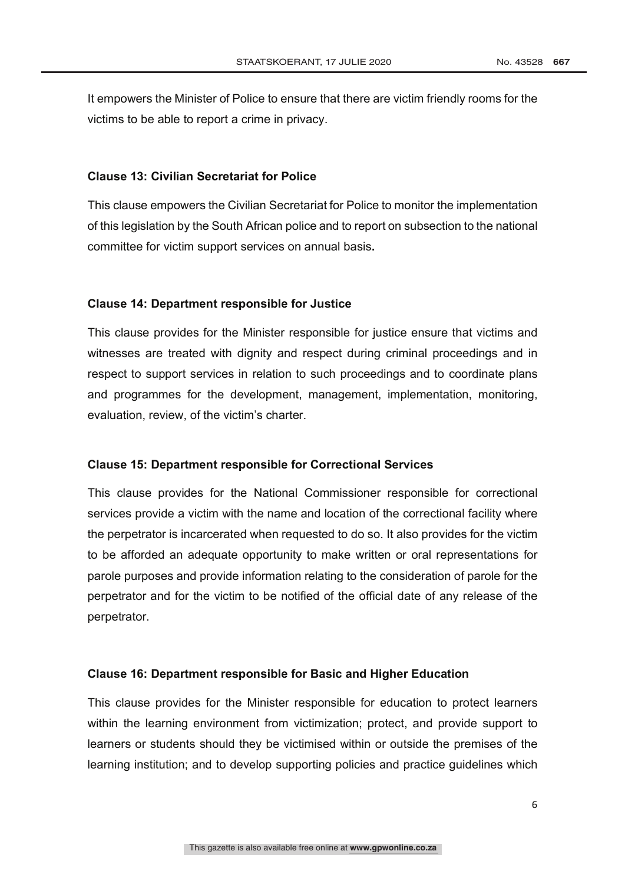It empowers the Minister of Police to ensure that there are victim friendly rooms for the victims to be able to report a crime in privacy.

**Clause 13: Civilian Secretariat for Police**

This clause empowers the Civilian Secretariat for Police to monitor the implementation of this legislation by the South African police and to report on subsection to the national committee for victim support services on annual basis**.**

**Clause 14: Department responsible for Justice**

This clause provides for the Minister responsible for justice ensure that victims and witnesses are treated with dignity and respect during criminal proceedings and in respect to support services in relation to such proceedings and to coordinate plans and programmes for the development, management, implementation, monitoring, evaluation, review, of the victim's charter.

**Clause 15: Department responsible for Correctional Services**

This clause provides for the National Commissioner responsible for correctional services provide a victim with the name and location of the correctional facility where the perpetrator is incarcerated when requested to do so. It also provides for the victim to be afforded an adequate opportunity to make written or oral representations for parole purposes and provide information relating to the consideration of parole for the perpetrator and for the victim to be notified of the official date of any release of the perpetrator.

**Clause 16: Department responsible for Basic and Higher Education**

This clause provides for the Minister responsible for education to protect learners within the learning environment from victimization; protect, and provide support to learners or students should they be victimised within or outside the premises of the learning institution; and to develop supporting policies and practice guidelines which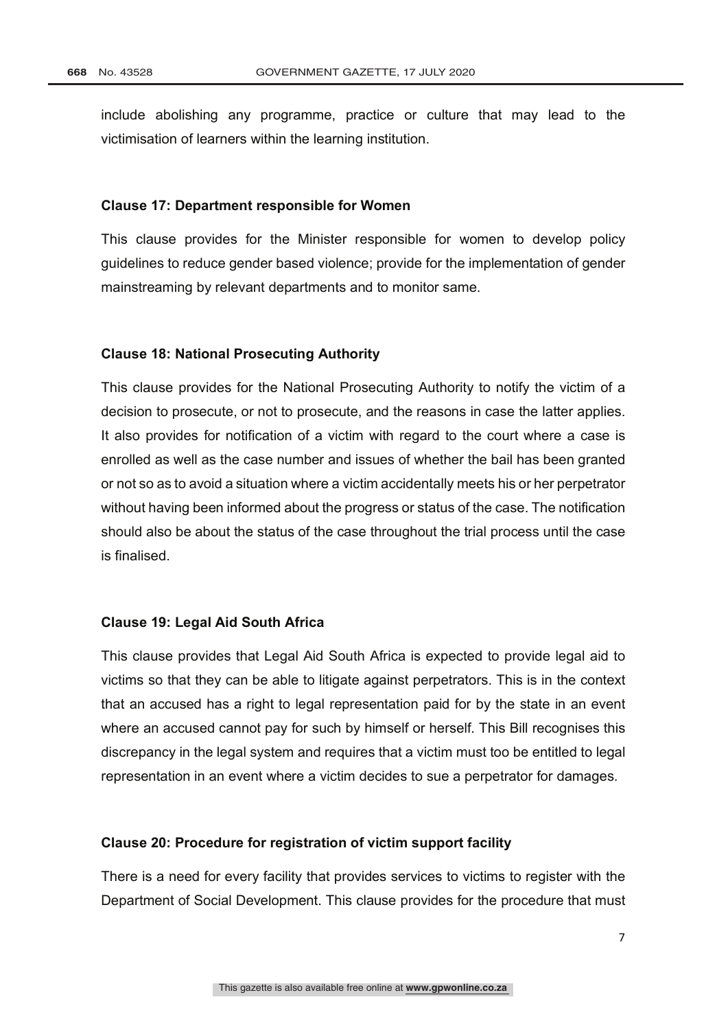include abolishing any programme, practice or culture that may lead to the victimisation of learners within the learning institution.

**Clause 17: Department responsible for Women**

This clause provides for the Minister responsible for women to develop policy guidelines to reduce gender based violence; provide for the implementation of gender mainstreaming by relevant departments and to monitor same.

**Clause 18: National Prosecuting Authority**

This clause provides for the National Prosecuting Authority to notify the victim of a decision to prosecute, or not to prosecute, and the reasons in case the latter applies. It also provides for notification of a victim with regard to the court where a case is enrolled as well as the case number and issues of whether the bail has been granted or not so as to avoid a situation where a victim accidentally meets his or her perpetrator without having been informed about the progress or status of the case. The notification should also be about the status of the case throughout the trial process until the case is finalised.

**Clause 19: Legal Aid South Africa**

This clause provides that Legal Aid South Africa is expected to provide legal aid to victims so that they can be able to litigate against perpetrators. This is in the context that an accused has a right to legal representation paid for by the state in an event where an accused cannot pay for such by himself or herself. This Bill recognises this discrepancy in the legal system and requires that a victim must too be entitled to legal representation in an event where a victim decides to sue a perpetrator for damages.

**Clause 20: Procedure for registration of victim support facility**

There is a need for every facility that provides services to victims to register with the Department of Social Development. This clause provides for the procedure that must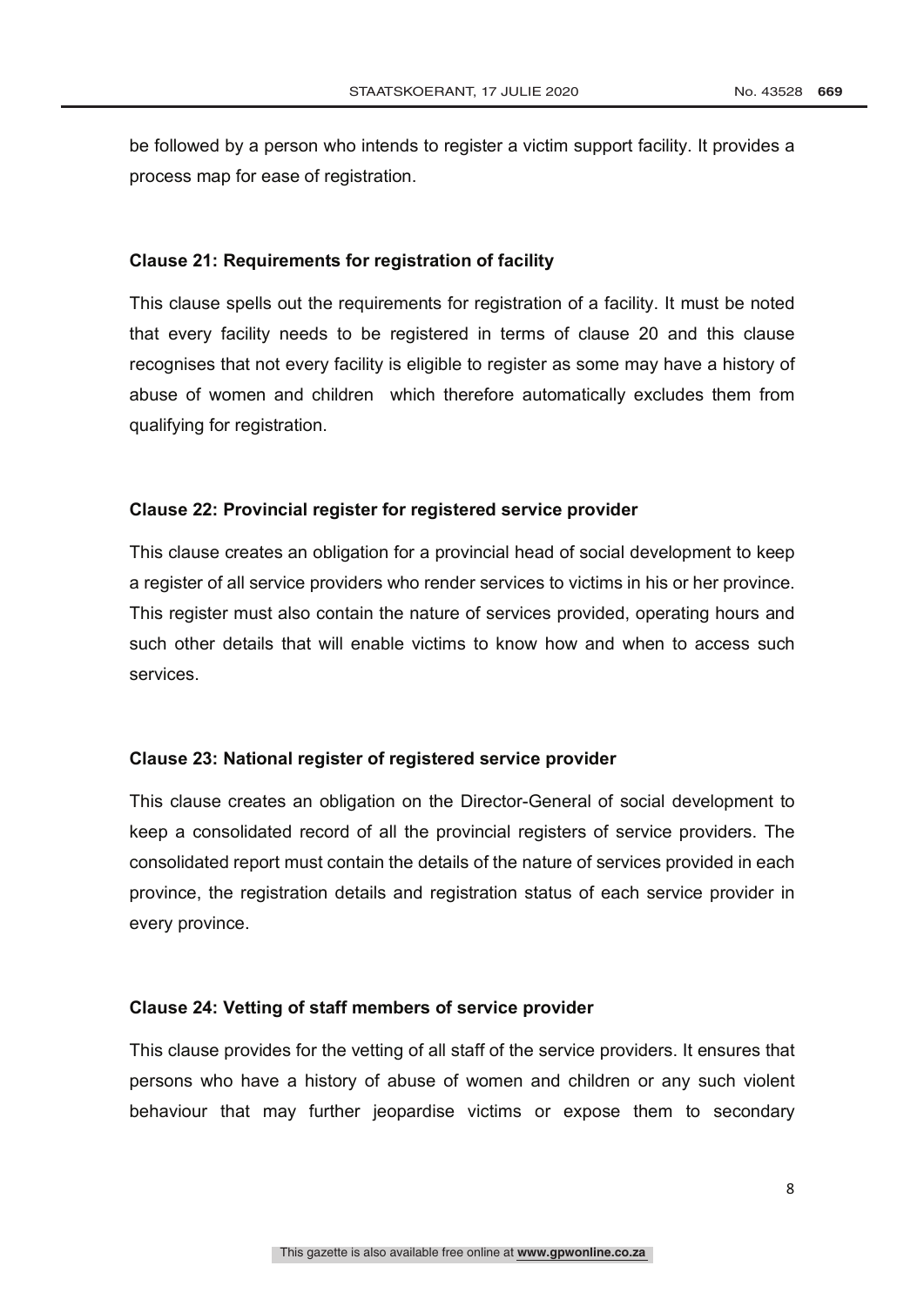be followed by a person who intends to register a victim support facility. It provides a process map for ease of registration.

**Clause 21: Requirements for registration of facility**

This clause spells out the requirements for registration of a facility. It must be noted that every facility needs to be registered in terms of clause 20 and this clause recognises that not every facility is eligible to register as some may have a history of abuse of women and children which therefore automatically excludes them from qualifying for registration.

**Clause 22: Provincial register for registered service provider**

This clause creates an obligation for a provincial head of social development to keep a register of all service providers who render services to victims in his or her province. This register must also contain the nature of services provided, operating hours and such other details that will enable victims to know how and when to access such services.

**Clause 23: National register of registered service provider**

This clause creates an obligation on the Director-General of social development to keep a consolidated record of all the provincial registers of service providers. The consolidated report must contain the details of the nature of services provided in each province, the registration details and registration status of each service provider in every province.

**Clause 24: Vetting of staff members of service provider**

This clause provides for the vetting of all staff of the service providers. It ensures that persons who have a history of abuse of women and children or any such violent behaviour that may further jeopardise victims or expose them to secondary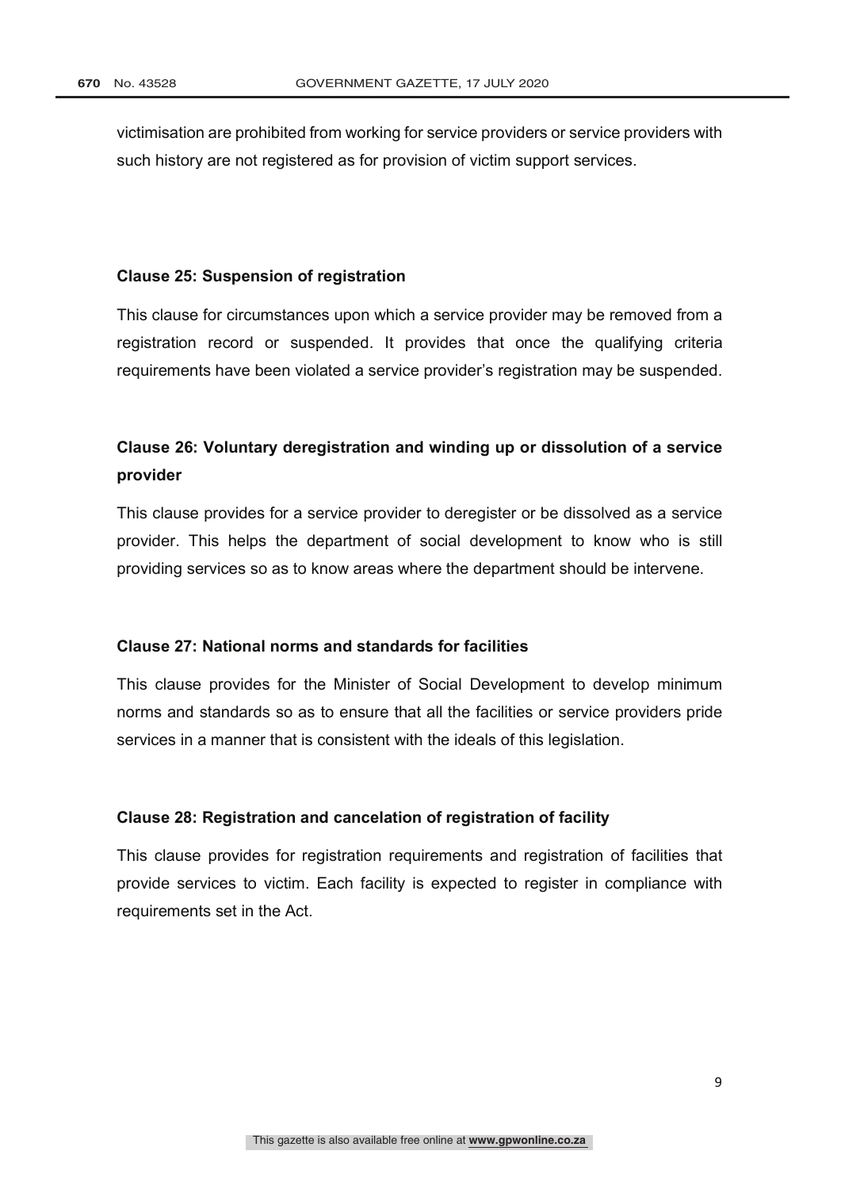victimisation are prohibited from working for service providers or service providers with such history are not registered as for provision of victim support services.

**Clause 25: Suspension of registration**

This clause for circumstances upon which a service provider may be removed from a registration record or suspended. It provides that once the qualifying criteria requirements have been violated a service provider's registration may be suspended.

**Clause 26: Voluntary deregistration and winding up or dissolution of a service provider**

This clause provides for a service provider to deregister or be dissolved as a service provider. This helps the department of social development to know who is still providing services so as to know areas where the department should be intervene.

**Clause 27: National norms and standards for facilities**

This clause provides for the Minister of Social Development to develop minimum norms and standards so as to ensure that all the facilities or service providers pride services in a manner that is consistent with the ideals of this legislation.

**Clause 28: Registration and cancelation of registration of facility**

This clause provides for registration requirements and registration of facilities that provide services to victim. Each facility is expected to register in compliance with requirements set in the Act.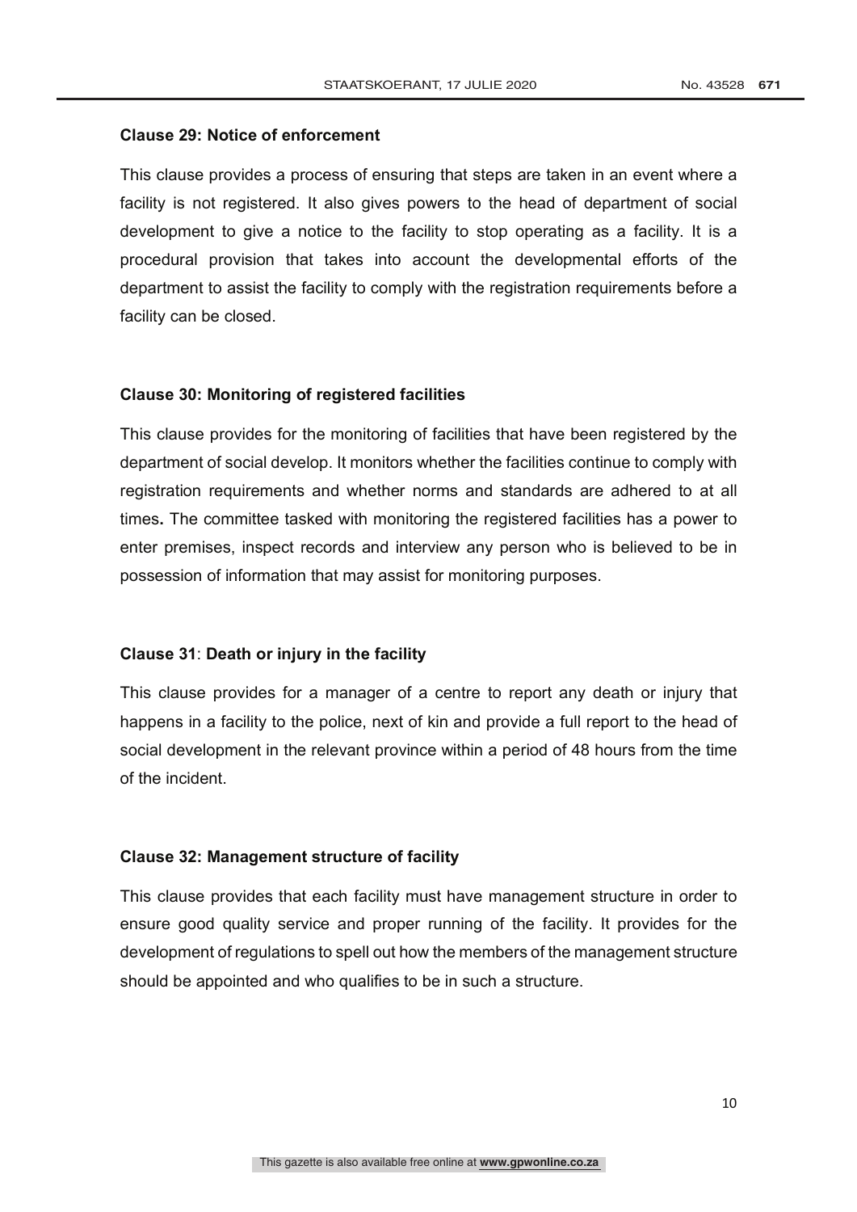**Clause 29: Notice of enforcement**

This clause provides a process of ensuring that steps are taken in an event where a facility is not registered. It also gives powers to the head of department of social development to give a notice to the facility to stop operating as a facility. It is a procedural provision that takes into account the developmental efforts of the department to assist the facility to comply with the registration requirements before a facility can be closed.

**Clause 30: Monitoring of registered facilities**

This clause provides for the monitoring of facilities that have been registered by the department of social develop. It monitors whether the facilities continue to comply with registration requirements and whether norms and standards are adhered to at all times**.** The committee tasked with monitoring the registered facilities has a power to enter premises, inspect records and interview any person who is believed to be in possession of information that may assist for monitoring purposes.

**Clause 31**: **Death or injury in the facility**

This clause provides for a manager of a centre to report any death or injury that happens in a facility to the police, next of kin and provide a full report to the head of social development in the relevant province within a period of 48 hours from the time of the incident.

**Clause 32: Management structure of facility**

This clause provides that each facility must have management structure in order to ensure good quality service and proper running of the facility. It provides for the development of regulations to spell out how the members of the management structure should be appointed and who qualifies to be in such a structure.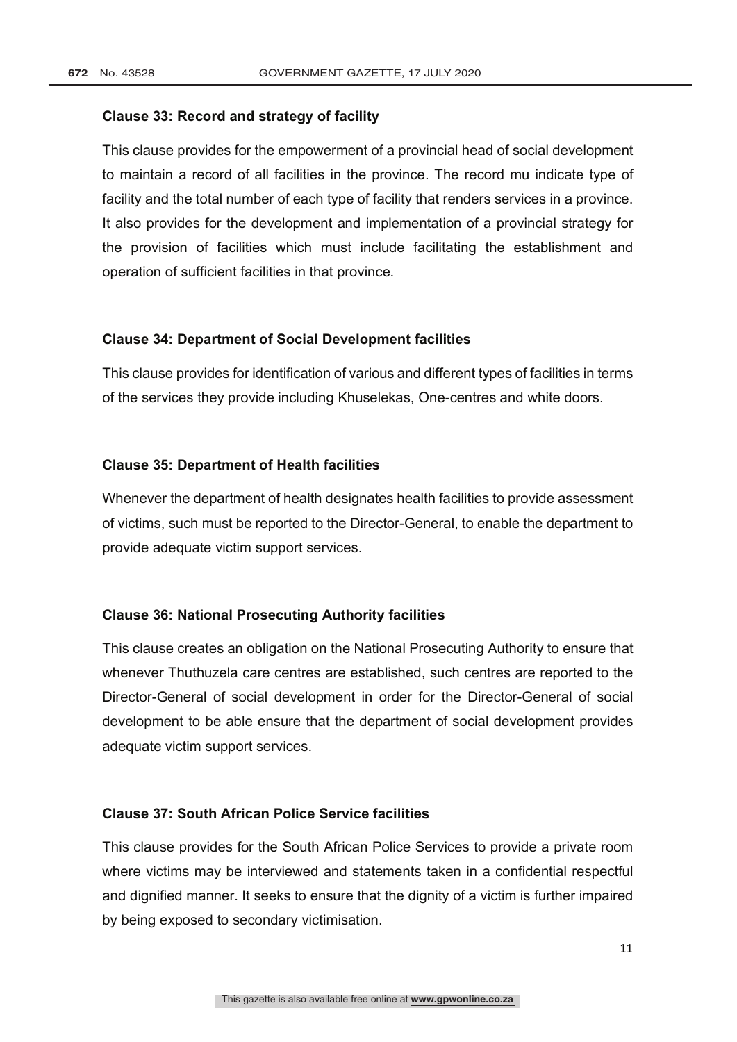**Clause 33: Record and strategy of facility**

This clause provides for the empowerment of a provincial head of social development to maintain a record of all facilities in the province. The record mu indicate type of facility and the total number of each type of facility that renders services in a province. It also provides for the development and implementation of a provincial strategy for the provision of facilities which must include facilitating the establishment and operation of sufficient facilities in that province.

**Clause 34: Department of Social Development facilities**

This clause provides for identification of various and different types of facilities in terms of the services they provide including Khuselekas, One-centres and white doors.

**Clause 35: Department of Health facilities**

Whenever the department of health designates health facilities to provide assessment of victims, such must be reported to the Director-General, to enable the department to provide adequate victim support services.

**Clause 36: National Prosecuting Authority facilities**

This clause creates an obligation on the National Prosecuting Authority to ensure that whenever Thuthuzela care centres are established, such centres are reported to the Director-General of social development in order for the Director-General of social development to be able ensure that the department of social development provides adequate victim support services.

**Clause 37: South African Police Service facilities**

This clause provides for the South African Police Services to provide a private room where victims may be interviewed and statements taken in a confidential respectful and dignified manner. It seeks to ensure that the dignity of a victim is further impaired by being exposed to secondary victimisation.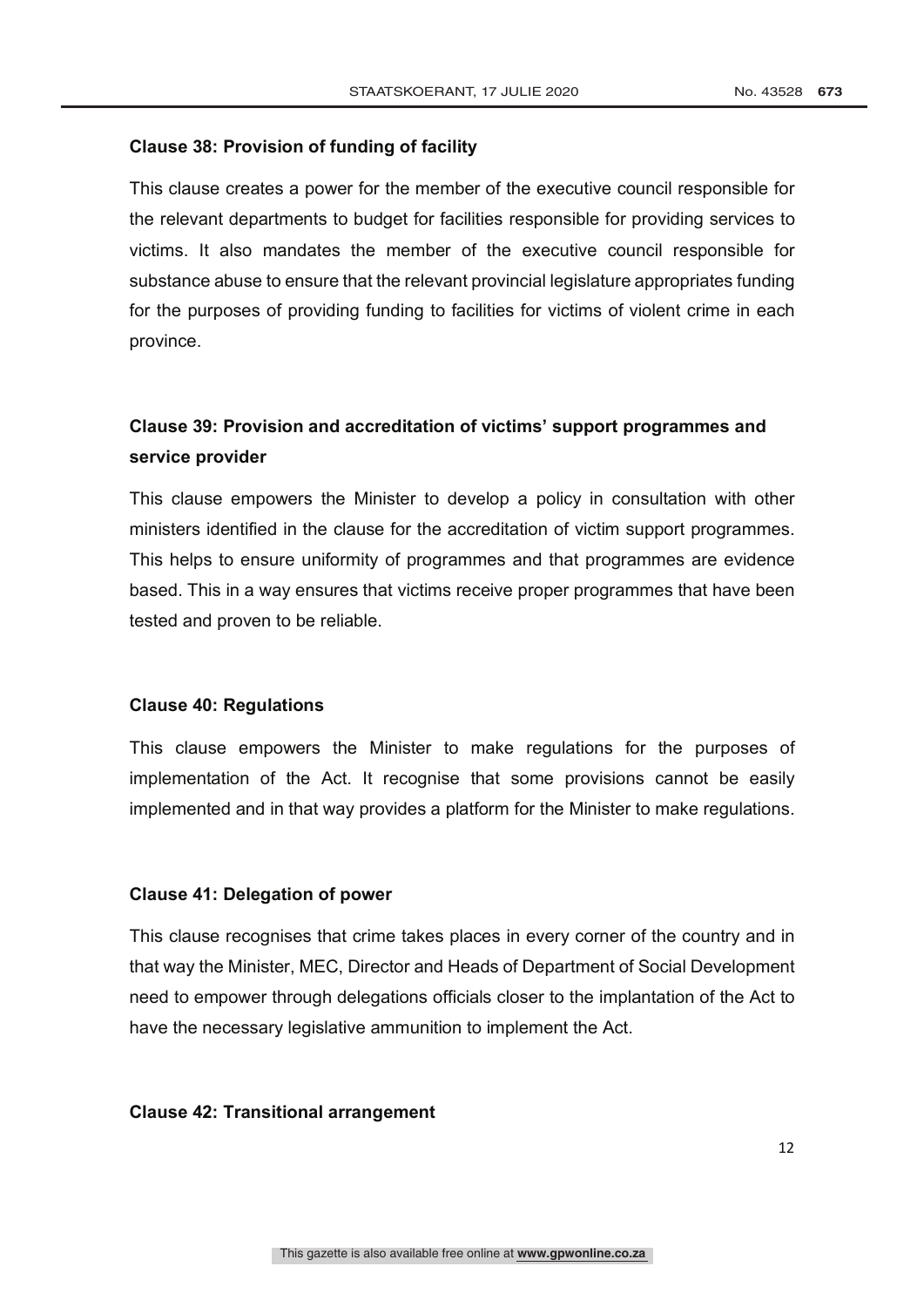**Clause 38: Provision of funding of facility**

This clause creates a power for the member of the executive council responsible for the relevant departments to budget for facilities responsible for providing services to victims. It also mandates the member of the executive council responsible for substance abuse to ensure that the relevant provincial legislature appropriates funding for the purposes of providing funding to facilities for victims of violent crime in each province.

**Clause 39: Provision and accreditation of victims' support programmes and service provider**

This clause empowers the Minister to develop a policy in consultation with other ministers identified in the clause for the accreditation of victim support programmes. This helps to ensure uniformity of programmes and that programmes are evidence based. This in a way ensures that victims receive proper programmes that have been tested and proven to be reliable.

**Clause 40: Regulations**

This clause empowers the Minister to make regulations for the purposes of implementation of the Act. It recognise that some provisions cannot be easily implemented and in that way provides a platform for the Minister to make regulations.

**Clause 41: Delegation of power**

This clause recognises that crime takes places in every corner of the country and in that way the Minister, MEC, Director and Heads of Department of Social Development need to empower through delegations officials closer to the implantation of the Act to have the necessary legislative ammunition to implement the Act.

**Clause 42: Transitional arrangement**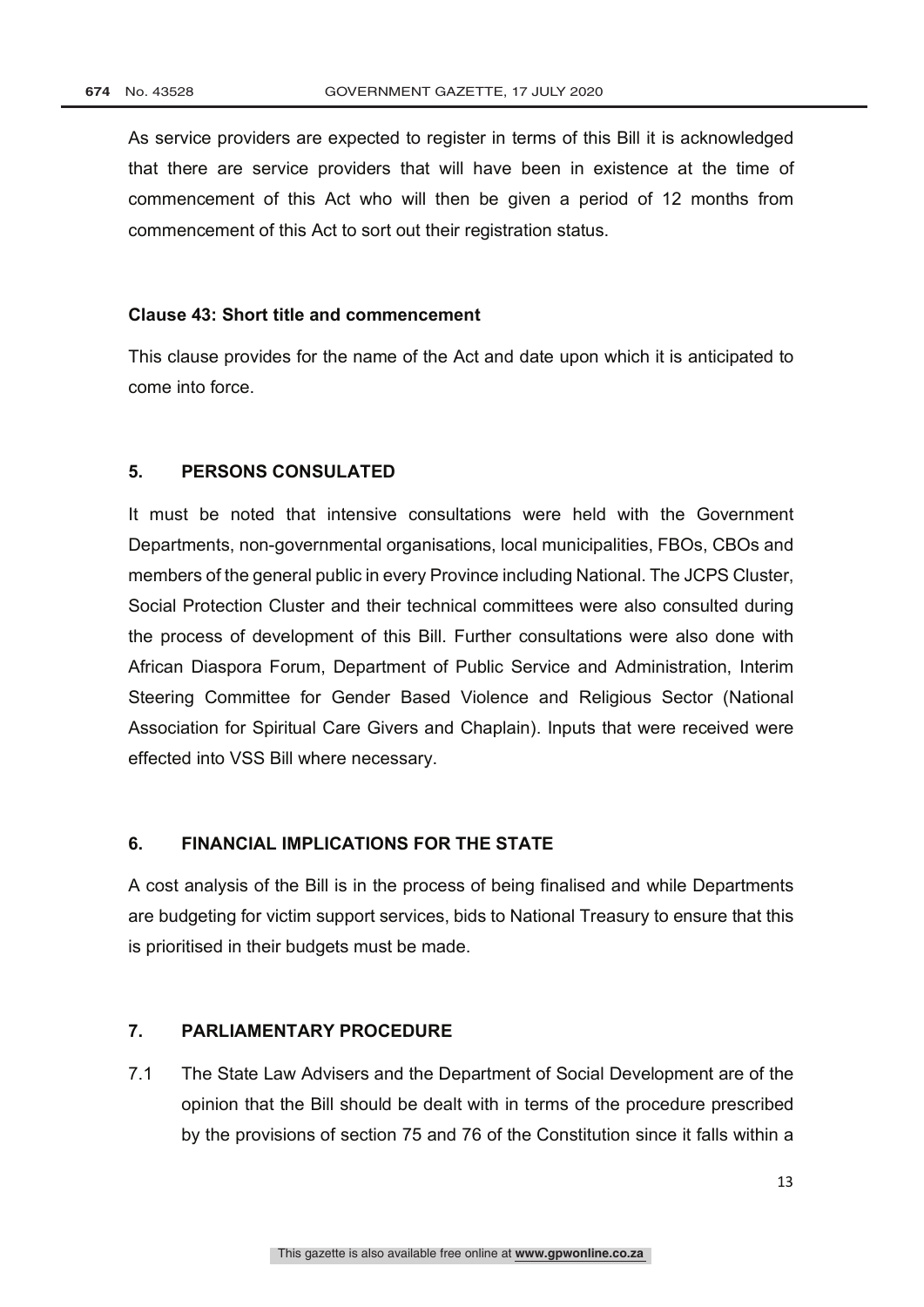As service providers are expected to register in terms of this Bill it is acknowledged that there are service providers that will have been in existence at the time of commencement of this Act who will then be given a period of 12 months from commencement of this Act to sort out their registration status.

**Clause 43: Short title and commencement**

This clause provides for the name of the Act and date upon which it is anticipated to come into force.

## 5. PERSONS CONSULATED

It must be noted that intensive consultations were held with the Government Departments, non-governmental organisations, local municipalities, FBOs, CBOs and members of the general public in every Province including National. The JCPS Cluster, Social Protection Cluster and their technical committees were also consulted during the process of development of this Bill. Further consultations were also done with African Diaspora Forum, Department of Public Service and Administration, Interim Steering Committee for Gender Based Violence and Religious Sector (National Association for Spiritual Care Givers and Chaplain). Inputs that were received were effected into VSS Bill where necessary.

## 6. FINANCIAL IMPLICATIONS FOR THE STATE

A cost analysis of the Bill is in the process of being finalised and while Departments are budgeting for victim support services, bids to National Treasury to ensure that this is prioritised in their budgets must be made.

## 7. PARLIAMENTARY PROCEDURE

7.1 The State Law Advisers and the Department of Social Development are of the opinion that the Bill should be dealt with in terms of the procedure prescribed by the provisions of section 75 and 76 of the Constitution since it falls within a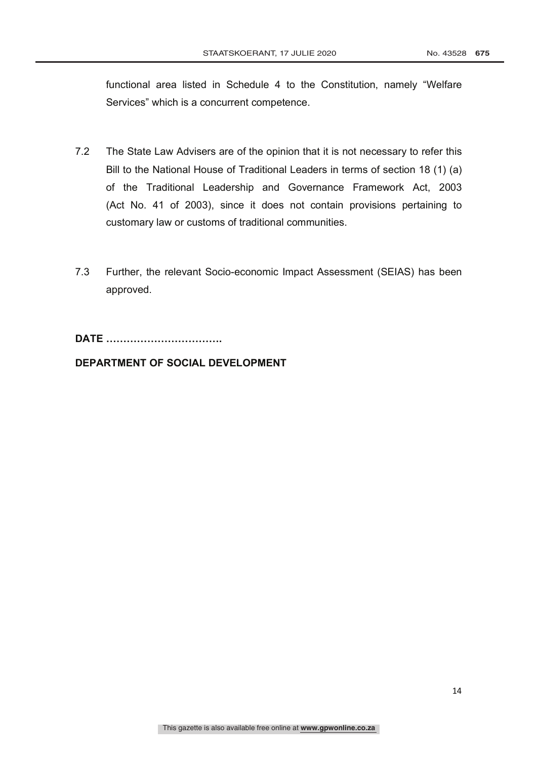functional area listed in Schedule 4 to the Constitution, namely “Welfare Services” which is a concurrent competence.

7.2 The State Law Advisers are of the opinion that it is not necessary to refer this Bill to the National House of Traditional Leaders in terms of section 18 (1) (a) of the Traditional Leadership and Governance Framework Act, 2003 (Act No. 41 of 2003), since it does not contain provisions pertaining to customary law or customs of traditional communities.

7.3 Further, the relevant Socio-economic Impact Assessment (SEIAS) has been approved.

**DATE …………………………….**

**DEPARTMENT OF SOCIAL DEVELOPMENT**